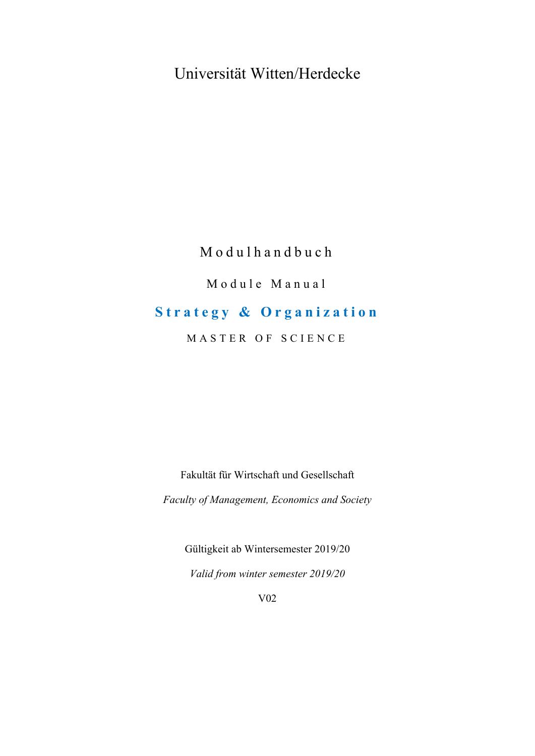# Universität Witten/Herdecke

## Modulhandbuch

## Module Manual

## **Strategy & Organization**

MASTER OF SCIENCE

Fakultät für Wirtschaft und Gesellschaft

*Faculty of Management, Economics and Society*

Gültigkeit ab Wintersemester 2019/20

*Valid from winter semester 2019/20*

V02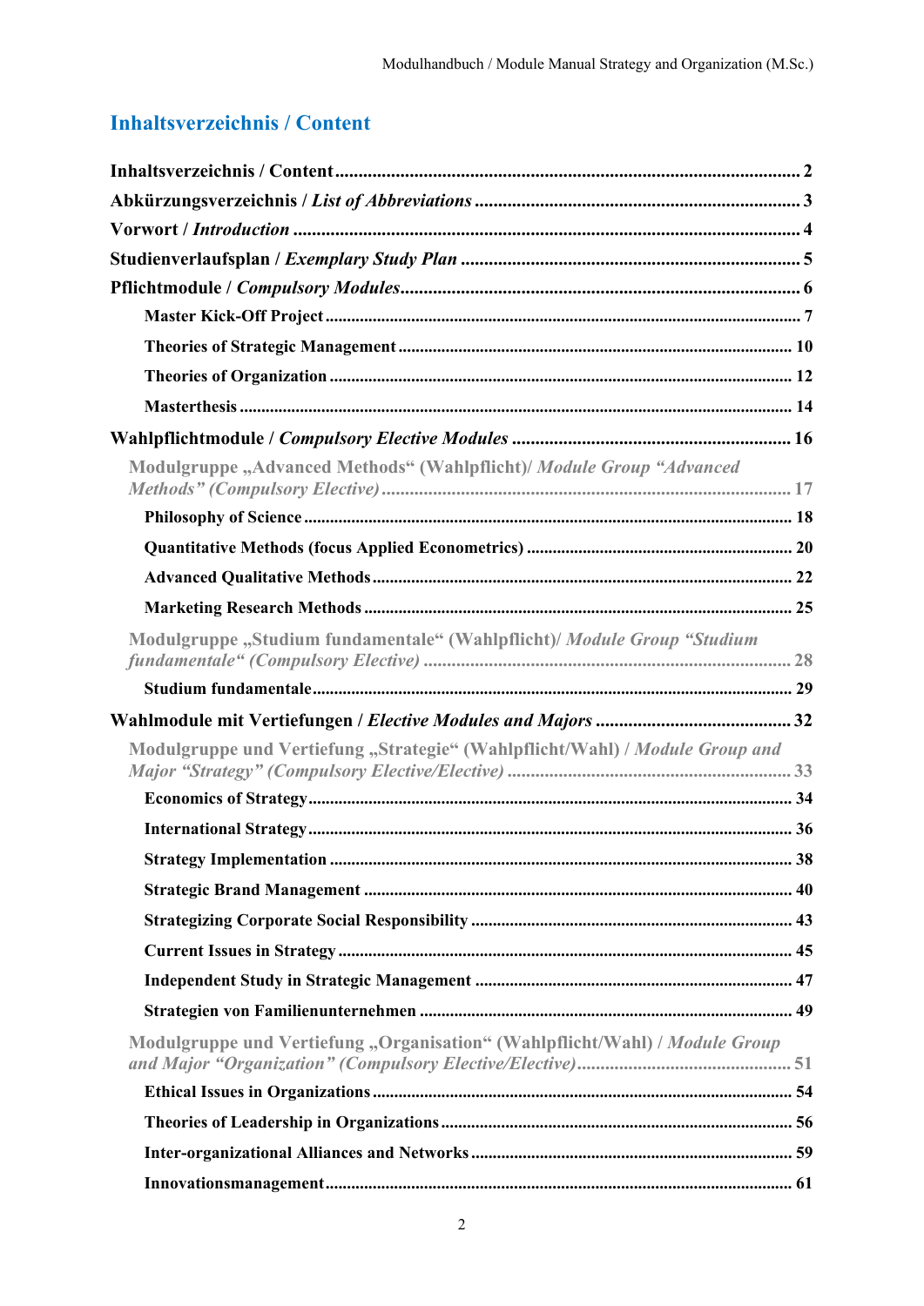# Inhaltsverzeichnis / Content

**Inhaltsverzeichnis / Content** .................................................. 2

**Abkürzungsverzeichnis / *List of Abbreviations*** .................................................. 3

**Vorwort / *Introduction*** .................................................. 4

**Studienverlaufsplan / *Exemplary Study Plan*** .................................................. 5

**Pflichtmodule / *Compulsory Modules*** .................................................. 6

- **Master Kick-Off Project** .................................................. 7
- **Theories of Strategic Management** .................................................. 10
- **Theories of Organization** .................................................. 12
- **Masterthesis** .................................................. 14

**Wahlpflichtmodule / *Compulsory Elective Modules*** .................................................. 16

Modulgruppe „Advanced Methods" (Wahlpflicht)/ *Module Group "Advanced Methods" (Compulsory Elective)* .................................................. 17

- **Philosophy of Science** .................................................. 18
- **Quantitative Methods (focus Applied Econometrics)** .................................................. 20
- **Advanced Qualitative Methods** .................................................. 22
- **Marketing Research Methods** .................................................. 25

Modulgruppe „Studium fundamentale" (Wahlpflicht)/ *Module Group "Studium fundamentale" (Compulsory Elective)* .................................................. 28

- **Studium fundamentale** .................................................. 29

**Wahlmodule mit Vertiefungen / *Elective Modules and Majors*** .................................................. 32

Modulgruppe und Vertiefung „Strategie" (Wahlpflicht/Wahl) / *Module Group and Major "Strategy" (Compulsory Elective/Elective)* .................................................. 33

- **Economics of Strategy** .................................................. 34
- **International Strategy** .................................................. 36
- **Strategy Implementation** .................................................. 38
- **Strategic Brand Management** .................................................. 40
- **Strategizing Corporate Social Responsibility** .................................................. 43
- **Current Issues in Strategy** .................................................. 45
- **Independent Study in Strategic Management** .................................................. 47
- **Strategien von Familienunternehmen** .................................................. 49

Modulgruppe und Vertiefung „Organisation" (Wahlpflicht/Wahl) / *Module Group and Major "Organization" (Compulsory Elective/Elective)* .................................................. 51

- **Ethical Issues in Organizations** .................................................. 54
- **Theories of Leadership in Organizations** .................................................. 56
- **Inter-organizational Alliances and Networks** .................................................. 59
- **Innovationsmanagement** .................................................. 61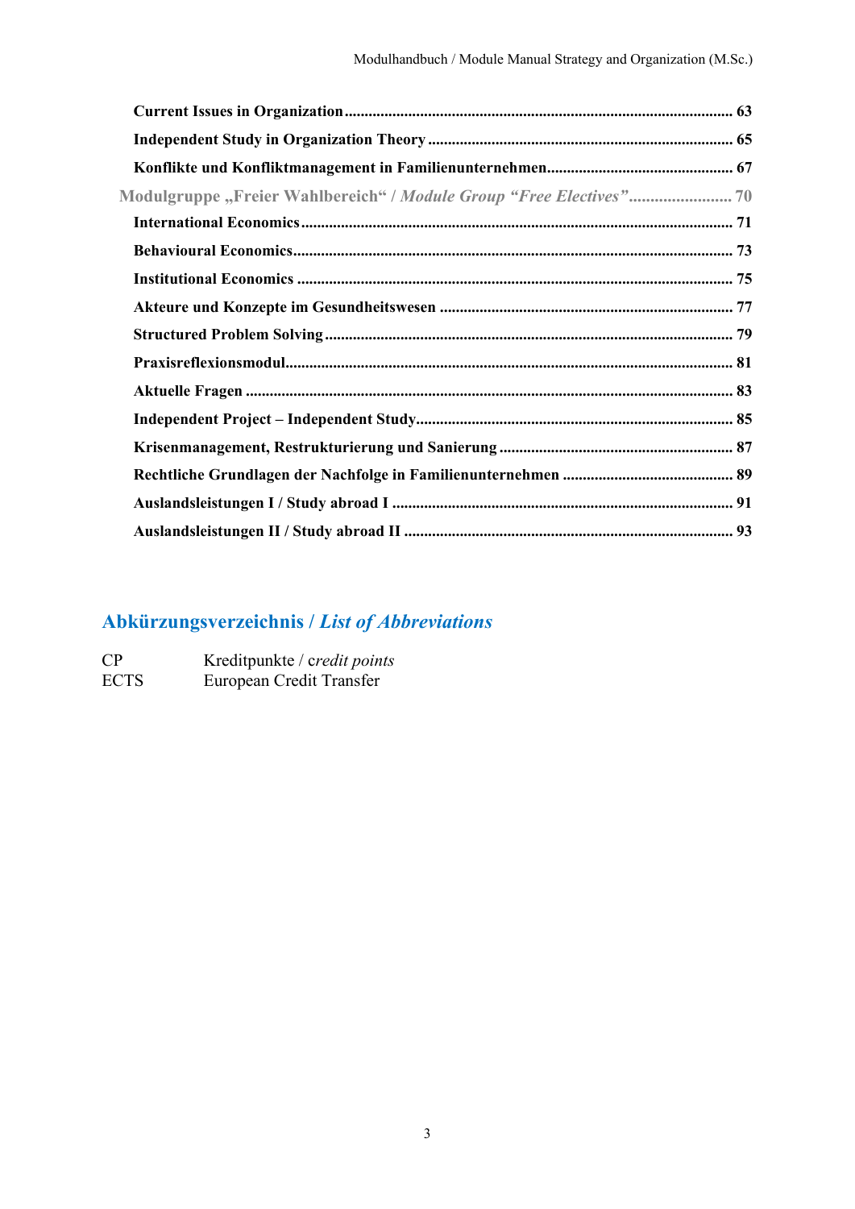**Current Issues in Organization** ........................................................................................ 63

**Independent Study in Organization Theory** ....................................................................... 65

**Konflikte und Konfliktmanagement in Familienunternehmen**............................................. 67

Modulgruppe „Freier Wahlbereich" / *Module Group "Free Electives"*......................... 70

**International Economics** ..................................................................................................... 71

**Behavioural Economics**..................................................................................................... 73

**Institutional Economics** ..................................................................................................... 75

**Akteure und Konzepte im Gesundheitswesen** .................................................................... 77

**Structured Problem Solving** .............................................................................................. 79

**Praxisreflexionsmodul**........................................................................................................ 81

**Aktuelle Fragen** ................................................................................................................ 83

**Independent Project – Independent Study**......................................................................... 85

**Krisenmanagement, Restrukturierung und Sanierung** ...................................................... 87

**Rechtliche Grundlagen der Nachfolge in Familienunternehmen** ....................................... 89

**Auslandsleistungen I / Study abroad I** ............................................................................... 91

**Auslandsleistungen II / Study abroad II** ............................................................................. 93

## Abkürzungsverzeichnis / *List of Abbreviations*

| | |
|---|---|
| CP | Kreditpunkte / *credit points* |
| ECTS | European Credit Transfer |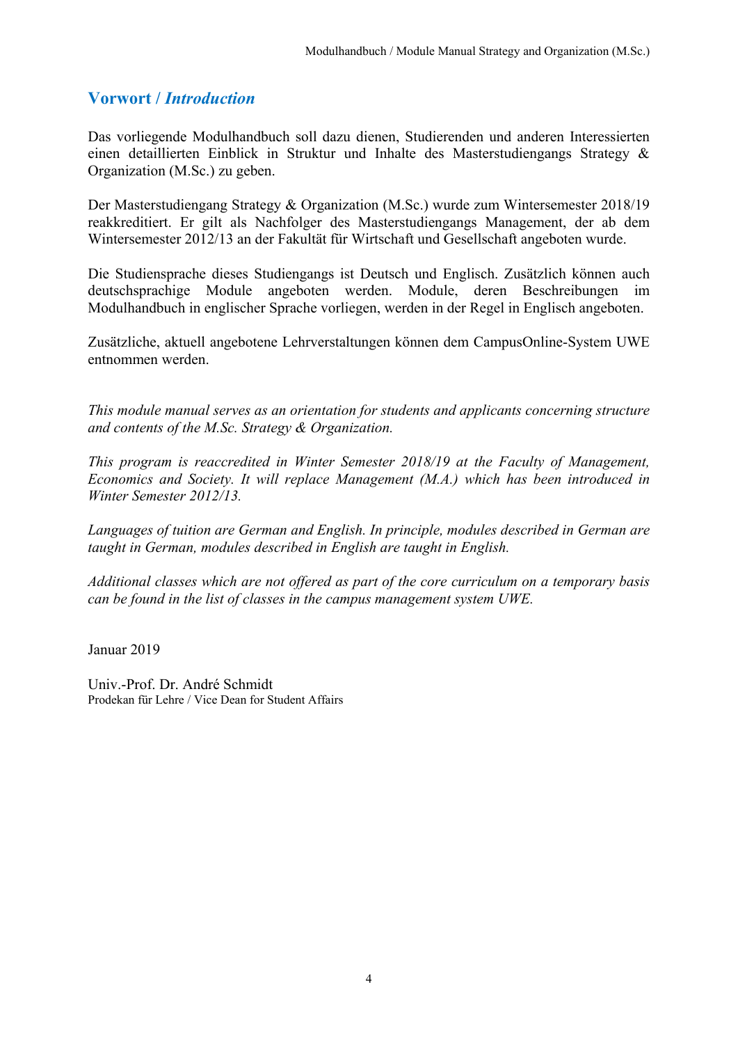## Vorwort / *Introduction*

Das vorliegende Modulhandbuch soll dazu dienen, Studierenden und anderen Interessierten einen detaillierten Einblick in Struktur und Inhalte des Masterstudiengangs Strategy & Organization (M.Sc.) zu geben.

Der Masterstudiengang Strategy & Organization (M.Sc.) wurde zum Wintersemester 2018/19 reakkreditiert. Er gilt als Nachfolger des Masterstudiengangs Management, der ab dem Wintersemester 2012/13 an der Fakultät für Wirtschaft und Gesellschaft angeboten wurde.

Die Studiensprache dieses Studiengangs ist Deutsch und Englisch. Zusätzlich können auch deutschsprachige Module angeboten werden. Module, deren Beschreibungen im Modulhandbuch in englischer Sprache vorliegen, werden in der Regel in Englisch angeboten.

Zusätzliche, aktuell angebotene Lehrverstaltungen können dem CampusOnline-System UWE entnommen werden.

*This module manual serves as an orientation for students and applicants concerning structure and contents of the M.Sc. Strategy & Organization.*

*This program is reaccredited in Winter Semester 2018/19 at the Faculty of Management, Economics and Society. It will replace Management (M.A.) which has been introduced in Winter Semester 2012/13.*

*Languages of tuition are German and English. In principle, modules described in German are taught in German, modules described in English are taught in English.*

*Additional classes which are not offered as part of the core curriculum on a temporary basis can be found in the list of classes in the campus management system UWE.*

Januar 2019

Univ.-Prof. Dr. André Schmidt
Prodekan für Lehre / Vice Dean for Student Affairs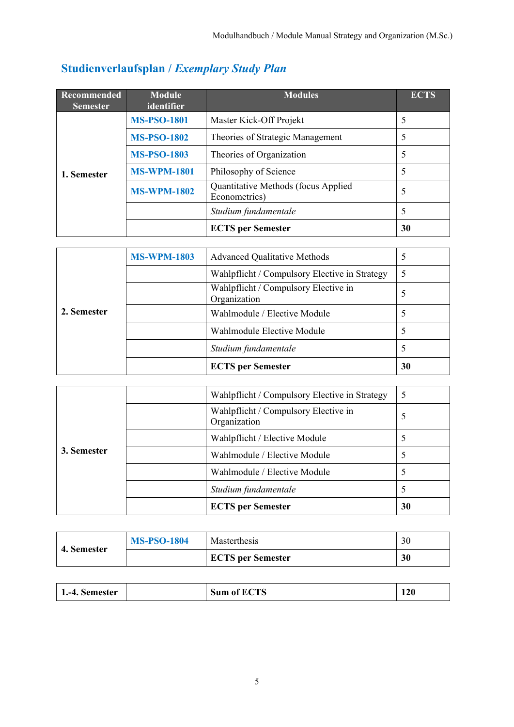## Studienverlaufsplan / *Exemplary Study Plan*

| Recommended Semester | Module identifier | Modules | ECTS |
|---|---|---|---|
| 1. Semester | MS-PSO-1801 | Master Kick-Off Projekt | 5 |
| | MS-PSO-1802 | Theories of Strategic Management | 5 |
| | MS-PSO-1803 | Theories of Organization | 5 |
| | MS-WPM-1801 | Philosophy of Science | 5 |
| | MS-WPM-1802 | Quantitative Methods (focus Applied Econometrics) | 5 |
| | | *Studium fundamentale* | 5 |
| | | **ECTS per Semester** | **30** |
| 2. Semester | MS-WPM-1803 | Advanced Qualitative Methods | 5 |
| | | Wahlpflicht / Compulsory Elective in Strategy | 5 |
| | | Wahlpflicht / Compulsory Elective in Organization | 5 |
| | | Wahlmodule / Elective Module | 5 |
| | | Wahlmodule Elective Module | 5 |
| | | *Studium fundamentale* | 5 |
| | | **ECTS per Semester** | **30** |
| 3. Semester | | Wahlpflicht / Compulsory Elective in Strategy | 5 |
| | | Wahlpflicht / Compulsory Elective in Organization | 5 |
| | | Wahlpflicht / Elective Module | 5 |
| | | Wahlmodule / Elective Module | 5 |
| | | Wahlmodule / Elective Module | 5 |
| | | *Studium fundamentale* | 5 |
| | | **ECTS per Semester** | **30** |
| 4. Semester | MS-PSO-1804 | Masterthesis | 30 |
| | | **ECTS per Semester** | **30** |
| **1.-4. Semester** | | **Sum of ECTS** | **120** |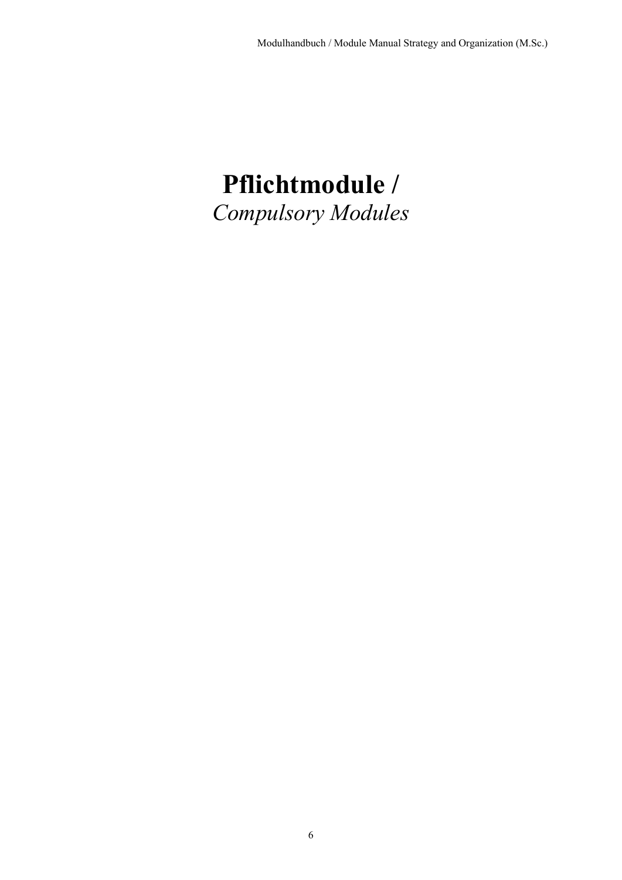# **Pflichtmodule /**
# *Compulsory Modules*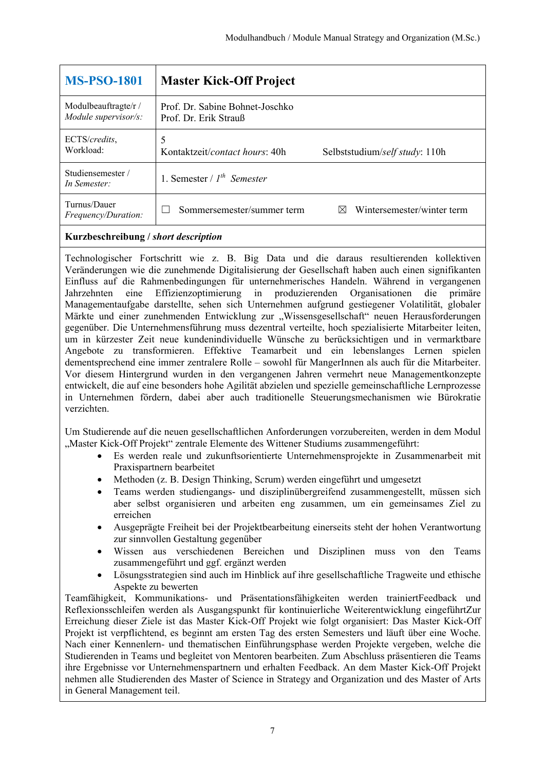| **MS-PSO-1801** | **Master Kick-Off Project** |
| --- | --- |
| Modulbeauftragte/r / *Module supervisor/s:* | Prof. Dr. Sabine Bohnet-Joschko<br>Prof. Dr. Erik Strauß |
| ECTS/*credits*, Workload: | 5<br>Kontaktzeit/*contact hours*: 40h Selbststudium/*self study*: 110h |
| Studiensemester / *In Semester:* | 1. Semester / *1th Semester* |
| Turnus/Dauer *Frequency/Duration:* | ☐ Sommersemester/summer term ☒ Wintersemester/winter term |

**Kurzbeschreibung / *short description***

Technologischer Fortschritt wie z. B. Big Data und die daraus resultierenden kollektiven Veränderungen wie die zunehmende Digitalisierung der Gesellschaft haben auch einen signifikanten Einfluss auf die Rahmenbedingungen für unternehmerisches Handeln. Während in vergangenen Jahrzehnten eine Effizienzoptimierung in produzierenden Organisationen die primäre Managementaufgabe darstellte, sehen sich Unternehmen aufgrund gestiegener Volatilität, globaler Märkte und einer zunehmenden Entwicklung zur „Wissensgesellschaft" neuen Herausforderungen gegenüber. Die Unternehmensführung muss dezentral verteilte, hoch spezialisierte Mitarbeiter leiten, um in kürzester Zeit neue kundenindividuelle Wünsche zu berücksichtigen und in vermarktbare Angebote zu transformieren. Effektive Teamarbeit und ein lebenslanges Lernen spielen dementsprechend eine immer zentralere Rolle – sowohl für MangerInnen als auch für die Mitarbeiter. Vor diesem Hintergrund wurden in den vergangenen Jahren vermehrt neue Managementkonzepte entwickelt, die auf eine besonders hohe Agilität abzielen und spezielle gemeinschaftliche Lernprozesse in Unternehmen fördern, dabei aber auch traditionelle Steuerungsmechanismen wie Bürokratie verzichten.

Um Studierende auf die neuen gesellschaftlichen Anforderungen vorzubereiten, werden in dem Modul „Master Kick-Off Projekt" zentrale Elemente des Wittener Studiums zusammengeführt:

- Es werden reale und zukunftsorientierte Unternehmensprojekte in Zusammenarbeit mit Praxispartnern bearbeitet
- Methoden (z. B. Design Thinking, Scrum) werden eingeführt und umgesetzt
- Teams werden studiengangs- und disziplinübergreifend zusammengestellt, müssen sich aber selbst organisieren und arbeiten eng zusammen, um ein gemeinsames Ziel zu erreichen
- Ausgeprägte Freiheit bei der Projektbearbeitung einerseits steht der hohen Verantwortung zur sinnvollen Gestaltung gegenüber
- Wissen aus verschiedenen Bereichen und Disziplinen muss von den Teams zusammengeführt und ggf. ergänzt werden
- Lösungsstrategien sind auch im Hinblick auf ihre gesellschaftliche Tragweite und ethische Aspekte zu bewerten

Teamfähigkeit, Kommunikations- und Präsentationsfähigkeiten werden trainiertFeedback und Reflexionsschleifen werden als Ausgangspunkt für kontinuierliche Weiterentwicklung eingeführtZur Erreichung dieser Ziele ist das Master Kick-Off Projekt wie folgt organisiert: Das Master Kick-Off Projekt ist verpflichtend, es beginnt am ersten Tag des ersten Semesters und läuft über eine Woche. Nach einer Kennenlern- und thematischen Einführungsphase werden Projekte vergeben, welche die Studierenden in Teams und begleitet von Mentoren bearbeiten. Zum Abschluss präsentieren die Teams ihre Ergebnisse vor Unternehmenspartnern und erhalten Feedback. An dem Master Kick-Off Projekt nehmen alle Studierenden des Master of Science in Strategy and Organization und des Master of Arts in General Management teil.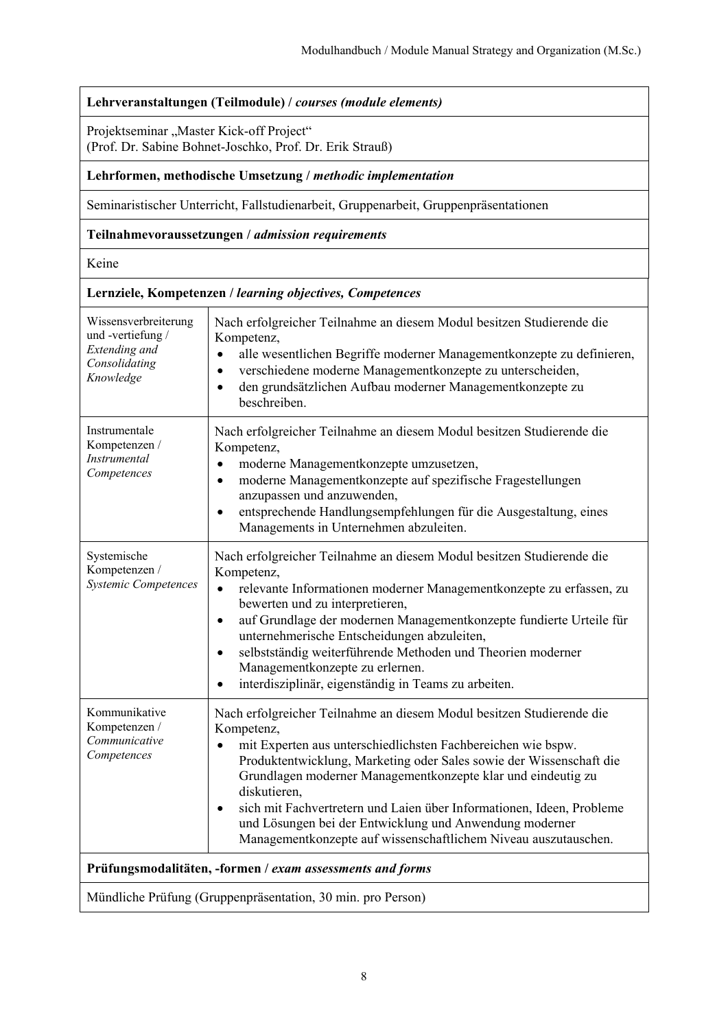| **Lehrveranstaltungen (Teilmodule) /** ***courses (module elements)*** | |
|---|---|
| Projektseminar „Master Kick-off Project"<br>(Prof. Dr. Sabine Bohnet-Joschko, Prof. Dr. Erik Strauß) | |
| **Lehrformen, methodische Umsetzung /** ***methodic implementation*** | |
| Seminaristischer Unterricht, Fallstudienarbeit, Gruppenarbeit, Gruppenpräsentationen | |
| **Teilnahmevoraussetzungen /** ***admission requirements*** | |
| Keine | |
| **Lernziele, Kompetenzen /** ***learning objectives, Competences*** | |
| Wissensverbreiterung und -vertiefung / *Extending and Consolidating Knowledge* | Nach erfolgreicher Teilnahme an diesem Modul besitzen Studierende die Kompetenz,<br>• alle wesentlichen Begriffe moderner Managementkonzepte zu definieren,<br>• verschiedene moderne Managementkonzepte zu unterscheiden,<br>• den grundsätzlichen Aufbau moderner Managementkonzepte zu beschreiben. |
| Instrumentale Kompetenzen / *Instrumental Competences* | Nach erfolgreicher Teilnahme an diesem Modul besitzen Studierende die Kompetenz,<br>• moderne Managementkonzepte umzusetzen,<br>• moderne Managementkonzepte auf spezifische Fragestellungen anzupassen und anzuwenden,<br>• entsprechende Handlungsempfehlungen für die Ausgestaltung, eines Managements in Unternehmen abzuleiten. |
| Systemische Kompetenzen / *Systemic Competences* | Nach erfolgreicher Teilnahme an diesem Modul besitzen Studierende die Kompetenz,<br>• relevante Informationen moderner Managementkonzepte zu erfassen, zu bewerten und zu interpretieren,<br>• auf Grundlage der modernen Managementkonzepte fundierte Urteile für unternehmerische Entscheidungen abzuleiten,<br>• selbstständig weiterführende Methoden und Theorien moderner Managementkonzepte zu erlernen.<br>• interdisziplinär, eigenständig in Teams zu arbeiten. |
| Kommunikative Kompetenzen / *Communicative Competences* | Nach erfolgreicher Teilnahme an diesem Modul besitzen Studierende die Kompetenz,<br>• mit Experten aus unterschiedlichsten Fachbereichen wie bspw. Produktentwicklung, Marketing oder Sales sowie der Wissenschaft die Grundlagen moderner Managementkonzepte klar und eindeutig zu diskutieren,<br>• sich mit Fachvertretern und Laien über Informationen, Ideen, Probleme und Lösungen bei der Entwicklung und Anwendung moderner Managementkonzepte auf wissenschaftlichem Niveau auszutauschen. |
| **Prüfungsmodalitäten, -formen /** ***exam assessments and forms*** | |
| Mündliche Prüfung (Gruppenpräsentation, 30 min. pro Person) | |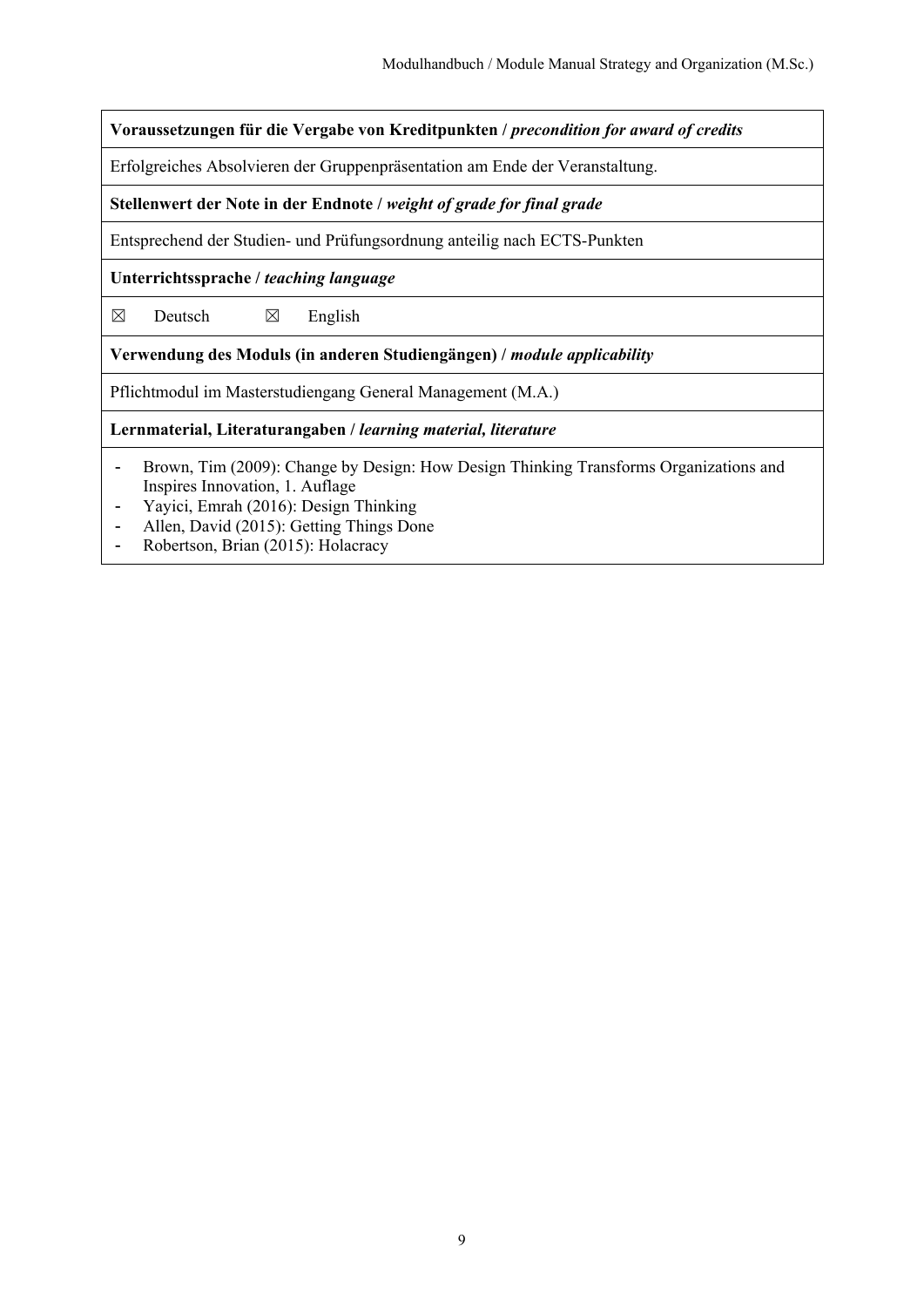**Voraussetzungen für die Vergabe von Kreditpunkten /** ***precondition for award of credits***

Erfolgreiches Absolvieren der Gruppenpräsentation am Ende der Veranstaltung.

**Stellenwert der Note in der Endnote /** ***weight of grade for final grade***

Entsprechend der Studien- und Prüfungsordnung anteilig nach ECTS-Punkten

**Unterrichtssprache /** ***teaching language***

☒ Deutsch ☒ English

**Verwendung des Moduls (in anderen Studiengängen) /** ***module applicability***

Pflichtmodul im Masterstudiengang General Management (M.A.)

**Lernmaterial, Literaturangaben /** ***learning material, literature***

- Brown, Tim (2009): Change by Design: How Design Thinking Transforms Organizations and Inspires Innovation, 1. Auflage
- Yayici, Emrah (2016): Design Thinking
- Allen, David (2015): Getting Things Done
- Robertson, Brian (2015): Holacracy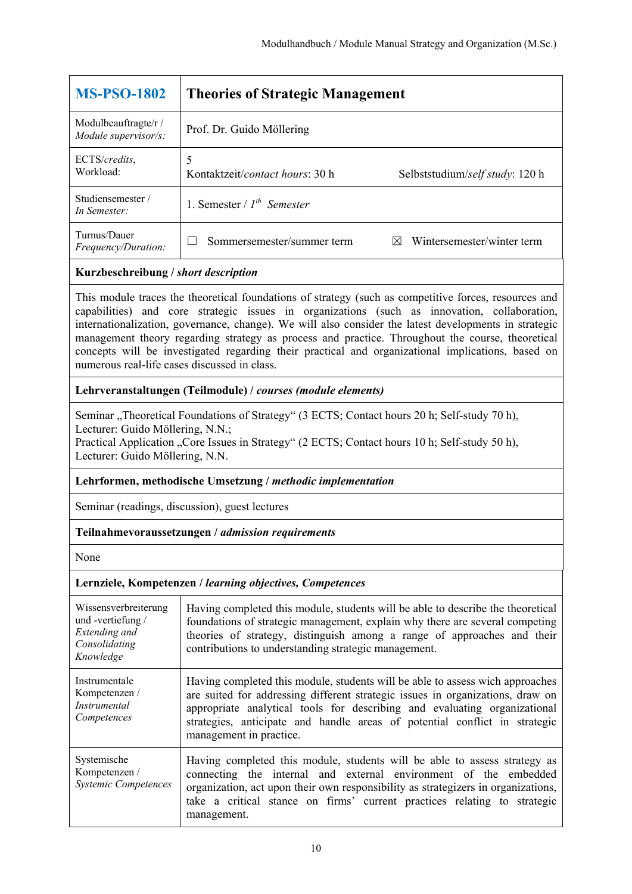## MS-PSO-1802 — Theories of Strategic Management

| | |
|---|---|
| Modulbeauftragte/r / *Module supervisor/s:* | Prof. Dr. Guido Möllering |
| ECTS/*credits*, Workload: | 5<br>Kontaktzeit/*contact hours*: 30 h Selbststudium/*self study*: 120 h |
| Studiensemester / *In Semester:* | 1. Semester / *1th Semester* |
| Turnus/Dauer *Frequency/Duration:* | ☐ Sommersemester/summer term ☒ Wintersemester/winter term |

**Kurzbeschreibung / *short description***

This module traces the theoretical foundations of strategy (such as competitive forces, resources and capabilities) and core strategic issues in organizations (such as innovation, collaboration, internationalization, governance, change). We will also consider the latest developments in strategic management theory regarding strategy as process and practice. Throughout the course, theoretical concepts will be investigated regarding their practical and organizational implications, based on numerous real-life cases discussed in class.

**Lehrveranstaltungen (Teilmodule) / *courses (module elements)***

Seminar „Theoretical Foundations of Strategy“ (3 ECTS; Contact hours 20 h; Self-study 70 h), Lecturer: Guido Möllering, N.N.;
Practical Application „Core Issues in Strategy“ (2 ECTS; Contact hours 10 h; Self-study 50 h), Lecturer: Guido Möllering, N.N.

**Lehrformen, methodische Umsetzung / *methodic implementation***

Seminar (readings, discussion), guest lectures

**Teilnahmevoraussetzungen / *admission requirements***

None

**Lernziele, Kompetenzen / *learning objectives, Competences***

| | |
|---|---|
| Wissensverbreiterung und -vertiefung / *Extending and Consolidating Knowledge* | Having completed this module, students will be able to describe the theoretical foundations of strategic management, explain why there are several competing theories of strategy, distinguish among a range of approaches and their contributions to understanding strategic management. |
| Instrumentale Kompetenzen / *Instrumental Competences* | Having completed this module, students will be able to assess wich approaches are suited for addressing different strategic issues in organizations, draw on appropriate analytical tools for describing and evaluating organizational strategies, anticipate and handle areas of potential conflict in strategic management in practice. |
| Systemische Kompetenzen / *Systemic Competences* | Having completed this module, students will be able to assess strategy as connecting the internal and external environment of the embedded organization, act upon their own responsibility as strategizers in organizations, take a critical stance on firms' current practices relating to strategic management. |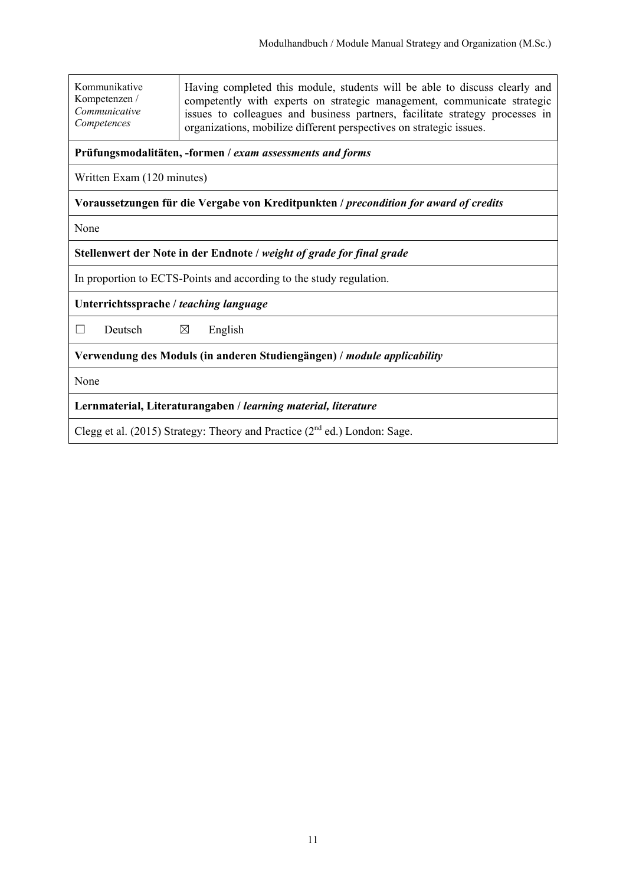| Kommunikative Kompetenzen / *Communicative Competences* | Having completed this module, students will be able to discuss clearly and competently with experts on strategic management, communicate strategic issues to colleagues and business partners, facilitate strategy processes in organizations, mobilize different perspectives on strategic issues. |
|---|---|

**Prüfungsmodalitäten, -formen / *exam assessments and forms***

Written Exam (120 minutes)

**Voraussetzungen für die Vergabe von Kreditpunkten / *precondition for award of credits***

None

**Stellenwert der Note in der Endnote / *weight of grade for final grade***

In proportion to ECTS-Points and according to the study regulation.

**Unterrichtssprache / *teaching language***

☐ Deutsch ☒ English

**Verwendung des Moduls (in anderen Studiengängen) / *module applicability***

None

**Lernmaterial, Literaturangaben / *learning material, literature***

Clegg et al. (2015) Strategy: Theory and Practice (2nd ed.) London: Sage.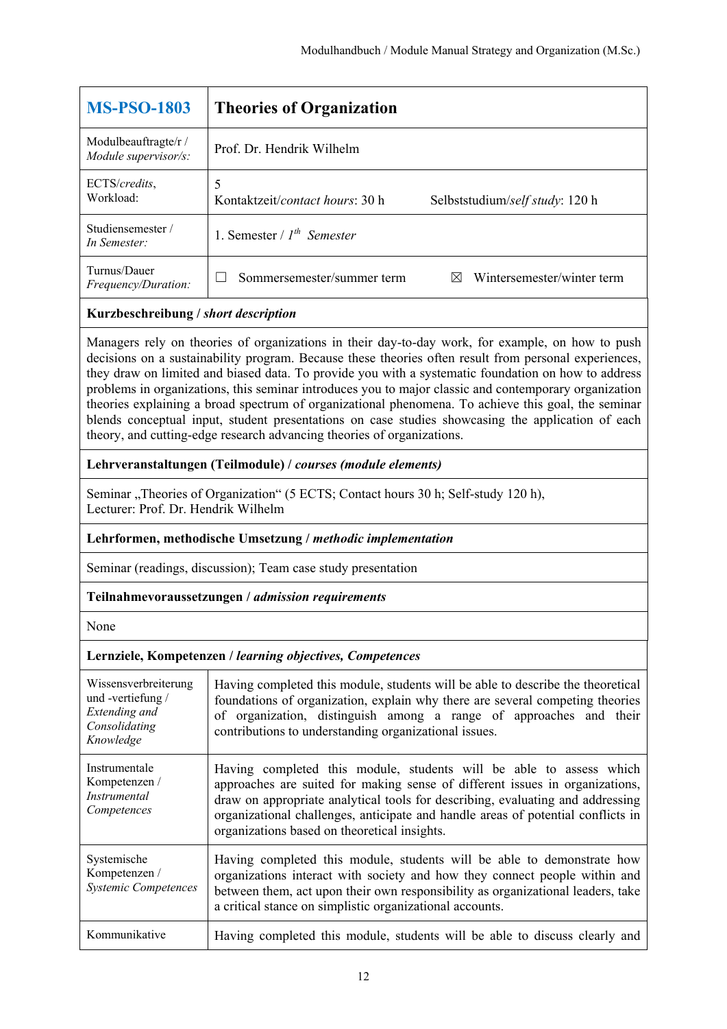| MS-PSO-1803 | Theories of Organization |
| --- | --- |
| Modulbeauftragte/r / *Module supervisor/s:* | Prof. Dr. Hendrik Wilhelm |
| ECTS/*credits*, Workload: | 5<br>Kontaktzeit/*contact hours*: 30 h Selbststudium/*self study*: 120 h |
| Studiensemester / *In Semester:* | 1. Semester / *1th Semester* |
| Turnus/Dauer *Frequency/Duration:* | ☐ Sommersemester/summer term ☒ Wintersemester/winter term |

**Kurzbeschreibung / *short description***

Managers rely on theories of organizations in their day-to-day work, for example, on how to push decisions on a sustainability program. Because these theories often result from personal experiences, they draw on limited and biased data. To provide you with a systematic foundation on how to address problems in organizations, this seminar introduces you to major classic and contemporary organization theories explaining a broad spectrum of organizational phenomena. To achieve this goal, the seminar blends conceptual input, student presentations on case studies showcasing the application of each theory, and cutting-edge research advancing theories of organizations.

**Lehrveranstaltungen (Teilmodule) / *courses (module elements)***

Seminar „Theories of Organization" (5 ECTS; Contact hours 30 h; Self-study 120 h), Lecturer: Prof. Dr. Hendrik Wilhelm

**Lehrformen, methodische Umsetzung / *methodic implementation***

Seminar (readings, discussion); Team case study presentation

**Teilnahmevoraussetzungen / *admission requirements***

None

**Lernziele, Kompetenzen / *learning objectives, Competences***

| | |
| --- | --- |
| Wissensverbreiterung und -vertiefung / *Extending and Consolidating Knowledge* | Having completed this module, students will be able to describe the theoretical foundations of organization, explain why there are several competing theories of organization, distinguish among a range of approaches and their contributions to understanding organizational issues. |
| Instrumentale Kompetenzen / *Instrumental Competences* | Having completed this module, students will be able to assess which approaches are suited for making sense of different issues in organizations, draw on appropriate analytical tools for describing, evaluating and addressing organizational challenges, anticipate and handle areas of potential conflicts in organizations based on theoretical insights. |
| Systemische Kompetenzen / *Systemic Competences* | Having completed this module, students will be able to demonstrate how organizations interact with society and how they connect people within and between them, act upon their own responsibility as organizational leaders, take a critical stance on simplistic organizational accounts. |
| Kommunikative | Having completed this module, students will be able to discuss clearly and |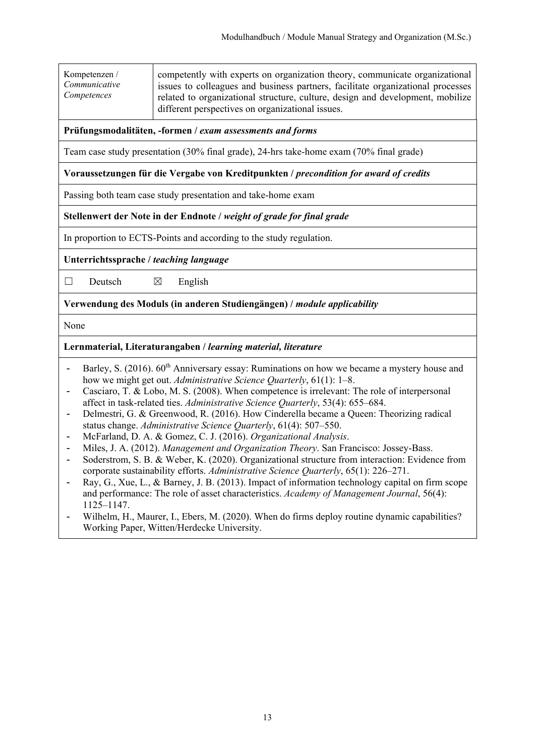| Kompetenzen / *Communicative Competences* | competently with experts on organization theory, communicate organizational issues to colleagues and business partners, facilitate organizational processes related to organizational structure, culture, design and development, mobilize different perspectives on organizational issues. |
|---|---|

**Prüfungsmodalitäten, -formen / *exam assessments and forms***

Team case study presentation (30% final grade), 24-hrs take-home exam (70% final grade)

**Voraussetzungen für die Vergabe von Kreditpunkten / *precondition for award of credits***

Passing both team case study presentation and take-home exam

**Stellenwert der Note in der Endnote / *weight of grade for final grade***

In proportion to ECTS-Points and according to the study regulation.

**Unterrichtssprache / *teaching language***

☐ Deutsch ☒ English

**Verwendung des Moduls (in anderen Studiengängen) / *module applicability***

None

**Lernmaterial, Literaturangaben / *learning material, literature***

- Barley, S. (2016). 60th Anniversary essay: Ruminations on how we became a mystery house and how we might get out. *Administrative Science Quarterly*, 61(1): 1–8.
- Casciaro, T. & Lobo, M. S. (2008). When competence is irrelevant: The role of interpersonal affect in task-related ties. *Administrative Science Quarterly*, 53(4): 655–684.
- Delmestri, G. & Greenwood, R. (2016). How Cinderella became a Queen: Theorizing radical status change. *Administrative Science Quarterly*, 61(4): 507–550.
- McFarland, D. A. & Gomez, C. J. (2016). *Organizational Analysis*.
- Miles, J. A. (2012). *Management and Organization Theory*. San Francisco: Jossey-Bass.
- Soderstrom, S. B. & Weber, K. (2020). Organizational structure from interaction: Evidence from corporate sustainability efforts. *Administrative Science Quarterly*, 65(1): 226–271.
- Ray, G., Xue, L., & Barney, J. B. (2013). Impact of information technology capital on firm scope and performance: The role of asset characteristics. *Academy of Management Journal*, 56(4): 1125–1147.
- Wilhelm, H., Maurer, I., Ebers, M. (2020). When do firms deploy routine dynamic capabilities? Working Paper, Witten/Herdecke University.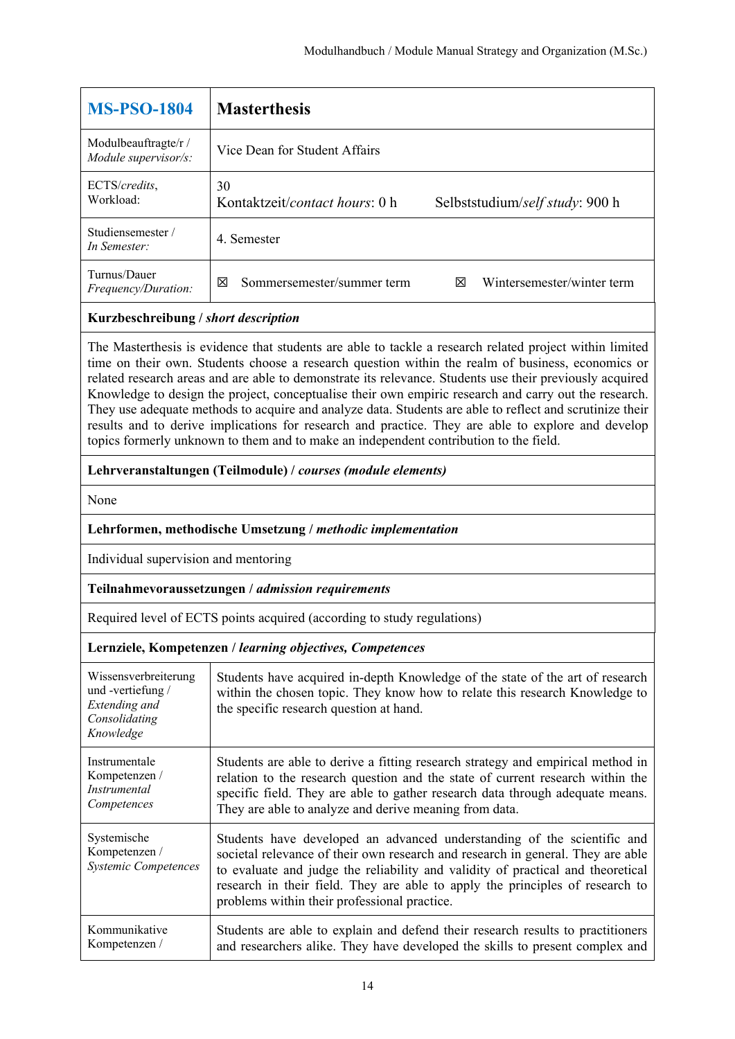| **MS-PSO-1804** | **Masterthesis** |
|---|---|
| Modulbeauftragte/r / *Module supervisor/s:* | Vice Dean for Student Affairs |
| ECTS/*credits*, Workload: | 30<br>Kontaktzeit/*contact hours*: 0 h     Selbststudium/*self study*: 900 h |
| Studiensemester / *In Semester:* | 4. Semester |
| Turnus/Dauer *Frequency/Duration:* | ☒ Sommersemester/summer term     ☒ Wintersemester/winter term |

**Kurzbeschreibung / *short description***

The Masterthesis is evidence that students are able to tackle a research related project within limited time on their own. Students choose a research question within the realm of business, economics or related research areas and are able to demonstrate its relevance. Students use their previously acquired Knowledge to design the project, conceptualise their own empiric research and carry out the research. They use adequate methods to acquire and analyze data. Students are able to reflect and scrutinize their results and to derive implications for research and practice. They are able to explore and develop topics formerly unknown to them and to make an independent contribution to the field.

**Lehrveranstaltungen (Teilmodule) / *courses (module elements)***

None

**Lehrformen, methodische Umsetzung / *methodic implementation***

Individual supervision and mentoring

**Teilnahmevoraussetzungen / *admission requirements***

Required level of ECTS points acquired (according to study regulations)

**Lernziele, Kompetenzen / *learning objectives, Competences***

| | |
|---|---|
| Wissensverbreiterung und -vertiefung / *Extending and Consolidating Knowledge* | Students have acquired in-depth Knowledge of the state of the art of research within the chosen topic. They know how to relate this research Knowledge to the specific research question at hand. |
| Instrumentale Kompetenzen / *Instrumental Competences* | Students are able to derive a fitting research strategy and empirical method in relation to the research question and the state of current research within the specific field. They are able to gather research data through adequate means. They are able to analyze and derive meaning from data. |
| Systemische Kompetenzen / *Systemic Competences* | Students have developed an advanced understanding of the scientific and societal relevance of their own research and research in general. They are able to evaluate and judge the reliability and validity of practical and theoretical research in their field. They are able to apply the principles of research to problems within their professional practice. |
| Kommunikative Kompetenzen / | Students are able to explain and defend their research results to practitioners and researchers alike. They have developed the skills to present complex and |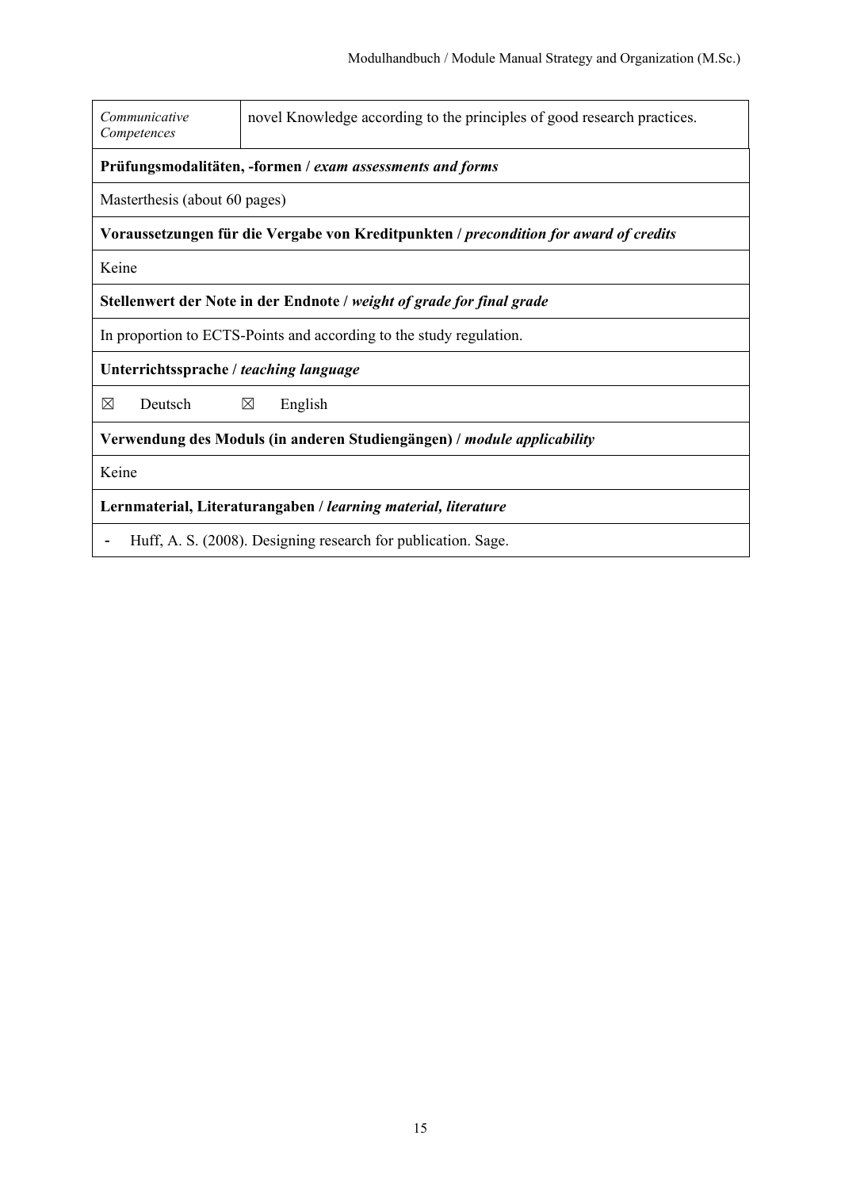| *Communicative Competences* | novel Knowledge according to the principles of good research practices. |
|---|---|

**Prüfungsmodalitäten, -formen / *exam assessments and forms***

Masterthesis (about 60 pages)

**Voraussetzungen für die Vergabe von Kreditpunkten / *precondition for award of credits***

Keine

**Stellenwert der Note in der Endnote / *weight of grade for final grade***

In proportion to ECTS-Points and according to the study regulation.

**Unterrichtssprache / *teaching language***

☒ Deutsch ☒ English

**Verwendung des Moduls (in anderen Studiengängen) / *module applicability***

Keine

**Lernmaterial, Literaturangaben / *learning material, literature***

- Huff, A. S. (2008). Designing research for publication. Sage.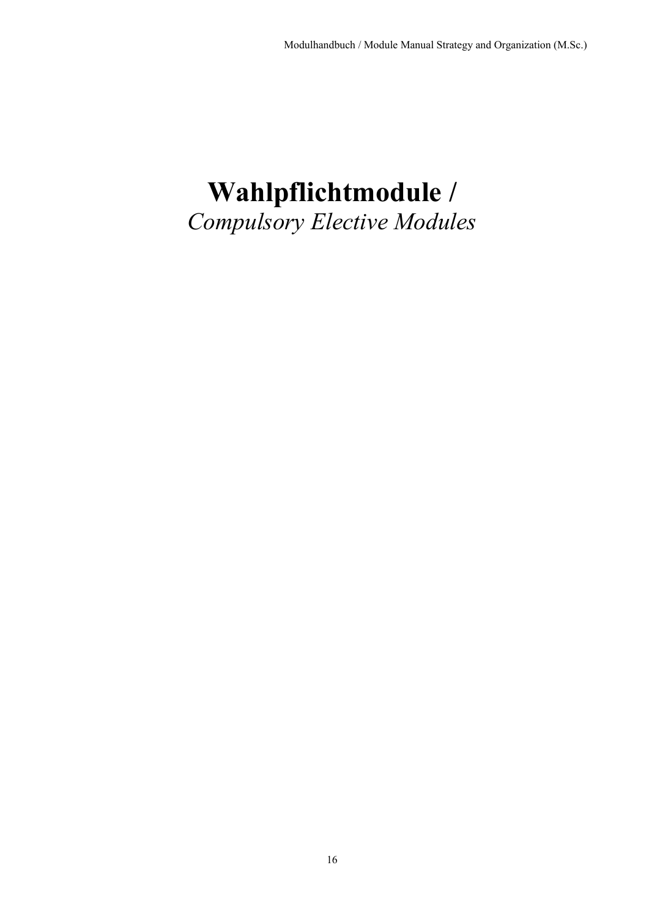# Wahlpflichtmodule /

*Compulsory Elective Modules*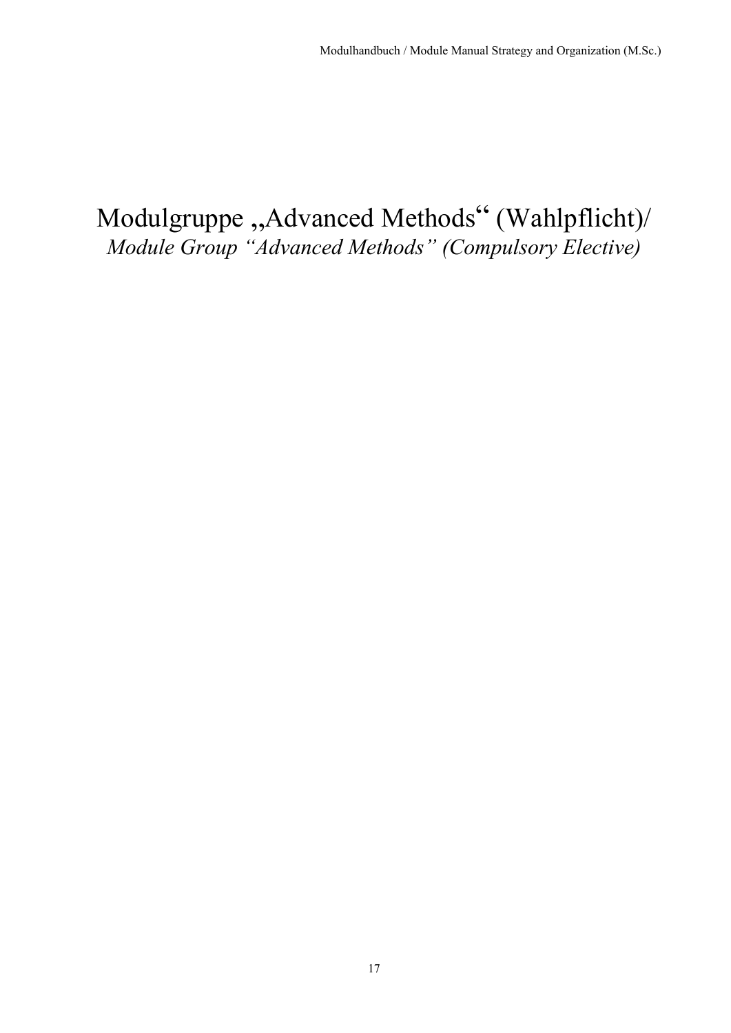# Modulgruppe „Advanced Methods“ (Wahlpflicht)/
*Module Group “Advanced Methods” (Compulsory Elective)*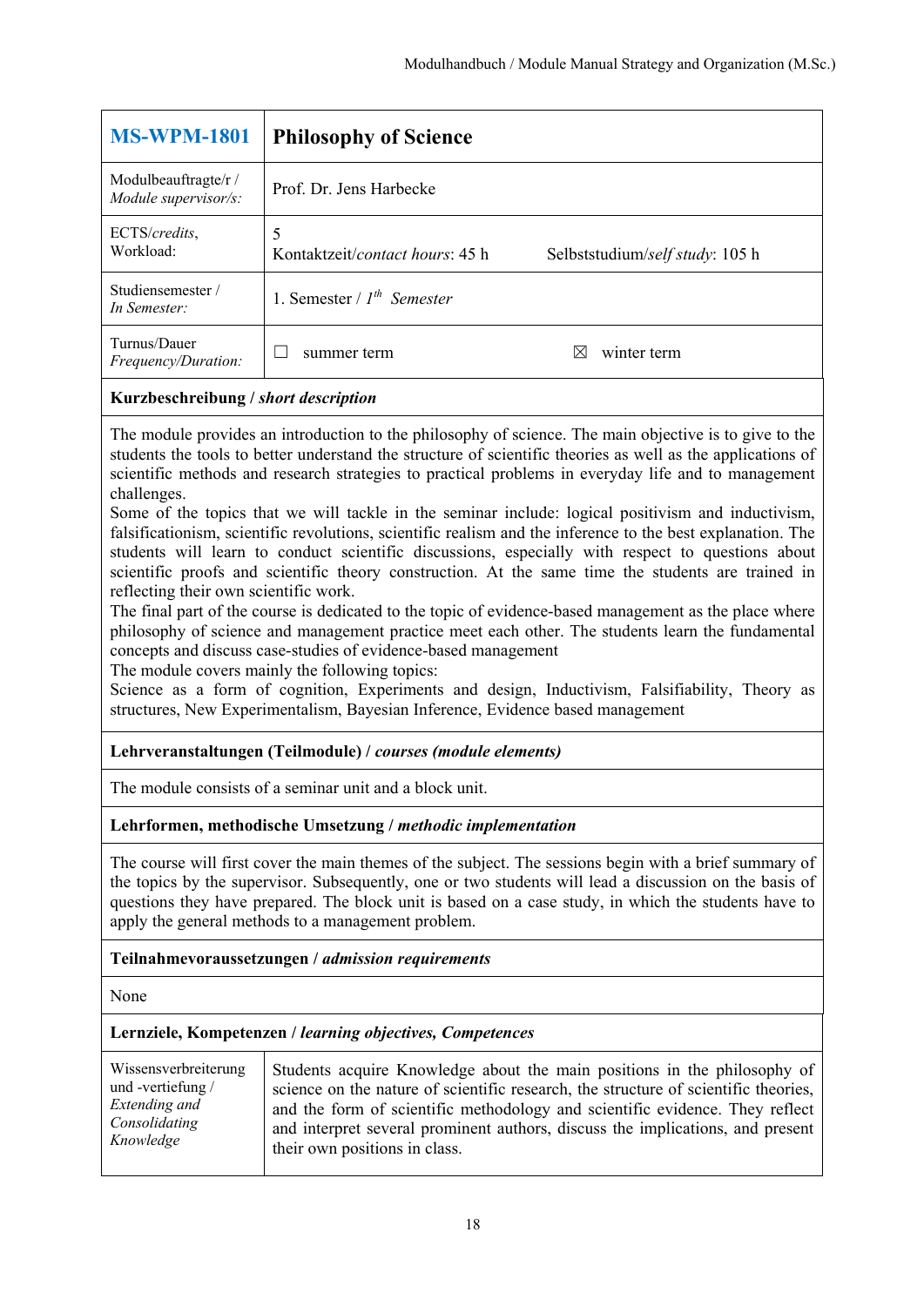| **MS-WPM-1801** | **Philosophy of Science** | |
|---|---|---|
| Modulbeauftragte/r / *Module supervisor/s:* | Prof. Dr. Jens Harbecke | |
| ECTS/*credits*, Workload: | 5<br>Kontaktzeit/*contact hours*: 45 h | Selbststudium/*self study*: 105 h |
| Studiensemester / *In Semester:* | 1. Semester / *1th Semester* | |
| Turnus/Dauer *Frequency/Duration:* | ☐ summer term | ☒ winter term |

**Kurzbeschreibung / *short description***

The module provides an introduction to the philosophy of science. The main objective is to give to the students the tools to better understand the structure of scientific theories as well as the applications of scientific methods and research strategies to practical problems in everyday life and to management challenges.
Some of the topics that we will tackle in the seminar include: logical positivism and inductivism, falsificationism, scientific revolutions, scientific realism and the inference to the best explanation. The students will learn to conduct scientific discussions, especially with respect to questions about scientific proofs and scientific theory construction. At the same time the students are trained in reflecting their own scientific work.
The final part of the course is dedicated to the topic of evidence-based management as the place where philosophy of science and management practice meet each other. The students learn the fundamental concepts and discuss case-studies of evidence-based management
The module covers mainly the following topics:
Science as a form of cognition, Experiments and design, Inductivism, Falsifiability, Theory as structures, New Experimentalism, Bayesian Inference, Evidence based management

**Lehrveranstaltungen (Teilmodule) / *courses (module elements)***

The module consists of a seminar unit and a block unit.

**Lehrformen, methodische Umsetzung / *methodic implementation***

The course will first cover the main themes of the subject. The sessions begin with a brief summary of the topics by the supervisor. Subsequently, one or two students will lead a discussion on the basis of questions they have prepared. The block unit is based on a case study, in which the students have to apply the general methods to a management problem.

**Teilnahmevoraussetzungen / *admission requirements***

None

**Lernziele, Kompetenzen / *learning objectives, Competences***

| Wissensverbreiterung und -vertiefung / *Extending and Consolidating Knowledge* | Students acquire Knowledge about the main positions in the philosophy of science on the nature of scientific research, the structure of scientific theories, and the form of scientific methodology and scientific evidence. They reflect and interpret several prominent authors, discuss the implications, and present their own positions in class. |
|---|---|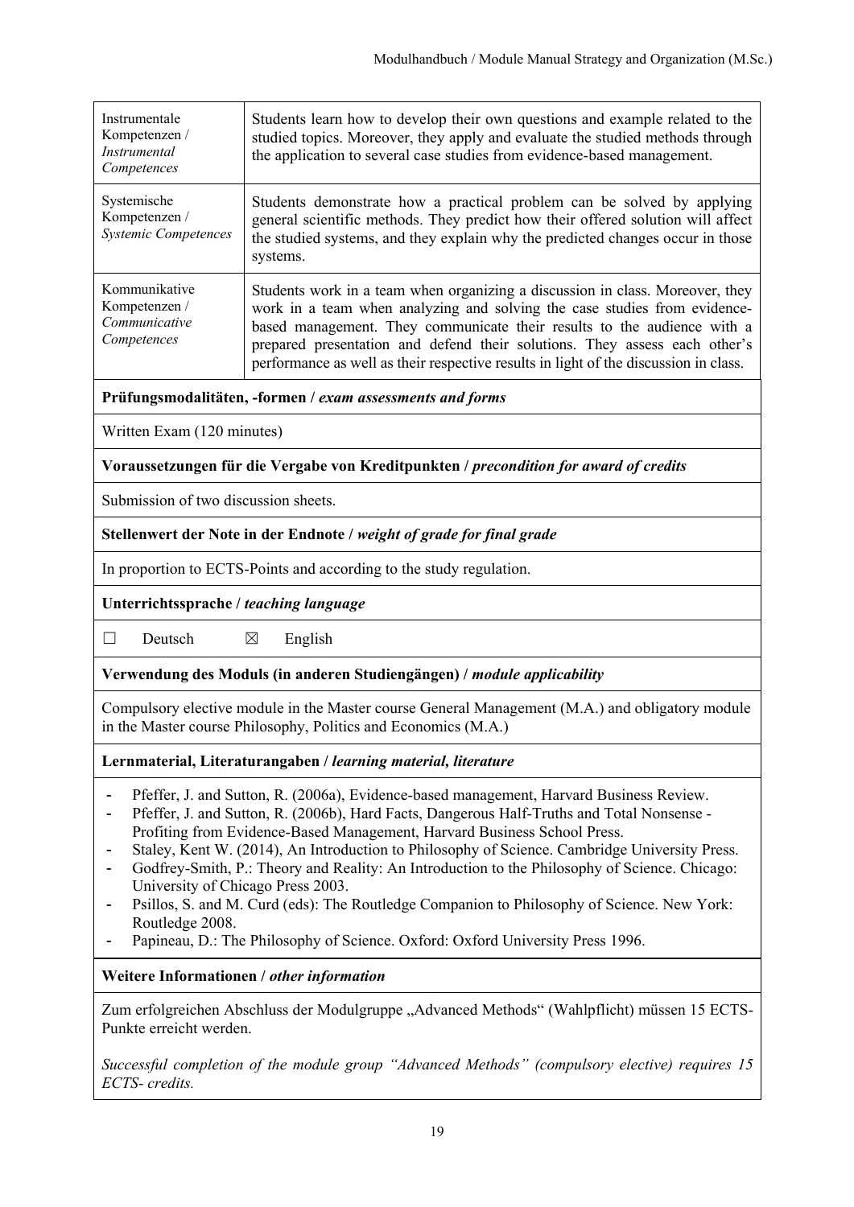| | |
|---|---|
| Instrumentale Kompetenzen / *Instrumental Competences* | Students learn how to develop their own questions and example related to the studied topics. Moreover, they apply and evaluate the studied methods through the application to several case studies from evidence-based management. |
| Systemische Kompetenzen / *Systemic Competences* | Students demonstrate how a practical problem can be solved by applying general scientific methods. They predict how their offered solution will affect the studied systems, and they explain why the predicted changes occur in those systems. |
| Kommunikative Kompetenzen / *Communicative Competences* | Students work in a team when organizing a discussion in class. Moreover, they work in a team when analyzing and solving the case studies from evidence-based management. They communicate their results to the audience with a prepared presentation and defend their solutions. They assess each other's performance as well as their respective results in light of the discussion in class. |

**Prüfungsmodalitäten, -formen /** ***exam assessments and forms***

Written Exam (120 minutes)

**Voraussetzungen für die Vergabe von Kreditpunkten /** ***precondition for award of credits***

Submission of two discussion sheets.

**Stellenwert der Note in der Endnote /** ***weight of grade for final grade***

In proportion to ECTS-Points and according to the study regulation.

**Unterrichtssprache /** ***teaching language***

☐ Deutsch ☒ English

**Verwendung des Moduls (in anderen Studiengängen) /** ***module applicability***

Compulsory elective module in the Master course General Management (M.A.) and obligatory module in the Master course Philosophy, Politics and Economics (M.A.)

**Lernmaterial, Literaturangaben /** ***learning material, literature***

- Pfeffer, J. and Sutton, R. (2006a), Evidence-based management, Harvard Business Review.
- Pfeffer, J. and Sutton, R. (2006b), Hard Facts, Dangerous Half-Truths and Total Nonsense - Profiting from Evidence-Based Management, Harvard Business School Press.
- Staley, Kent W. (2014), An Introduction to Philosophy of Science. Cambridge University Press.
- Godfrey-Smith, P.: Theory and Reality: An Introduction to the Philosophy of Science. Chicago: University of Chicago Press 2003.
- Psillos, S. and M. Curd (eds): The Routledge Companion to Philosophy of Science. New York: Routledge 2008.
- Papineau, D.: The Philosophy of Science. Oxford: Oxford University Press 1996.

**Weitere Informationen /** ***other information***

Zum erfolgreichen Abschluss der Modulgruppe „Advanced Methods" (Wahlpflicht) müssen 15 ECTS-Punkte erreicht werden.

*Successful completion of the module group "Advanced Methods" (compulsory elective) requires 15 ECTS- credits.*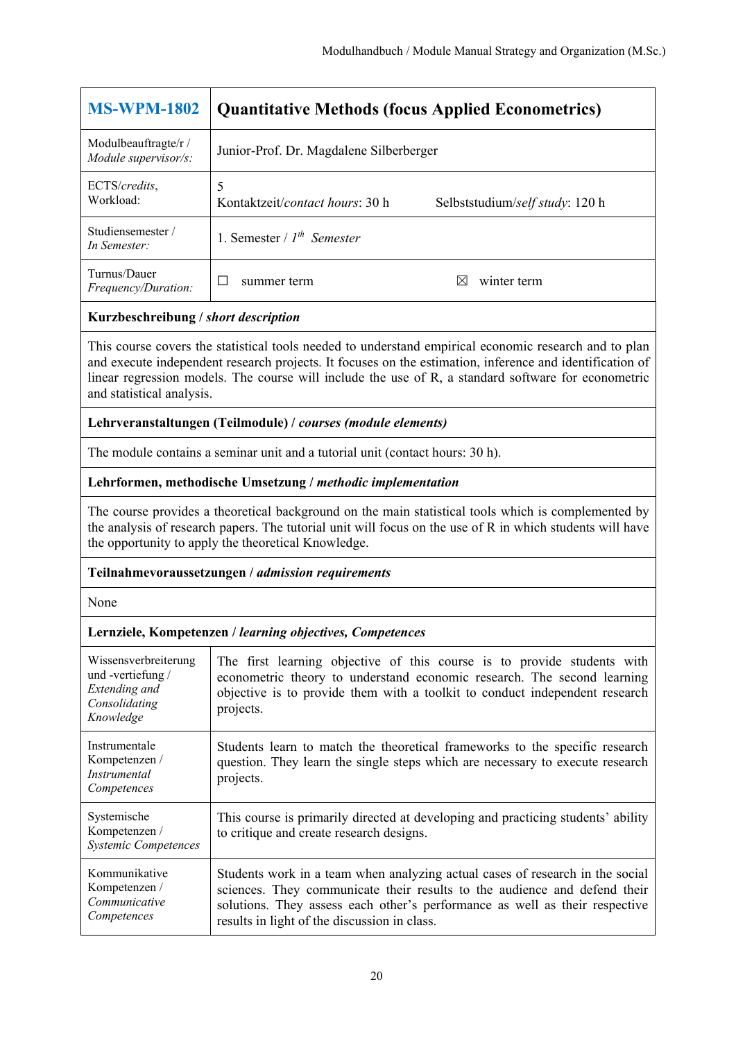| **MS-WPM-1802** | **Quantitative Methods (focus Applied Econometrics)** |
|---|---|
| Modulbeauftragte/r / *Module supervisor/s:* | Junior-Prof. Dr. Magdalene Silberberger |
| ECTS/*credits*, Workload: | 5<br>Kontaktzeit/*contact hours*: 30 h    Selbststudium/*self study*: 120 h |
| Studiensemester / *In Semester:* | 1. Semester / *1th Semester* |
| Turnus/Dauer *Frequency/Duration:* | ☐ summer term    ☒ winter term |

**Kurzbeschreibung / *short description***

This course covers the statistical tools needed to understand empirical economic research and to plan and execute independent research projects. It focuses on the estimation, inference and identification of linear regression models. The course will include the use of R, a standard software for econometric and statistical analysis.

**Lehrveranstaltungen (Teilmodule) / *courses (module elements)***

The module contains a seminar unit and a tutorial unit (contact hours: 30 h).

**Lehrformen, methodische Umsetzung / *methodic implementation***

The course provides a theoretical background on the main statistical tools which is complemented by the analysis of research papers. The tutorial unit will focus on the use of R in which students will have the opportunity to apply the theoretical Knowledge.

**Teilnahmevoraussetzungen / *admission requirements***

None

**Lernziele, Kompetenzen / *learning objectives, Competences***

| | |
|---|---|
| Wissensverbreiterung und -vertiefung / *Extending and Consolidating Knowledge* | The first learning objective of this course is to provide students with econometric theory to understand economic research. The second learning objective is to provide them with a toolkit to conduct independent research projects. |
| Instrumentale Kompetenzen / *Instrumental Competences* | Students learn to match the theoretical frameworks to the specific research question. They learn the single steps which are necessary to execute research projects. |
| Systemische Kompetenzen / *Systemic Competences* | This course is primarily directed at developing and practicing students' ability to critique and create research designs. |
| Kommunikative Kompetenzen / *Communicative Competences* | Students work in a team when analyzing actual cases of research in the social sciences. They communicate their results to the audience and defend their solutions. They assess each other's performance as well as their respective results in light of the discussion in class. |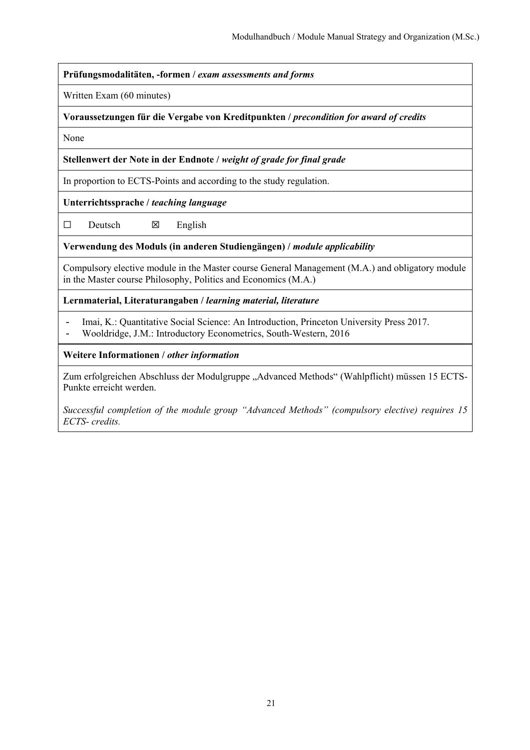**Prüfungsmodalitäten, -formen /** ***exam assessments and forms***

Written Exam (60 minutes)

**Voraussetzungen für die Vergabe von Kreditpunkten /** ***precondition for award of credits***

None

**Stellenwert der Note in der Endnote /** ***weight of grade for final grade***

In proportion to ECTS-Points and according to the study regulation.

**Unterrichtssprache /** ***teaching language***

☐ Deutsch ☒ English

**Verwendung des Moduls (in anderen Studiengängen) /** ***module applicability***

Compulsory elective module in the Master course General Management (M.A.) and obligatory module in the Master course Philosophy, Politics and Economics (M.A.)

**Lernmaterial, Literaturangaben /** ***learning material, literature***

- Imai, K.: Quantitative Social Science: An Introduction, Princeton University Press 2017.
- Wooldridge, J.M.: Introductory Econometrics, South-Western, 2016

**Weitere Informationen /** ***other information***

Zum erfolgreichen Abschluss der Modulgruppe „Advanced Methods“ (Wahlpflicht) müssen 15 ECTS-Punkte erreicht werden.

*Successful completion of the module group “Advanced Methods” (compulsory elective) requires 15 ECTS- credits.*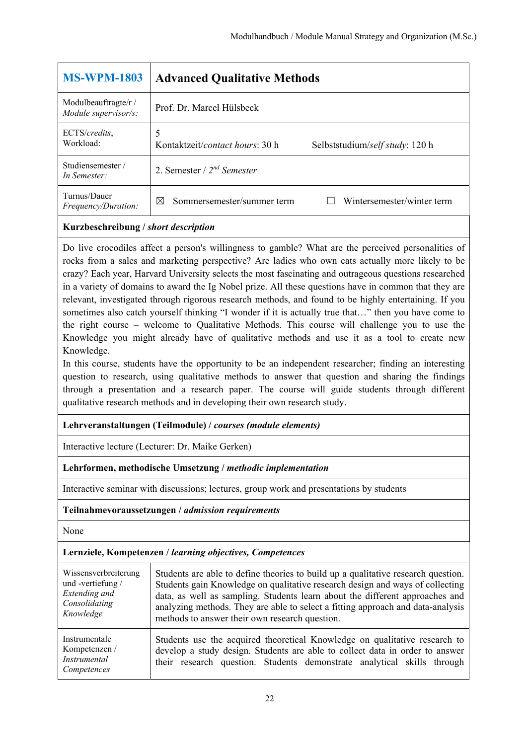| **MS-WPM-1803** | **Advanced Qualitative Methods** |
| --- | --- |
| Modulbeauftragte/r / *Module supervisor/s:* | Prof. Dr. Marcel Hülsbeck |
| ECTS/*credits*, Workload: | 5<br>Kontaktzeit/*contact hours*: 30 h    Selbststudium/*self study*: 120 h |
| Studiensemester / *In Semester:* | 2. Semester / 2nd *Semester* |
| Turnus/Dauer *Frequency/Duration:* | ☒ Sommersemester/summer term    ☐ Wintersemester/winter term |

**Kurzbeschreibung / *short description***

Do live crocodiles affect a person's willingness to gamble? What are the perceived personalities of rocks from a sales and marketing perspective? Are ladies who own cats actually more likely to be crazy? Each year, Harvard University selects the most fascinating and outrageous questions researched in a variety of domains to award the Ig Nobel prize. All these questions have in common that they are relevant, investigated through rigorous research methods, and found to be highly entertaining. If you sometimes also catch yourself thinking "I wonder if it is actually true that…" then you have come to the right course – welcome to Qualitative Methods. This course will challenge you to use the Knowledge you might already have of qualitative methods and use it as a tool to create new Knowledge.
In this course, students have the opportunity to be an independent researcher; finding an interesting question to research, using qualitative methods to answer that question and sharing the findings through a presentation and a research paper. The course will guide students through different qualitative research methods and in developing their own research study.

**Lehrveranstaltungen (Teilmodule) / *courses (module elements)***

Interactive lecture (Lecturer: Dr. Maike Gerken)

**Lehrformen, methodische Umsetzung / *methodic implementation***

Interactive seminar with discussions; lectures, group work and presentations by students

**Teilnahmevoraussetzungen / *admission requirements***

None

**Lernziele, Kompetenzen / *learning objectives, Competences***

| | |
| --- | --- |
| Wissensverbreiterung und -vertiefung / *Extending and Consolidating Knowledge* | Students are able to define theories to build up a qualitative research question. Students gain Knowledge on qualitative research design and ways of collecting data, as well as sampling. Students learn about the different approaches and analyzing methods. They are able to select a fitting approach and data-analysis methods to answer their own research question. |
| Instrumentale Kompetenzen / *Instrumental Competences* | Students use the acquired theoretical Knowledge on qualitative research to develop a study design. Students are able to collect data in order to answer their research question. Students demonstrate analytical skills through |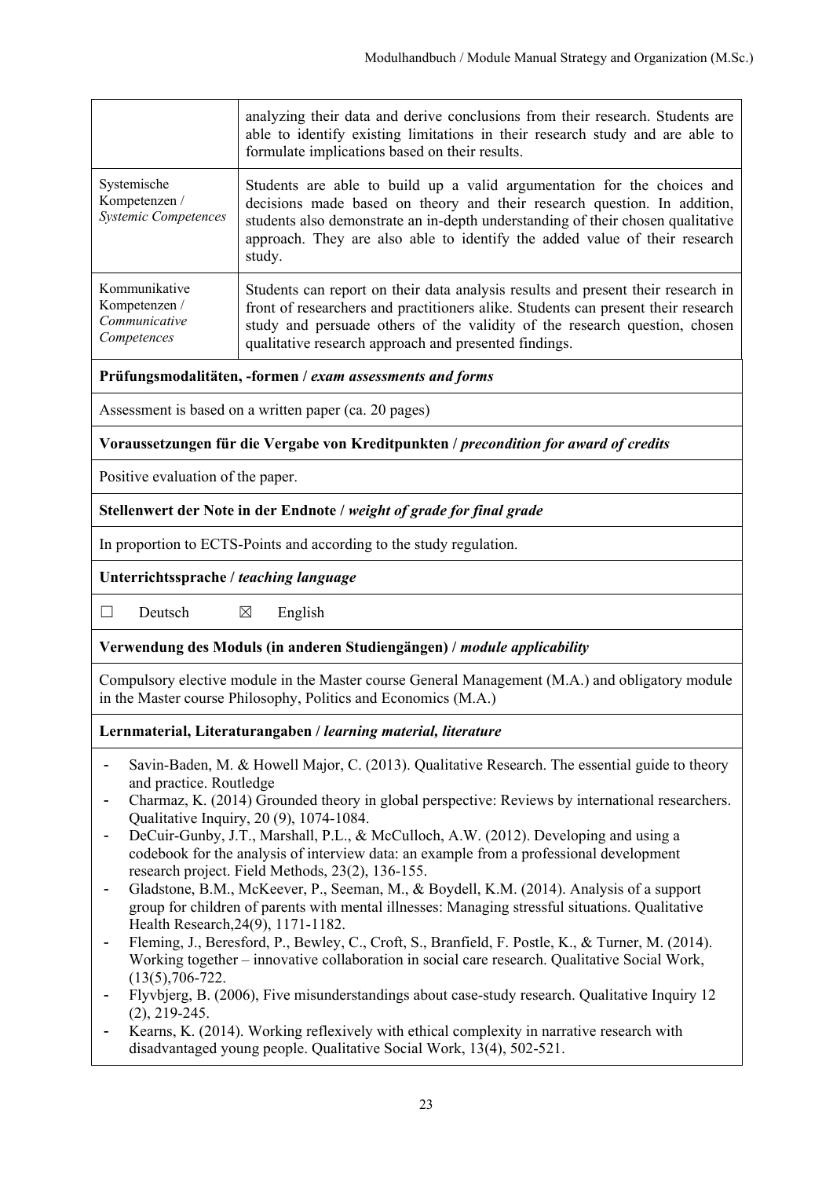| | |
|---|---|
| | analyzing their data and derive conclusions from their research. Students are able to identify existing limitations in their research study and are able to formulate implications based on their results. |
| Systemische Kompetenzen / *Systemic Competences* | Students are able to build up a valid argumentation for the choices and decisions made based on theory and their research question. In addition, students also demonstrate an in-depth understanding of their chosen qualitative approach. They are also able to identify the added value of their research study. |
| Kommunikative Kompetenzen / *Communicative Competences* | Students can report on their data analysis results and present their research in front of researchers and practitioners alike. Students can present their research study and persuade others of the validity of the research question, chosen qualitative research approach and presented findings. |

**Prüfungsmodalitäten, -formen /** ***exam assessments and forms***

Assessment is based on a written paper (ca. 20 pages)

**Voraussetzungen für die Vergabe von Kreditpunkten /** ***precondition for award of credits***

Positive evaluation of the paper.

**Stellenwert der Note in der Endnote /** ***weight of grade for final grade***

In proportion to ECTS-Points and according to the study regulation.

**Unterrichtssprache /** ***teaching language***

☐ Deutsch ☒ English

**Verwendung des Moduls (in anderen Studiengängen) /** ***module applicability***

Compulsory elective module in the Master course General Management (M.A.) and obligatory module in the Master course Philosophy, Politics and Economics (M.A.)

**Lernmaterial, Literaturangaben /** ***learning material, literature***

- Savin-Baden, M. & Howell Major, C. (2013). Qualitative Research. The essential guide to theory and practice. Routledge
- Charmaz, K. (2014) Grounded theory in global perspective: Reviews by international researchers. Qualitative Inquiry, 20 (9), 1074-1084.
- DeCuir-Gunby, J.T., Marshall, P.L., & McCulloch, A.W. (2012). Developing and using a codebook for the analysis of interview data: an example from a professional development research project. Field Methods, 23(2), 136-155.
- Gladstone, B.M., McKeever, P., Seeman, M., & Boydell, K.M. (2014). Analysis of a support group for children of parents with mental illnesses: Managing stressful situations. Qualitative Health Research,24(9), 1171-1182.
- Fleming, J., Beresford, P., Bewley, C., Croft, S., Branfield, F. Postle, K., & Turner, M. (2014). Working together – innovative collaboration in social care research. Qualitative Social Work, (13(5),706-722.
- Flyvbjerg, B. (2006), Five misunderstandings about case-study research. Qualitative Inquiry 12 (2), 219-245.
- Kearns, K. (2014). Working reflexively with ethical complexity in narrative research with disadvantaged young people. Qualitative Social Work, 13(4), 502-521.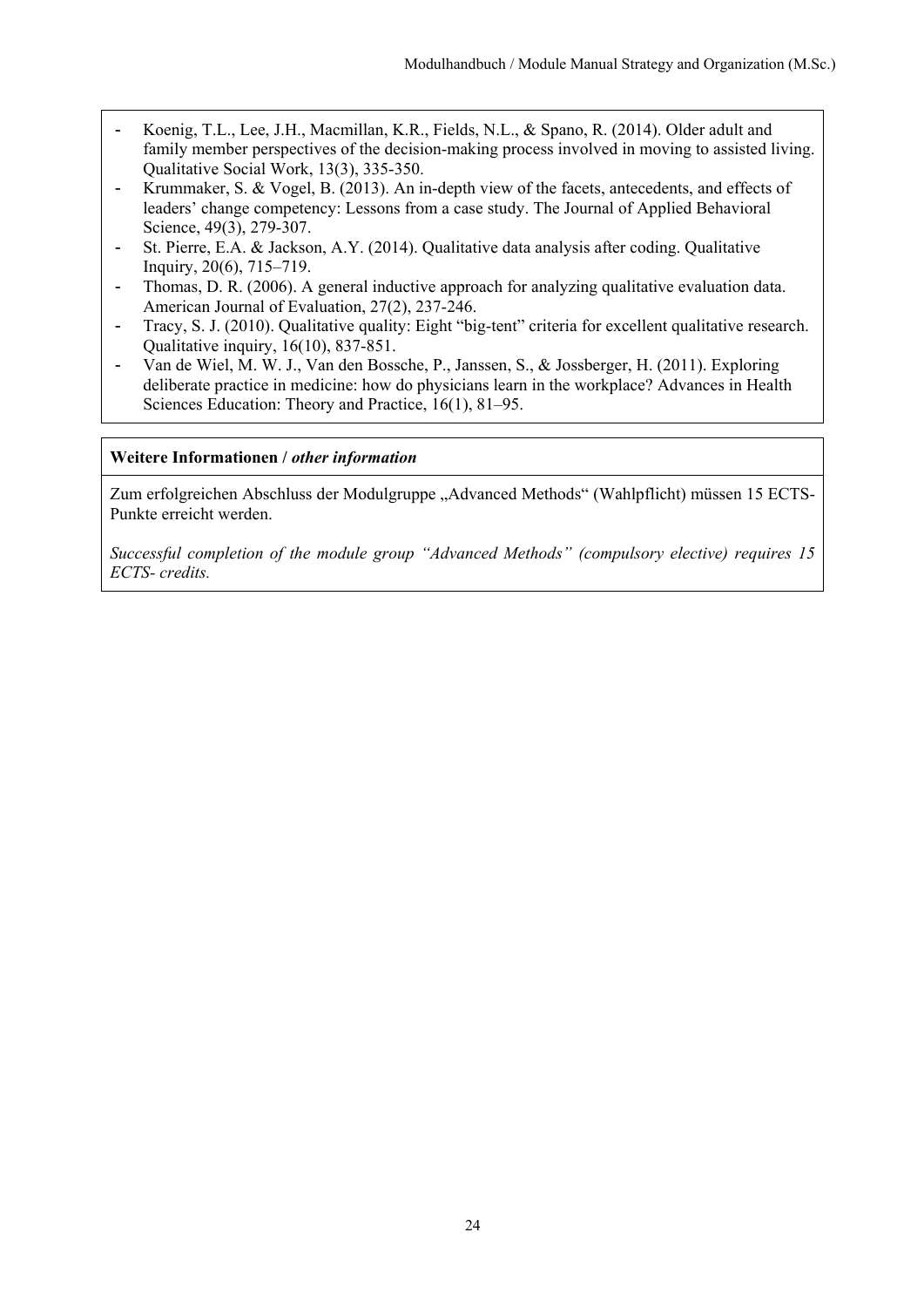- Koenig, T.L., Lee, J.H., Macmillan, K.R., Fields, N.L., & Spano, R. (2014). Older adult and family member perspectives of the decision-making process involved in moving to assisted living. Qualitative Social Work, 13(3), 335-350.
- Krummaker, S. & Vogel, B. (2013). An in-depth view of the facets, antecedents, and effects of leaders' change competency: Lessons from a case study. The Journal of Applied Behavioral Science, 49(3), 279-307.
- St. Pierre, E.A. & Jackson, A.Y. (2014). Qualitative data analysis after coding. Qualitative Inquiry, 20(6), 715–719.
- Thomas, D. R. (2006). A general inductive approach for analyzing qualitative evaluation data. American Journal of Evaluation, 27(2), 237-246.
- Tracy, S. J. (2010). Qualitative quality: Eight "big-tent" criteria for excellent qualitative research. Qualitative inquiry, 16(10), 837-851.
- Van de Wiel, M. W. J., Van den Bossche, P., Janssen, S., & Jossberger, H. (2011). Exploring deliberate practice in medicine: how do physicians learn in the workplace? Advances in Health Sciences Education: Theory and Practice, 16(1), 81–95.

**Weitere Informationen / *other information***

Zum erfolgreichen Abschluss der Modulgruppe „Advanced Methods" (Wahlpflicht) müssen 15 ECTS-Punkte erreicht werden.

*Successful completion of the module group "Advanced Methods" (compulsory elective) requires 15 ECTS- credits.*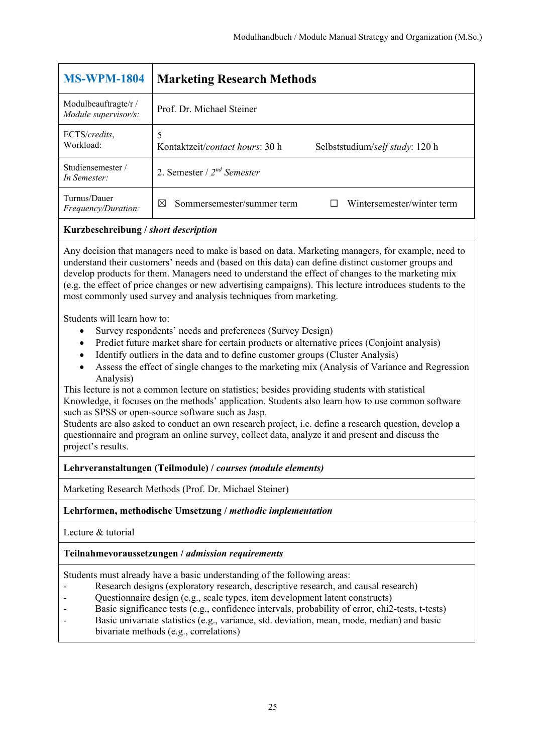| **MS-WPM-1804** | **Marketing Research Methods** |
|---|---|
| Modulbeauftragte/r / *Module supervisor/s:* | Prof. Dr. Michael Steiner |
| ECTS/*credits*, Workload: | 5<br>Kontaktzeit/*contact hours*: 30 h Selbststudium/*self study*: 120 h |
| Studiensemester / *In Semester:* | 2. Semester / *2nd Semester* |
| Turnus/Dauer *Frequency/Duration:* | ☒ Sommersemester/summer term ☐ Wintersemester/winter term |

**Kurzbeschreibung / *short description***

Any decision that managers need to make is based on data. Marketing managers, for example, need to understand their customers' needs and (based on this data) can define distinct customer groups and develop products for them. Managers need to understand the effect of changes to the marketing mix (e.g. the effect of price changes or new advertising campaigns). This lecture introduces students to the most commonly used survey and analysis techniques from marketing.

Students will learn how to:

- Survey respondents' needs and preferences (Survey Design)
- Predict future market share for certain products or alternative prices (Conjoint analysis)
- Identify outliers in the data and to define customer groups (Cluster Analysis)
- Assess the effect of single changes to the marketing mix (Analysis of Variance and Regression Analysis)

This lecture is not a common lecture on statistics; besides providing students with statistical Knowledge, it focuses on the methods' application. Students also learn how to use common software such as SPSS or open-source software such as Jasp.
Students are also asked to conduct an own research project, i.e. define a research question, develop a questionnaire and program an online survey, collect data, analyze it and present and discuss the project's results.

**Lehrveranstaltungen (Teilmodule) / *courses (module elements)***

Marketing Research Methods (Prof. Dr. Michael Steiner)

**Lehrformen, methodische Umsetzung / *methodic implementation***

Lecture & tutorial

**Teilnahmevoraussetzungen / *admission requirements***

Students must already have a basic understanding of the following areas:

- Research designs (exploratory research, descriptive research, and causal research)
- Questionnaire design (e.g., scale types, item development latent constructs)
- Basic significance tests (e.g., confidence intervals, probability of error, chi2-tests, t-tests)
- Basic univariate statistics (e.g., variance, std. deviation, mean, mode, median) and basic bivariate methods (e.g., correlations)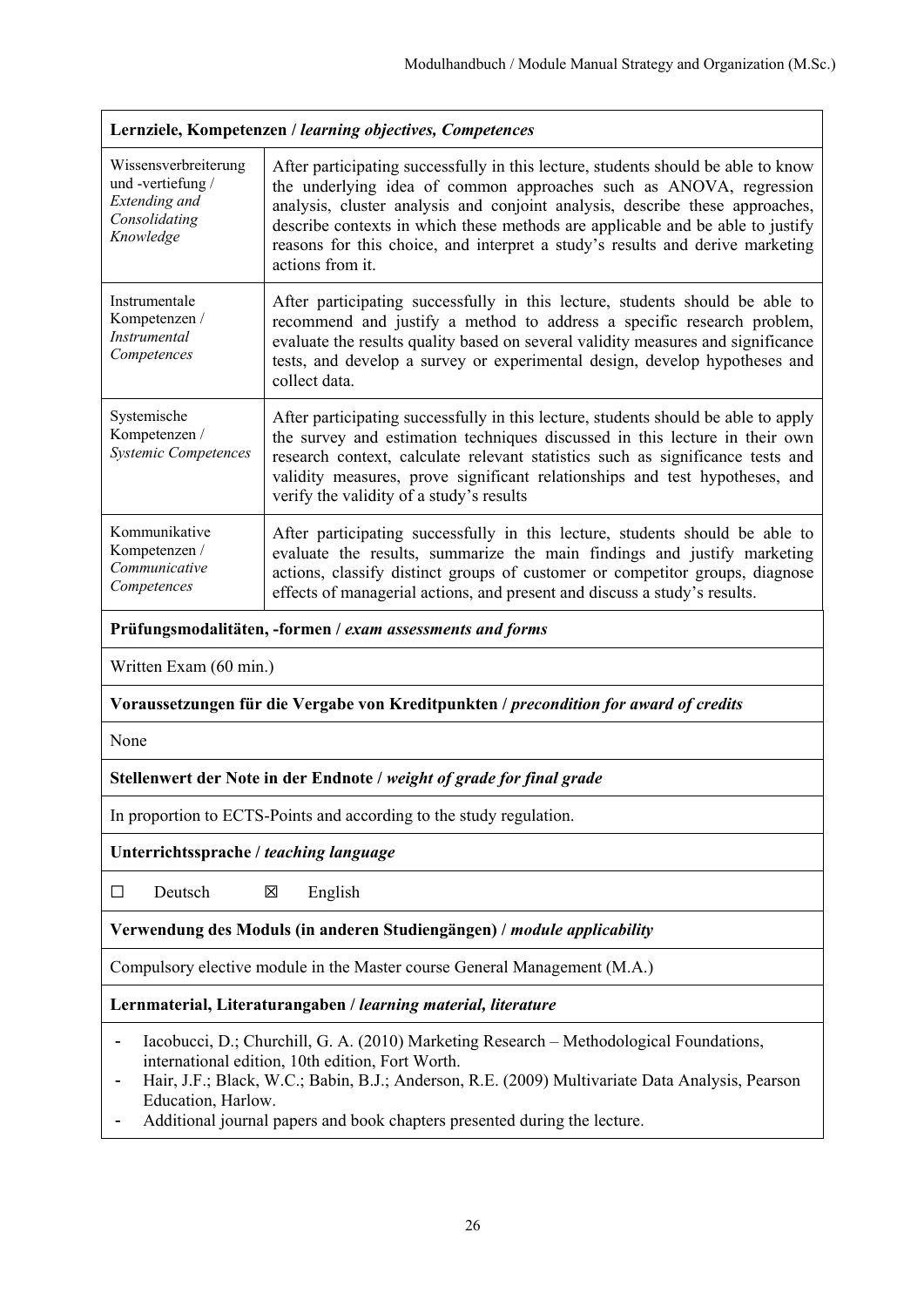| **Lernziele, Kompetenzen / *learning objectives, Competences*** | |
|---|---|
| Wissensverbreiterung und -vertiefung / *Extending and Consolidating Knowledge* | After participating successfully in this lecture, students should be able to know the underlying idea of common approaches such as ANOVA, regression analysis, cluster analysis and conjoint analysis, describe these approaches, describe contexts in which these methods are applicable and be able to justify reasons for this choice, and interpret a study's results and derive marketing actions from it. |
| Instrumentale Kompetenzen / *Instrumental Competences* | After participating successfully in this lecture, students should be able to recommend and justify a method to address a specific research problem, evaluate the results quality based on several validity measures and significance tests, and develop a survey or experimental design, develop hypotheses and collect data. |
| Systemische Kompetenzen / *Systemic Competences* | After participating successfully in this lecture, students should be able to apply the survey and estimation techniques discussed in this lecture in their own research context, calculate relevant statistics such as significance tests and validity measures, prove significant relationships and test hypotheses, and verify the validity of a study's results |
| Kommunikative Kompetenzen / *Communicative Competences* | After participating successfully in this lecture, students should be able to evaluate the results, summarize the main findings and justify marketing actions, classify distinct groups of customer or competitor groups, diagnose effects of managerial actions, and present and discuss a study's results. |

**Prüfungsmodalitäten, -formen / *exam assessments and forms***

Written Exam (60 min.)

**Voraussetzungen für die Vergabe von Kreditpunkten / *precondition for award of credits***

None

**Stellenwert der Note in der Endnote / *weight of grade for final grade***

In proportion to ECTS-Points and according to the study regulation.

**Unterrichtssprache / *teaching language***

☐ Deutsch ☒ English

**Verwendung des Moduls (in anderen Studiengängen) / *module applicability***

Compulsory elective module in the Master course General Management (M.A.)

**Lernmaterial, Literaturangaben / *learning material, literature***

- Iacobucci, D.; Churchill, G. A. (2010) Marketing Research – Methodological Foundations, international edition, 10th edition, Fort Worth.
- Hair, J.F.; Black, W.C.; Babin, B.J.; Anderson, R.E. (2009) Multivariate Data Analysis, Pearson Education, Harlow.
- Additional journal papers and book chapters presented during the lecture.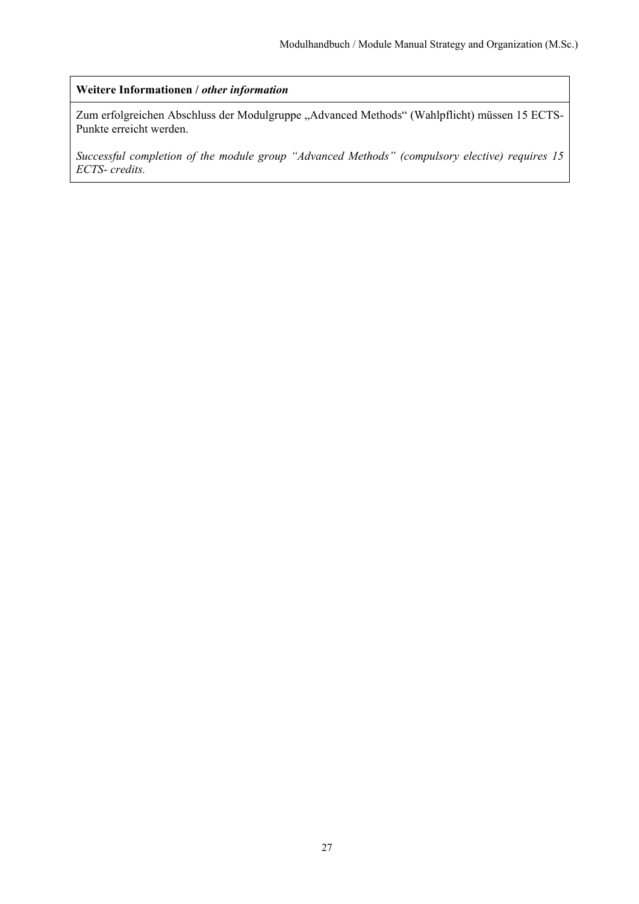| **Weitere Informationen /** ***other information*** |
| --- |
| Zum erfolgreichen Abschluss der Modulgruppe „Advanced Methods“ (Wahlpflicht) müssen 15 ECTS-Punkte erreicht werden.<br><br>*Successful completion of the module group “Advanced Methods” (compulsory elective) requires 15 ECTS- credits.* |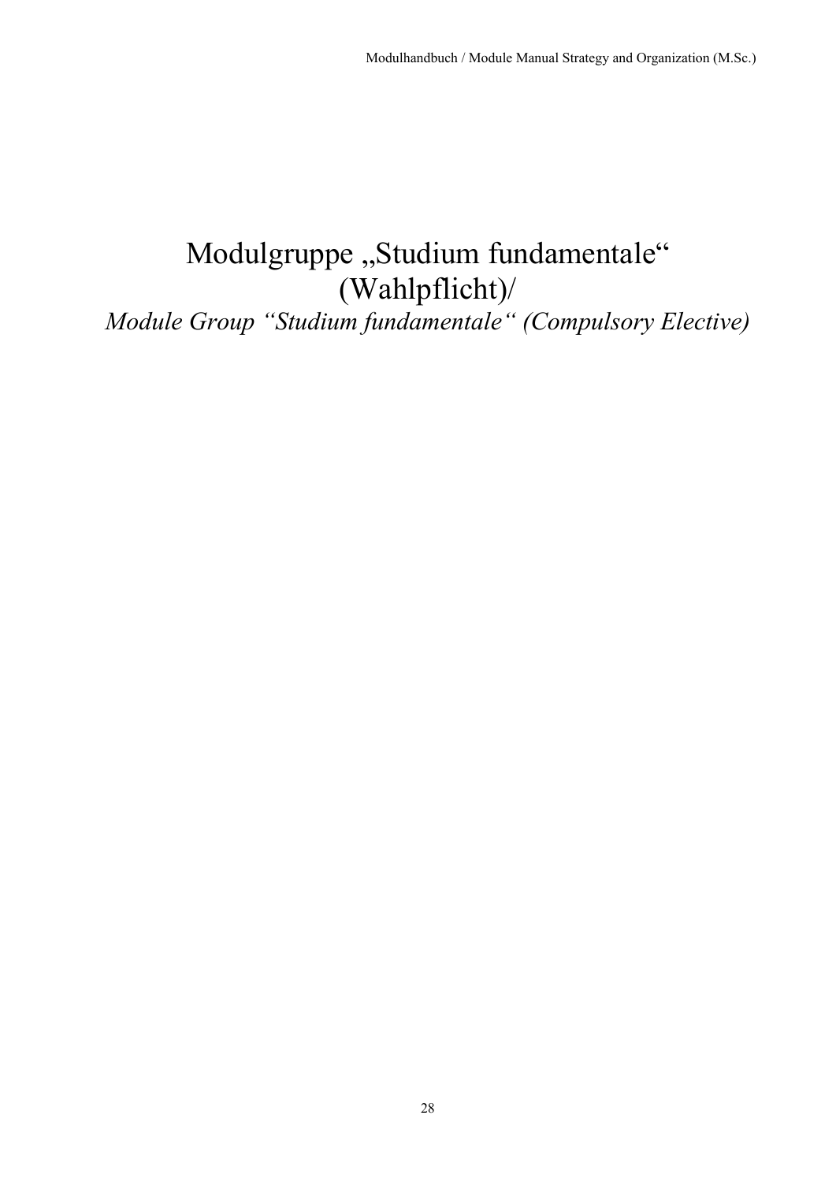# Modulgruppe „Studium fundamentale“ (Wahlpflicht)/

*Module Group “Studium fundamentale“ (Compulsory Elective)*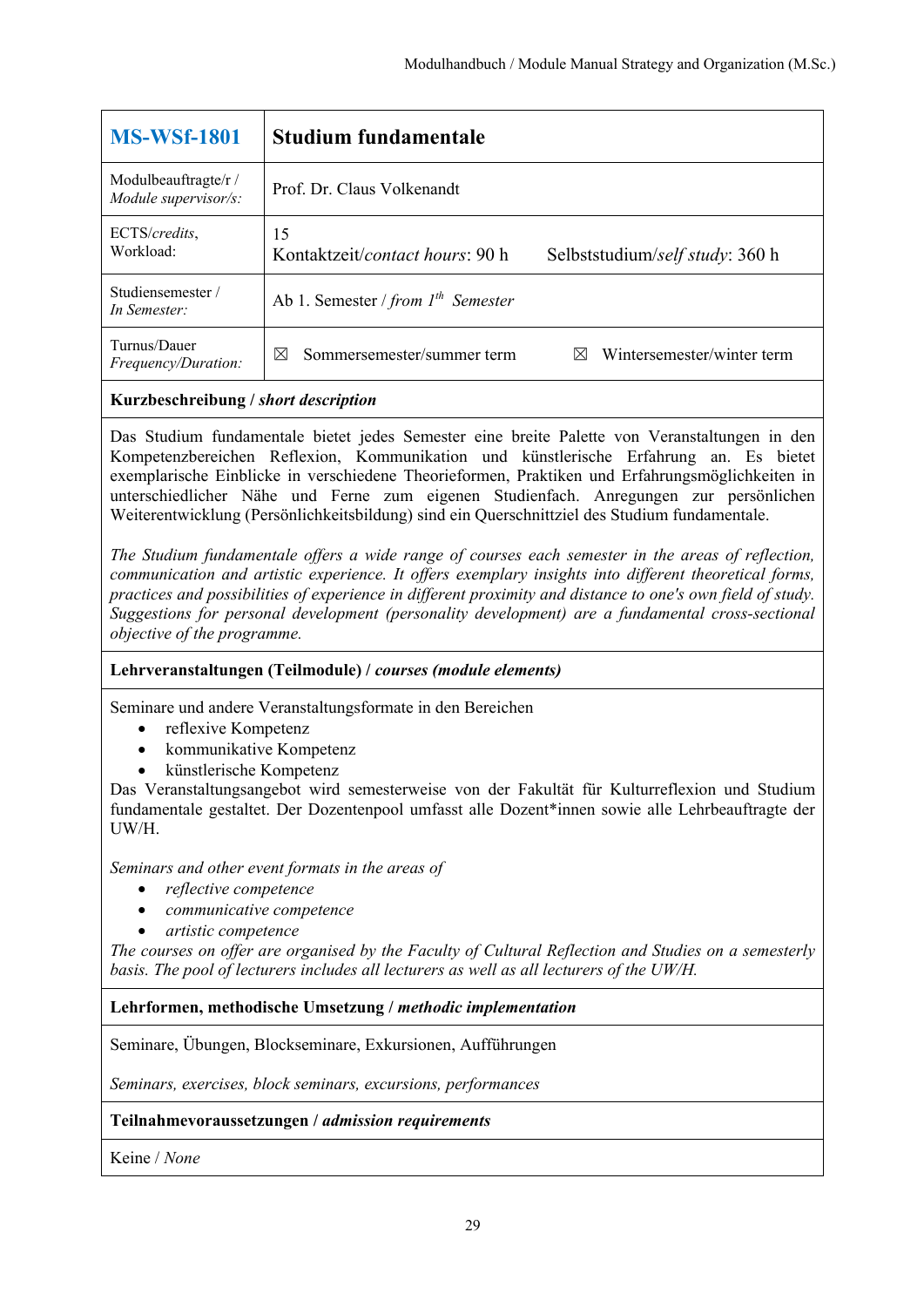| **MS-WSf-1801** | **Studium fundamentale** |
| --- | --- |
| Modulbeauftragte/r / *Module supervisor/s:* | Prof. Dr. Claus Volkenandt |
| ECTS/*credits*, Workload: | 15<br>Kontaktzeit/*contact hours*: 90 h Selbststudium/*self study*: 360 h |
| Studiensemester / *In Semester:* | Ab 1. Semester / *from 1th Semester* |
| Turnus/Dauer *Frequency/Duration:* | ☒ Sommersemester/summer term ☒ Wintersemester/winter term |

**Kurzbeschreibung / *short description***

Das Studium fundamentale bietet jedes Semester eine breite Palette von Veranstaltungen in den Kompetenzbereichen Reflexion, Kommunikation und künstlerische Erfahrung an. Es bietet exemplarische Einblicke in verschiedene Theorieformen, Praktiken und Erfahrungsmöglichkeiten in unterschiedlicher Nähe und Ferne zum eigenen Studienfach. Anregungen zur persönlichen Weiterentwicklung (Persönlichkeitsbildung) sind ein Querschnittziel des Studium fundamentale.

*The Studium fundamentale offers a wide range of courses each semester in the areas of reflection, communication and artistic experience. It offers exemplary insights into different theoretical forms, practices and possibilities of experience in different proximity and distance to one's own field of study. Suggestions for personal development (personality development) are a fundamental cross-sectional objective of the programme.*

**Lehrveranstaltungen (Teilmodule) / *courses (module elements)***

Seminare und andere Veranstaltungsformate in den Bereichen

- reflexive Kompetenz
- kommunikative Kompetenz
- künstlerische Kompetenz

Das Veranstaltungsangebot wird semesterweise von der Fakultät für Kulturreflexion und Studium fundamentale gestaltet. Der Dozentenpool umfasst alle Dozent*innen sowie alle Lehrbeauftragte der UW/H.

*Seminars and other event formats in the areas of*

- *reflective competence*
- *communicative competence*
- *artistic competence*

*The courses on offer are organised by the Faculty of Cultural Reflection and Studies on a semesterly basis. The pool of lecturers includes all lecturers as well as all lecturers of the UW/H.*

**Lehrformen, methodische Umsetzung / *methodic implementation***

Seminare, Übungen, Blockseminare, Exkursionen, Aufführungen

*Seminars, exercises, block seminars, excursions, performances*

**Teilnahmevoraussetzungen / *admission requirements***

Keine / *None*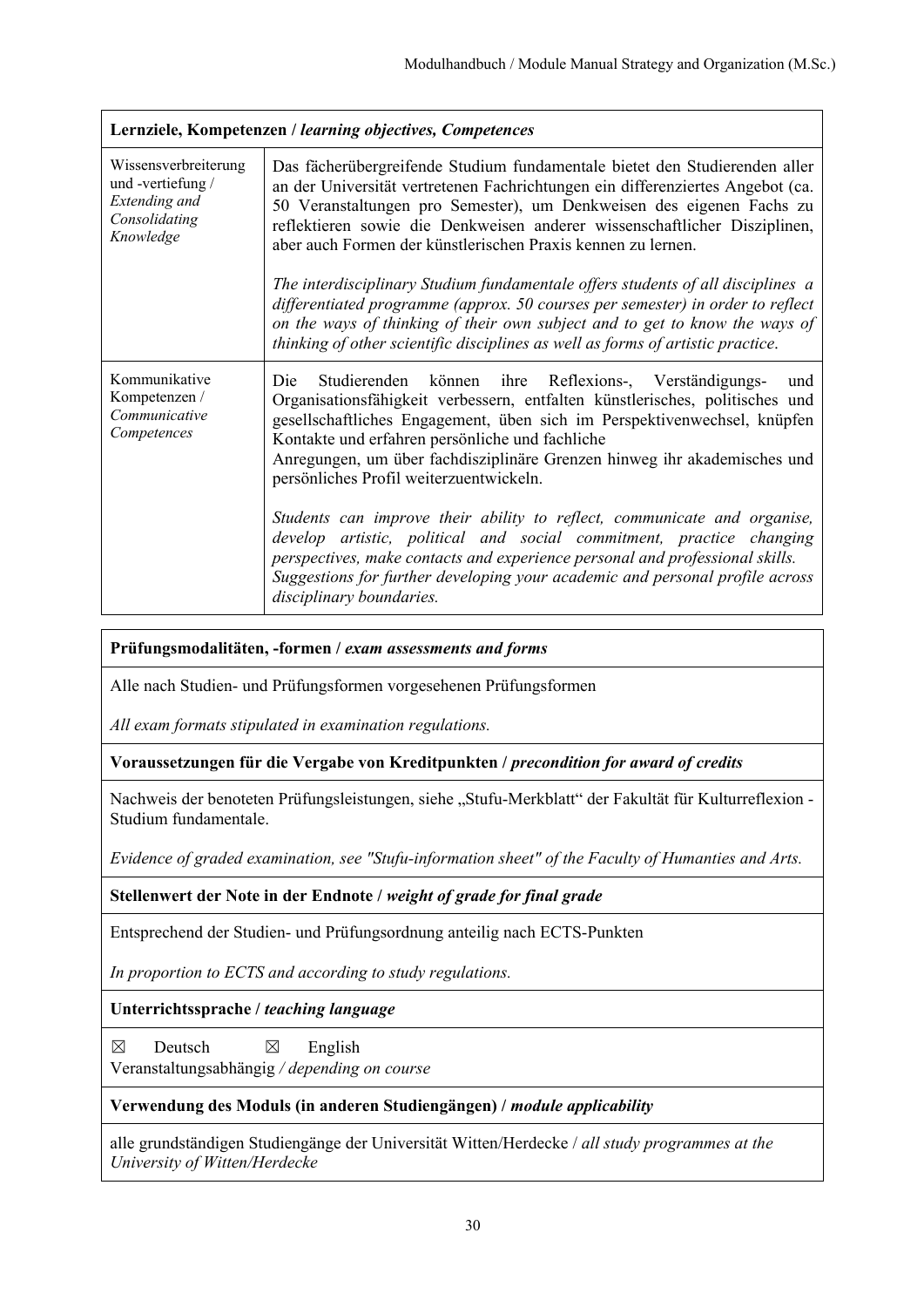| **Lernziele, Kompetenzen /** ***learning objectives, Competences*** | |
|---|---|
| Wissensverbreiterung und -vertiefung / *Extending and Consolidating Knowledge* | Das fächerübergreifende Studium fundamentale bietet den Studierenden aller an der Universität vertretenen Fachrichtungen ein differenziertes Angebot (ca. 50 Veranstaltungen pro Semester), um Denkweisen des eigenen Fachs zu reflektieren sowie die Denkweisen anderer wissenschaftlicher Disziplinen, aber auch Formen der künstlerischen Praxis kennen zu lernen.<br><br>*The interdisciplinary Studium fundamentale offers students of all disciplines a differentiated programme (approx. 50 courses per semester) in order to reflect on the ways of thinking of their own subject and to get to know the ways of thinking of other scientific disciplines as well as forms of artistic practice.* |
| Kommunikative Kompetenzen / *Communicative Competences* | Die Studierenden können ihre Reflexions-, Verständigungs- und Organisationsfähigkeit verbessern, entfalten künstlerisches, politisches und gesellschaftliches Engagement, üben sich im Perspektivenwechsel, knüpfen Kontakte und erfahren persönliche und fachliche<br>Anregungen, um über fachdisziplinäre Grenzen hinweg ihr akademisches und persönliches Profil weiterzuentwickeln.<br><br>*Students can improve their ability to reflect, communicate and organise, develop artistic, political and social commitment, practice changing perspectives, make contacts and experience personal and professional skills. Suggestions for further developing your academic and personal profile across disciplinary boundaries.* |

**Prüfungsmodalitäten, -formen /** ***exam assessments and forms***

Alle nach Studien- und Prüfungsformen vorgesehenen Prüfungsformen

*All exam formats stipulated in examination regulations.*

**Voraussetzungen für die Vergabe von Kreditpunkten /** ***precondition for award of credits***

Nachweis der benoteten Prüfungsleistungen, siehe „Stufu-Merkblatt" der Fakultät für Kulturreflexion - Studium fundamentale.

*Evidence of graded examination, see "Stufu-information sheet" of the Faculty of Humanties and Arts.*

**Stellenwert der Note in der Endnote /** ***weight of grade for final grade***

Entsprechend der Studien- und Prüfungsordnung anteilig nach ECTS-Punkten

*In proportion to ECTS and according to study regulations.*

**Unterrichtssprache /** ***teaching language***

☒ Deutsch ☒ English
Veranstaltungsabhängig */ depending on course*

**Verwendung des Moduls (in anderen Studiengängen) /** ***module applicability***

alle grundständigen Studiengänge der Universität Witten/Herdecke / *all study programmes at the University of Witten/Herdecke*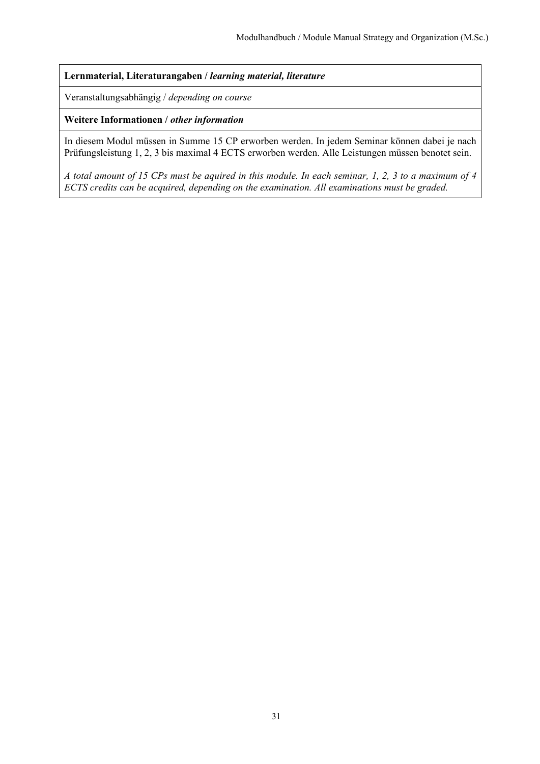**Lernmaterial, Literaturangaben /** ***learning material, literature***

Veranstaltungsabhängig / *depending on course*

**Weitere Informationen /** ***other information***

In diesem Modul müssen in Summe 15 CP erworben werden. In jedem Seminar können dabei je nach Prüfungsleistung 1, 2, 3 bis maximal 4 ECTS erworben werden. Alle Leistungen müssen benotet sein.

*A total amount of 15 CPs must be aquired in this module. In each seminar, 1, 2, 3 to a maximum of 4 ECTS credits can be acquired, depending on the examination. All examinations must be graded.*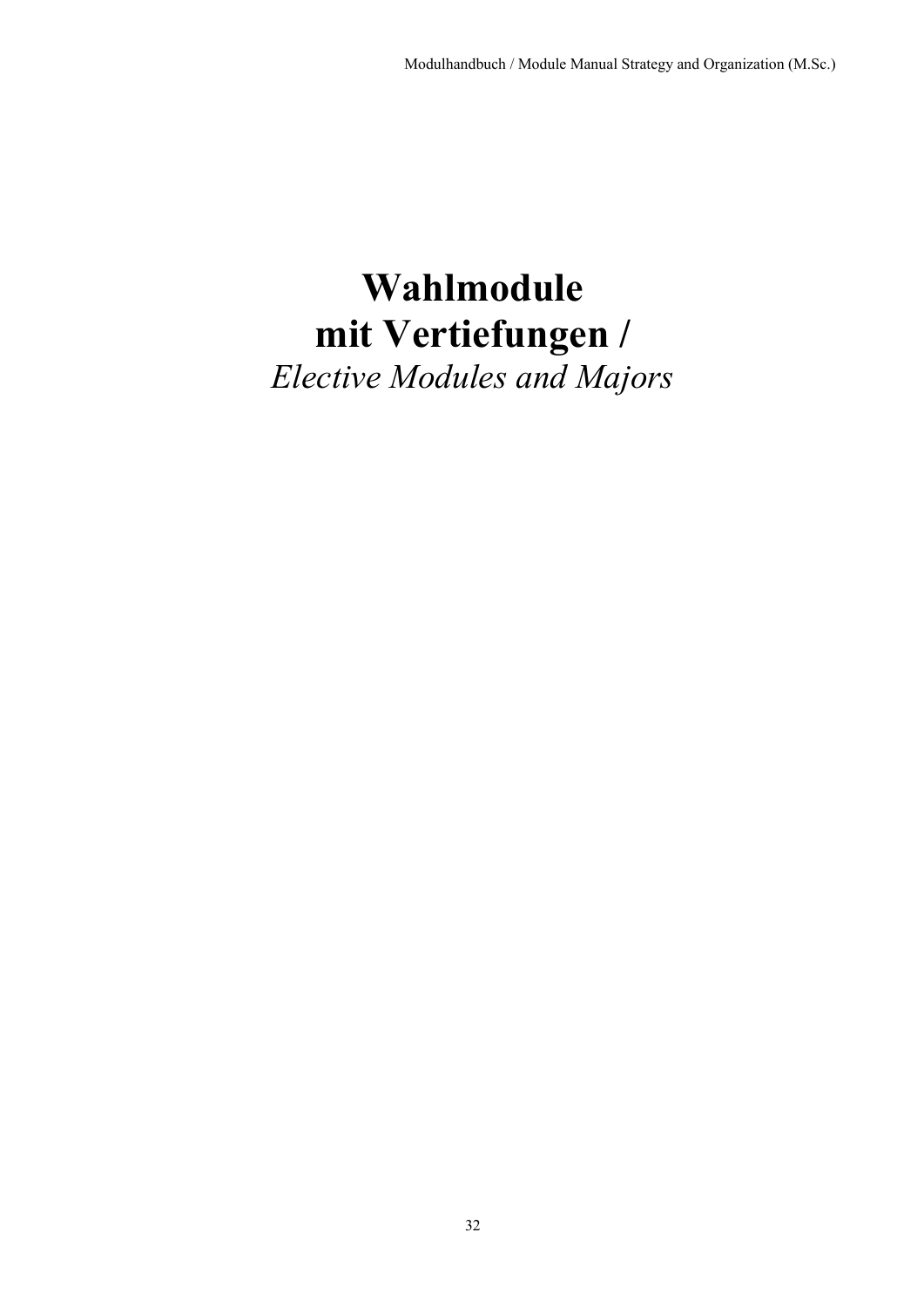# Wahlmodule mit Vertiefungen /

*Elective Modules and Majors*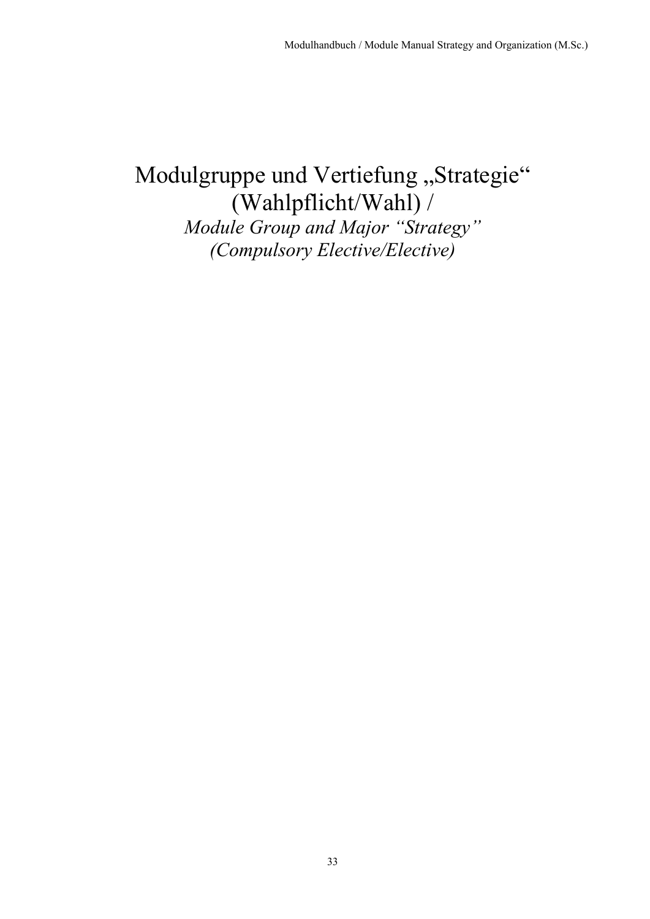# Modulgruppe und Vertiefung „Strategie“ (Wahlpflicht/Wahl) /

*Module Group and Major “Strategy” (Compulsory Elective/Elective)*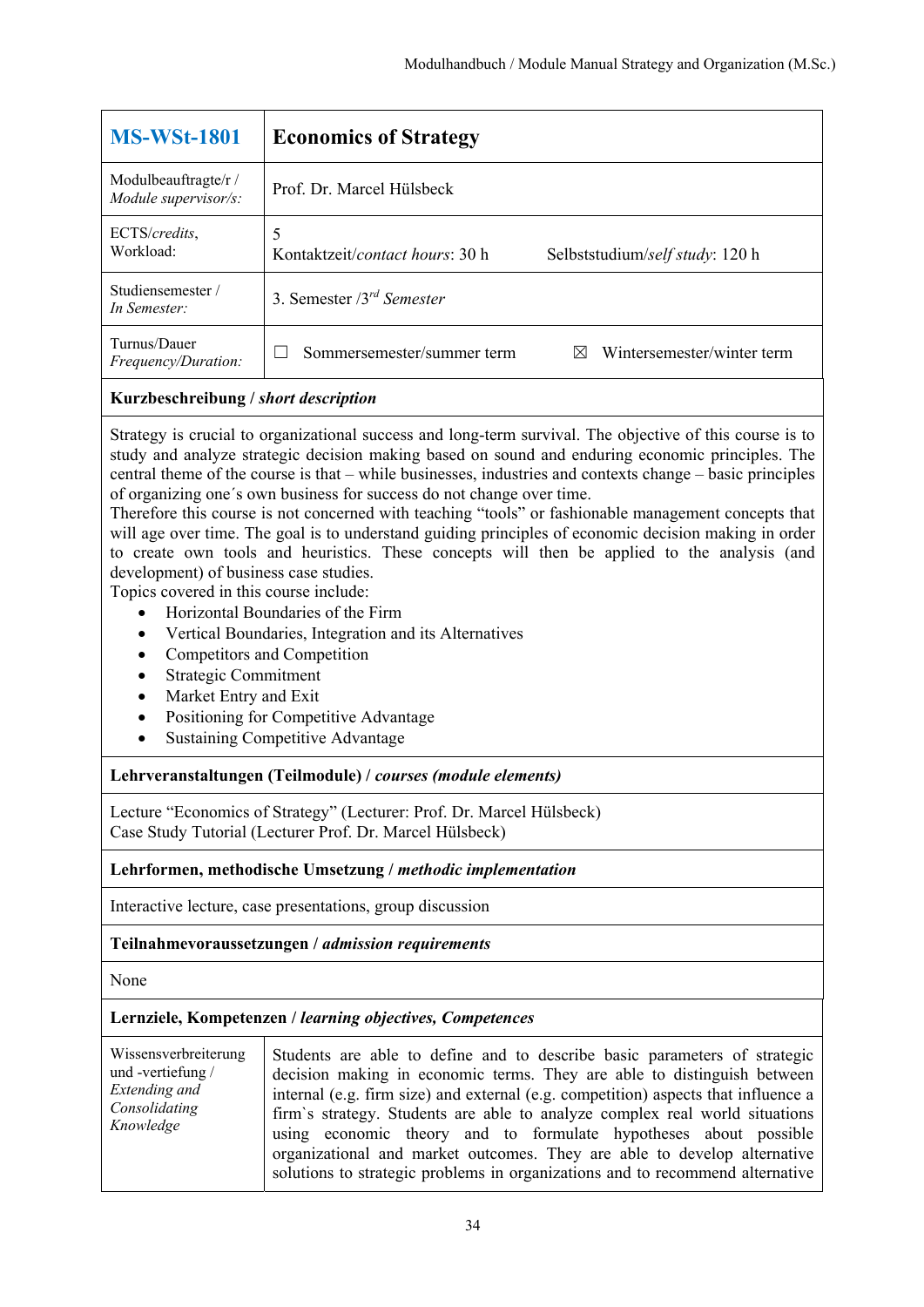| **MS-WSt-1801** | **Economics of Strategy** |
|---|---|
| Modulbeauftragte/r / *Module supervisor/s:* | Prof. Dr. Marcel Hülsbeck |
| ECTS/*credits*, Workload: | 5<br>Kontaktzeit/*contact hours*: 30 h Selbststudium/*self study*: 120 h |
| Studiensemester / *In Semester:* | 3. Semester /3[rd] *Semester* |
| Turnus/Dauer *Frequency/Duration:* | ☐ Sommersemester/summer term ☒ Wintersemester/winter term |

**Kurzbeschreibung / *short description***

Strategy is crucial to organizational success and long-term survival. The objective of this course is to study and analyze strategic decision making based on sound and enduring economic principles. The central theme of the course is that – while businesses, industries and contexts change – basic principles of organizing one´s own business for success do not change over time.
Therefore this course is not concerned with teaching "tools" or fashionable management concepts that will age over time. The goal is to understand guiding principles of economic decision making in order to create own tools and heuristics. These concepts will then be applied to the analysis (and development) of business case studies.
Topics covered in this course include:

- Horizontal Boundaries of the Firm
- Vertical Boundaries, Integration and its Alternatives
- Competitors and Competition
- Strategic Commitment
- Market Entry and Exit
- Positioning for Competitive Advantage
- Sustaining Competitive Advantage

**Lehrveranstaltungen (Teilmodule) / *courses (module elements)***

Lecture "Economics of Strategy" (Lecturer: Prof. Dr. Marcel Hülsbeck)
Case Study Tutorial (Lecturer Prof. Dr. Marcel Hülsbeck)

**Lehrformen, methodische Umsetzung / *methodic implementation***

Interactive lecture, case presentations, group discussion

**Teilnahmevoraussetzungen / *admission requirements***

None

**Lernziele, Kompetenzen / *learning objectives, Competences***

| Wissensverbreiterung und -vertiefung / *Extending and Consolidating Knowledge* | Students are able to define and to describe basic parameters of strategic decision making in economic terms. They are able to distinguish between internal (e.g. firm size) and external (e.g. competition) aspects that influence a firm`s strategy. Students are able to analyze complex real world situations using economic theory and to formulate hypotheses about possible organizational and market outcomes. They are able to develop alternative solutions to strategic problems in organizations and to recommend alternative |
|---|---|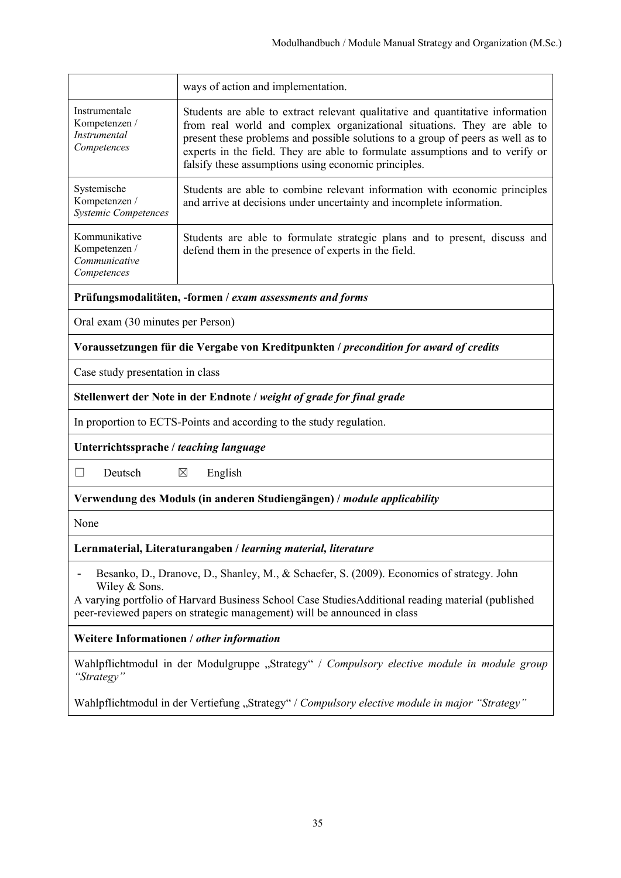| | |
|---|---|
| | ways of action and implementation. |
| Instrumentale Kompetenzen / *Instrumental Competences* | Students are able to extract relevant qualitative and quantitative information from real world and complex organizational situations. They are able to present these problems and possible solutions to a group of peers as well as to experts in the field. They are able to formulate assumptions and to verify or falsify these assumptions using economic principles. |
| Systemische Kompetenzen / *Systemic Competences* | Students are able to combine relevant information with economic principles and arrive at decisions under uncertainty and incomplete information. |
| Kommunikative Kompetenzen / *Communicative Competences* | Students are able to formulate strategic plans and to present, discuss and defend them in the presence of experts in the field. |

**Prüfungsmodalitäten, -formen / *exam assessments and forms***

Oral exam (30 minutes per Person)

**Voraussetzungen für die Vergabe von Kreditpunkten / *precondition for award of credits***

Case study presentation in class

**Stellenwert der Note in der Endnote / *weight of grade for final grade***

In proportion to ECTS-Points and according to the study regulation.

**Unterrichtssprache / *teaching language***

☐ Deutsch ☒ English

**Verwendung des Moduls (in anderen Studiengängen) / *module applicability***

None

**Lernmaterial, Literaturangaben / *learning material, literature***

- Besanko, D., Dranove, D., Shanley, M., & Schaefer, S. (2009). Economics of strategy. John Wiley & Sons.

A varying portfolio of Harvard Business School Case StudiesAdditional reading material (published peer-reviewed papers on strategic management) will be announced in class

**Weitere Informationen / *other information***

Wahlpflichtmodul in der Modulgruppe „Strategy" / *Compulsory elective module in module group "Strategy"*

Wahlpflichtmodul in der Vertiefung „Strategy" / *Compulsory elective module in major "Strategy"*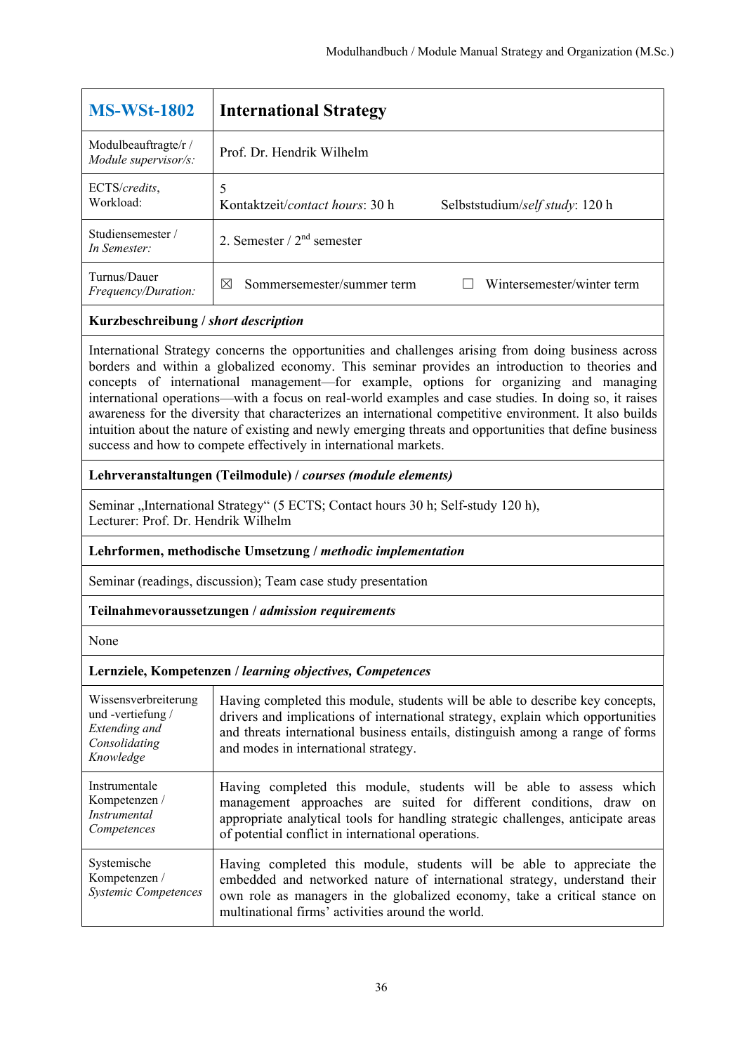| **MS-WSt-1802** | **International Strategy** |
|---|---|
| Modulbeauftragte/r / *Module supervisor/s:* | Prof. Dr. Hendrik Wilhelm |
| ECTS/*credits*, Workload: | 5<br>Kontaktzeit/*contact hours*: 30 h Selbststudium/*self study*: 120 h |
| Studiensemester / *In Semester:* | 2. Semester / 2nd semester |
| Turnus/Dauer *Frequency/Duration:* | ☒ Sommersemester/summer term ☐ Wintersemester/winter term |

**Kurzbeschreibung / *short description***

International Strategy concerns the opportunities and challenges arising from doing business across borders and within a globalized economy. This seminar provides an introduction to theories and concepts of international management—for example, options for organizing and managing international operations—with a focus on real-world examples and case studies. In doing so, it raises awareness for the diversity that characterizes an international competitive environment. It also builds intuition about the nature of existing and newly emerging threats and opportunities that define business success and how to compete effectively in international markets.

**Lehrveranstaltungen (Teilmodule) / *courses (module elements)***

Seminar „International Strategy“ (5 ECTS; Contact hours 30 h; Self-study 120 h),
Lecturer: Prof. Dr. Hendrik Wilhelm

**Lehrformen, methodische Umsetzung / *methodic implementation***

Seminar (readings, discussion); Team case study presentation

**Teilnahmevoraussetzungen / *admission requirements***

None

**Lernziele, Kompetenzen / *learning objectives, Competences***

| | |
|---|---|
| Wissensverbreiterung und -vertiefung / *Extending and Consolidating Knowledge* | Having completed this module, students will be able to describe key concepts, drivers and implications of international strategy, explain which opportunities and threats international business entails, distinguish among a range of forms and modes in international strategy. |
| Instrumentale Kompetenzen / *Instrumental Competences* | Having completed this module, students will be able to assess which management approaches are suited for different conditions, draw on appropriate analytical tools for handling strategic challenges, anticipate areas of potential conflict in international operations. |
| Systemische Kompetenzen / *Systemic Competences* | Having completed this module, students will be able to appreciate the embedded and networked nature of international strategy, understand their own role as managers in the globalized economy, take a critical stance on multinational firms' activities around the world. |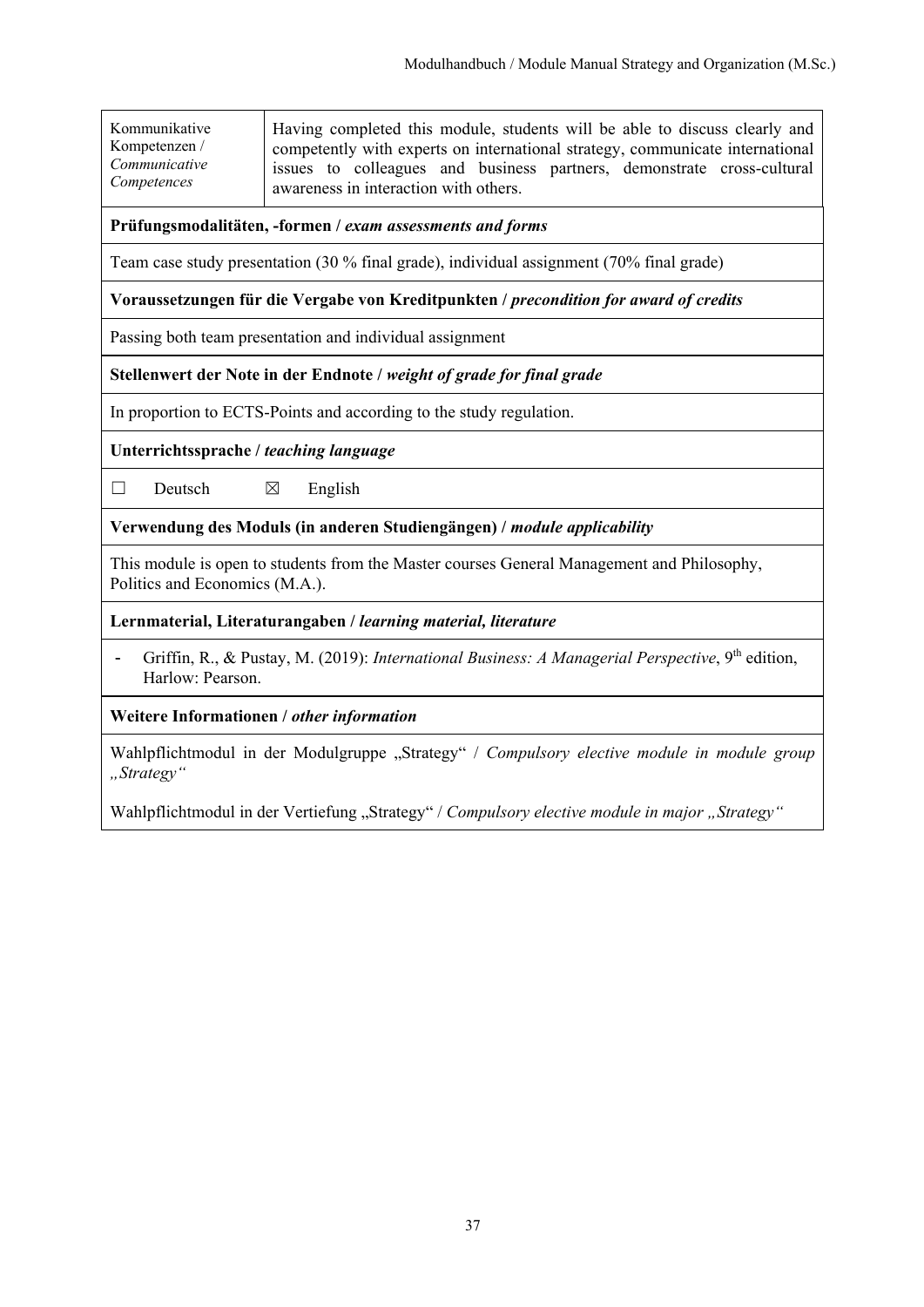| Kommunikative Kompetenzen / *Communicative Competences* | Having completed this module, students will be able to discuss clearly and competently with experts on international strategy, communicate international issues to colleagues and business partners, demonstrate cross-cultural awareness in interaction with others. |
|---|---|

**Prüfungsmodalitäten, -formen / *exam assessments and forms***

Team case study presentation (30 % final grade), individual assignment (70% final grade)

**Voraussetzungen für die Vergabe von Kreditpunkten / *precondition for award of credits***

Passing both team presentation and individual assignment

**Stellenwert der Note in der Endnote / *weight of grade for final grade***

In proportion to ECTS-Points and according to the study regulation.

**Unterrichtssprache / *teaching language***

☐ Deutsch ☒ English

**Verwendung des Moduls (in anderen Studiengängen) / *module applicability***

This module is open to students from the Master courses General Management and Philosophy, Politics and Economics (M.A.).

**Lernmaterial, Literaturangaben / *learning material, literature***

- Griffin, R., & Pustay, M. (2019): *International Business: A Managerial Perspective*, 9th edition, Harlow: Pearson.

**Weitere Informationen / *other information***

Wahlpflichtmodul in der Modulgruppe „Strategy" / *Compulsory elective module in module group „Strategy"*

Wahlpflichtmodul in der Vertiefung „Strategy" / *Compulsory elective module in major „Strategy"*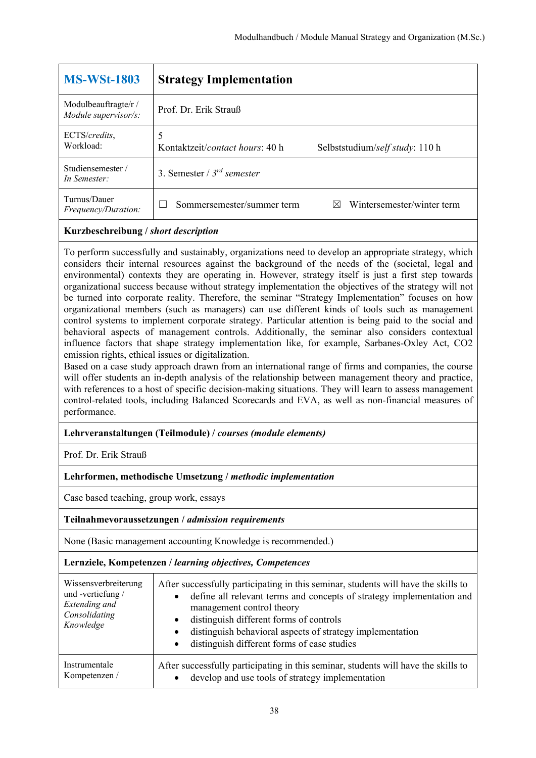| **MS-WSt-1803** | **Strategy Implementation** |
|---|---|
| Modulbeauftragte/r / *Module supervisor/s:* | Prof. Dr. Erik Strauß |
| ECTS/*credits*, Workload: | 5<br>Kontaktzeit/*contact hours*: 40 h Selbststudium/*self study*: 110 h |
| Studiensemester / *In Semester:* | 3. Semester / 3[rd] *semester* |
| Turnus/Dauer *Frequency/Duration:* | ☐ Sommersemester/summer term ☒ Wintersemester/winter term |

**Kurzbeschreibung / *short description***

To perform successfully and sustainably, organizations need to develop an appropriate strategy, which considers their internal resources against the background of the needs of the (societal, legal and environmental) contexts they are operating in. However, strategy itself is just a first step towards organizational success because without strategy implementation the objectives of the strategy will not be turned into corporate reality. Therefore, the seminar "Strategy Implementation" focuses on how organizational members (such as managers) can use different kinds of tools such as management control systems to implement corporate strategy. Particular attention is being paid to the social and behavioral aspects of management controls. Additionally, the seminar also considers contextual influence factors that shape strategy implementation like, for example, Sarbanes-Oxley Act, CO2 emission rights, ethical issues or digitalization.
Based on a case study approach drawn from an international range of firms and companies, the course will offer students an in-depth analysis of the relationship between management theory and practice, with references to a host of specific decision-making situations. They will learn to assess management control-related tools, including Balanced Scorecards and EVA, as well as non-financial measures of performance.

**Lehrveranstaltungen (Teilmodule) / *courses (module elements)***

Prof. Dr. Erik Strauß

**Lehrformen, methodische Umsetzung / *methodic implementation***

Case based teaching, group work, essays

**Teilnahmevoraussetzungen / *admission requirements***

None (Basic management accounting Knowledge is recommended.)

**Lernziele, Kompetenzen / *learning objectives, Competences***

| | |
|---|---|
| Wissensverbreiterung und -vertiefung / *Extending and Consolidating Knowledge* | After successfully participating in this seminar, students will have the skills to<br>• define all relevant terms and concepts of strategy implementation and management control theory<br>• distinguish different forms of controls<br>• distinguish behavioral aspects of strategy implementation<br>• distinguish different forms of case studies |
| Instrumentale Kompetenzen / | After successfully participating in this seminar, students will have the skills to<br>• develop and use tools of strategy implementation |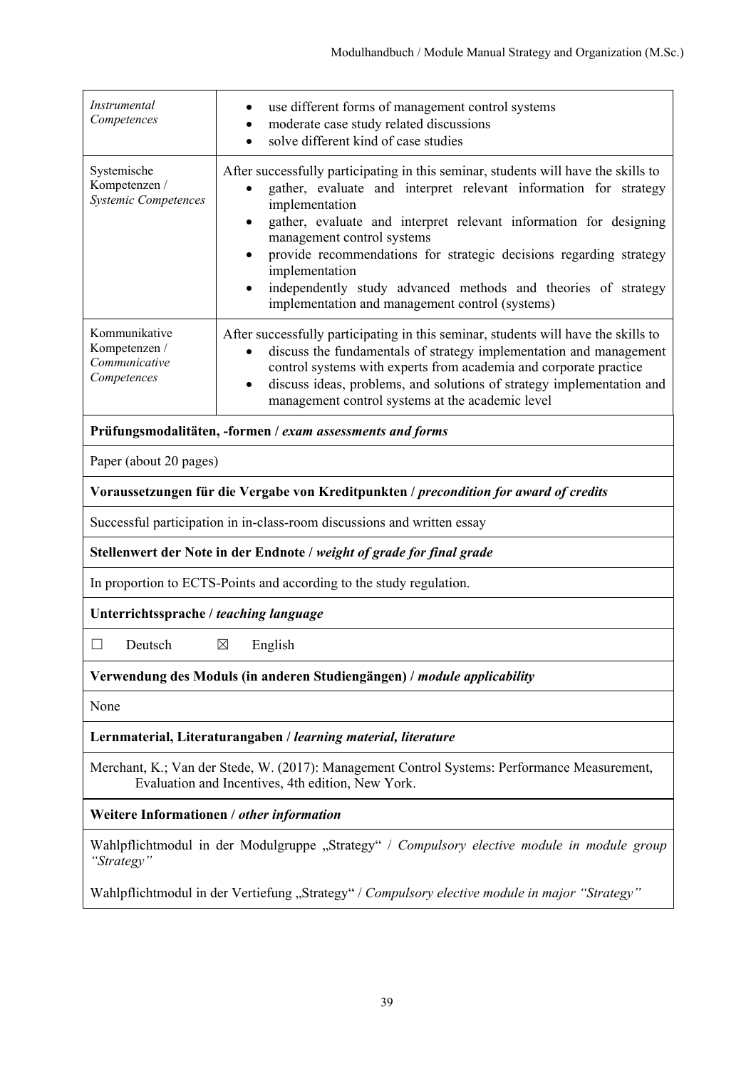| | |
|---|---|
| *Instrumental Competences* | • use different forms of management control systems<br>• moderate case study related discussions<br>• solve different kind of case studies |
| Systemische Kompetenzen / *Systemic Competences* | After successfully participating in this seminar, students will have the skills to<br>• gather, evaluate and interpret relevant information for strategy implementation<br>• gather, evaluate and interpret relevant information for designing management control systems<br>• provide recommendations for strategic decisions regarding strategy implementation<br>• independently study advanced methods and theories of strategy implementation and management control (systems) |
| Kommunikative Kompetenzen / *Communicative Competences* | After successfully participating in this seminar, students will have the skills to<br>• discuss the fundamentals of strategy implementation and management control systems with experts from academia and corporate practice<br>• discuss ideas, problems, and solutions of strategy implementation and management control systems at the academic level |

**Prüfungsmodalitäten, -formen / *exam assessments and forms***

Paper (about 20 pages)

**Voraussetzungen für die Vergabe von Kreditpunkten / *precondition for award of credits***

Successful participation in in-class-room discussions and written essay

**Stellenwert der Note in der Endnote / *weight of grade for final grade***

In proportion to ECTS-Points and according to the study regulation.

**Unterrichtssprache / *teaching language***

☐ Deutsch ☒ English

**Verwendung des Moduls (in anderen Studiengängen) / *module applicability***

None

**Lernmaterial, Literaturangaben / *learning material, literature***

Merchant, K.; Van der Stede, W. (2017): Management Control Systems: Performance Measurement, Evaluation and Incentives, 4th edition, New York.

**Weitere Informationen / *other information***

Wahlpflichtmodul in der Modulgruppe „Strategy" / *Compulsory elective module in module group "Strategy"*

Wahlpflichtmodul in der Vertiefung „Strategy" / *Compulsory elective module in major "Strategy"*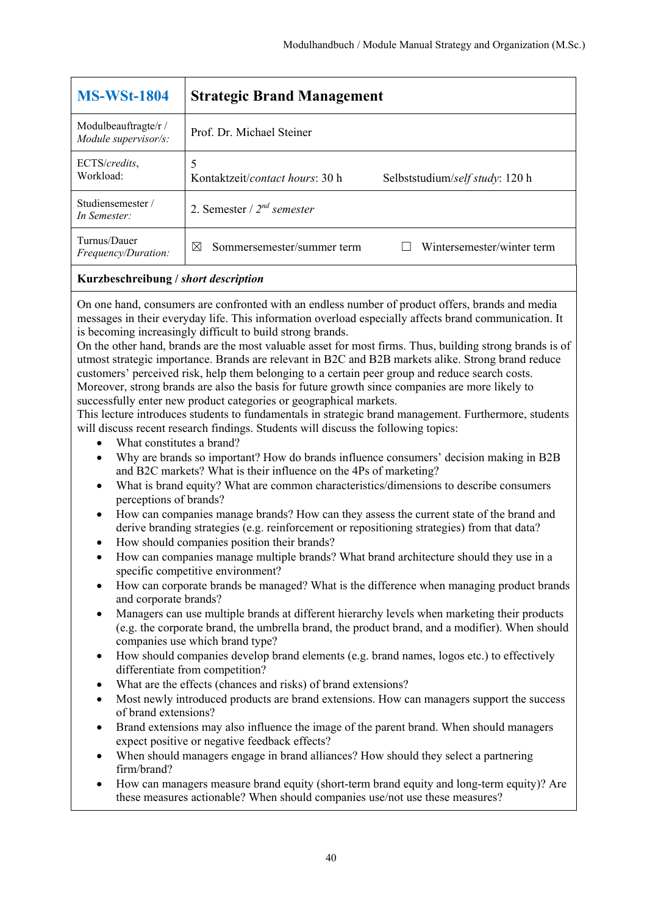| **MS-WSt-1804** | **Strategic Brand Management** | |
|---|---|---|
| Modulbeauftragte/r / *Module supervisor/s:* | Prof. Dr. Michael Steiner | |
| ECTS/*credits*, Workload: | 5<br>Kontaktzeit/*contact hours*: 30 h | Selbststudium/*self study*: 120 h |
| Studiensemester / *In Semester:* | 2. Semester / 2nd *semester* | |
| Turnus/Dauer *Frequency/Duration:* | ☒ Sommersemester/summer term | ☐ Wintersemester/winter term |

**Kurzbeschreibung / *short description***

On one hand, consumers are confronted with an endless number of product offers, brands and media messages in their everyday life. This information overload especially affects brand communication. It is becoming increasingly difficult to build strong brands.
On the other hand, brands are the most valuable asset for most firms. Thus, building strong brands is of utmost strategic importance. Brands are relevant in B2C and B2B markets alike. Strong brand reduce customers' perceived risk, help them belonging to a certain peer group and reduce search costs. Moreover, strong brands are also the basis for future growth since companies are more likely to successfully enter new product categories or geographical markets.
This lecture introduces students to fundamentals in strategic brand management. Furthermore, students will discuss recent research findings. Students will discuss the following topics:

- What constitutes a brand?
- Why are brands so important? How do brands influence consumers' decision making in B2B and B2C markets? What is their influence on the 4Ps of marketing?
- What is brand equity? What are common characteristics/dimensions to describe consumers perceptions of brands?
- How can companies manage brands? How can they assess the current state of the brand and derive branding strategies (e.g. reinforcement or repositioning strategies) from that data?
- How should companies position their brands?
- How can companies manage multiple brands? What brand architecture should they use in a specific competitive environment?
- How can corporate brands be managed? What is the difference when managing product brands and corporate brands?
- Managers can use multiple brands at different hierarchy levels when marketing their products (e.g. the corporate brand, the umbrella brand, the product brand, and a modifier). When should companies use which brand type?
- How should companies develop brand elements (e.g. brand names, logos etc.) to effectively differentiate from competition?
- What are the effects (chances and risks) of brand extensions?
- Most newly introduced products are brand extensions. How can managers support the success of brand extensions?
- Brand extensions may also influence the image of the parent brand. When should managers expect positive or negative feedback effects?
- When should managers engage in brand alliances? How should they select a partnering firm/brand?
- How can managers measure brand equity (short-term brand equity and long-term equity)? Are these measures actionable? When should companies use/not use these measures?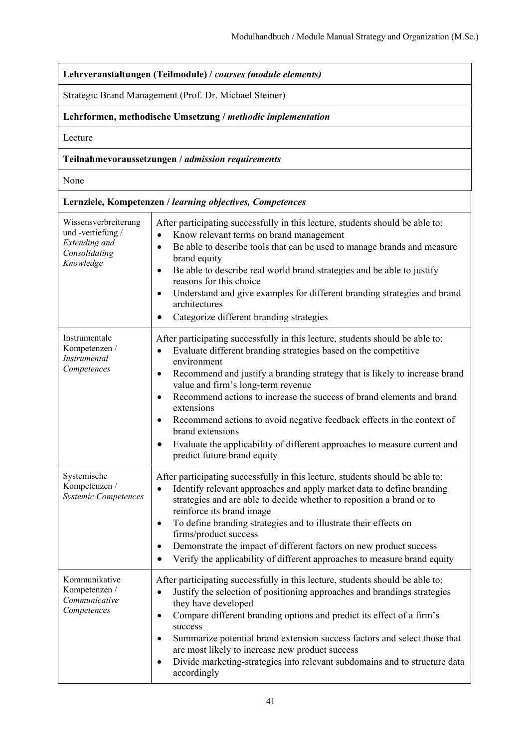| **Lehrveranstaltungen (Teilmodule) / *courses (module elements)*** | |
|---|---|
| Strategic Brand Management (Prof. Dr. Michael Steiner) | |
| **Lehrformen, methodische Umsetzung / *methodic implementation*** | |
| Lecture | |
| **Teilnahmevoraussetzungen / *admission requirements*** | |
| None | |
| **Lernziele, Kompetenzen / *learning objectives, Competences*** | |
| Wissensverbreiterung und -vertiefung / *Extending and Consolidating Knowledge* | After participating successfully in this lecture, students should be able to:<br>• Know relevant terms on brand management<br>• Be able to describe tools that can be used to manage brands and measure brand equity<br>• Be able to describe real world brand strategies and be able to justify reasons for this choice<br>• Understand and give examples for different branding strategies and brand architectures<br>• Categorize different branding strategies |
| Instrumentale Kompetenzen / *Instrumental Competences* | After participating successfully in this lecture, students should be able to:<br>• Evaluate different branding strategies based on the competitive environment<br>• Recommend and justify a branding strategy that is likely to increase brand value and firm's long-term revenue<br>• Recommend actions to increase the success of brand elements and brand extensions<br>• Recommend actions to avoid negative feedback effects in the context of brand extensions<br>• Evaluate the applicability of different approaches to measure current and predict future brand equity |
| Systemische Kompetenzen / *Systemic Competences* | After participating successfully in this lecture, students should be able to:<br>• Identify relevant approaches and apply market data to define branding strategies and are able to decide whether to reposition a brand or to reinforce its brand image<br>• To define branding strategies and to illustrate their effects on firms/product success<br>• Demonstrate the impact of different factors on new product success<br>• Verify the applicability of different approaches to measure brand equity |
| Kommunikative Kompetenzen / *Communicative Competences* | After participating successfully in this lecture, students should be able to:<br>• Justify the selection of positioning approaches and brandings strategies they have developed<br>• Compare different branding options and predict its effect of a firm's success<br>• Summarize potential brand extension success factors and select those that are most likely to increase new product success<br>• Divide marketing-strategies into relevant subdomains and to structure data accordingly |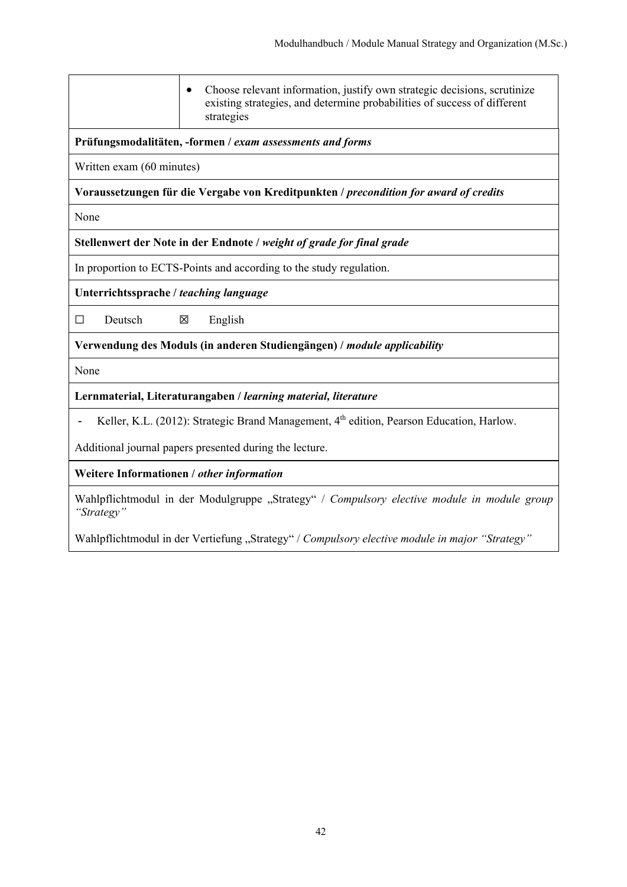| | |
|---|---|
| | • Choose relevant information, justify own strategic decisions, scrutinize existing strategies, and determine probabilities of success of different strategies |

**Prüfungsmodalitäten, -formen /** ***exam assessments and forms***

Written exam (60 minutes)

**Voraussetzungen für die Vergabe von Kreditpunkten /** ***precondition for award of credits***

None

**Stellenwert der Note in der Endnote /** ***weight of grade for final grade***

In proportion to ECTS-Points and according to the study regulation.

**Unterrichtssprache /** ***teaching language***

☐ Deutsch ☒ English

**Verwendung des Moduls (in anderen Studiengängen) /** ***module applicability***

None

**Lernmaterial, Literaturangaben /** ***learning material, literature***

- Keller, K.L. (2012): Strategic Brand Management, 4th edition, Pearson Education, Harlow.

Additional journal papers presented during the lecture.

**Weitere Informationen /** ***other information***

Wahlpflichtmodul in der Modulgruppe „Strategy" / *Compulsory elective module in module group "Strategy"*

Wahlpflichtmodul in der Vertiefung „Strategy" / *Compulsory elective module in major "Strategy"*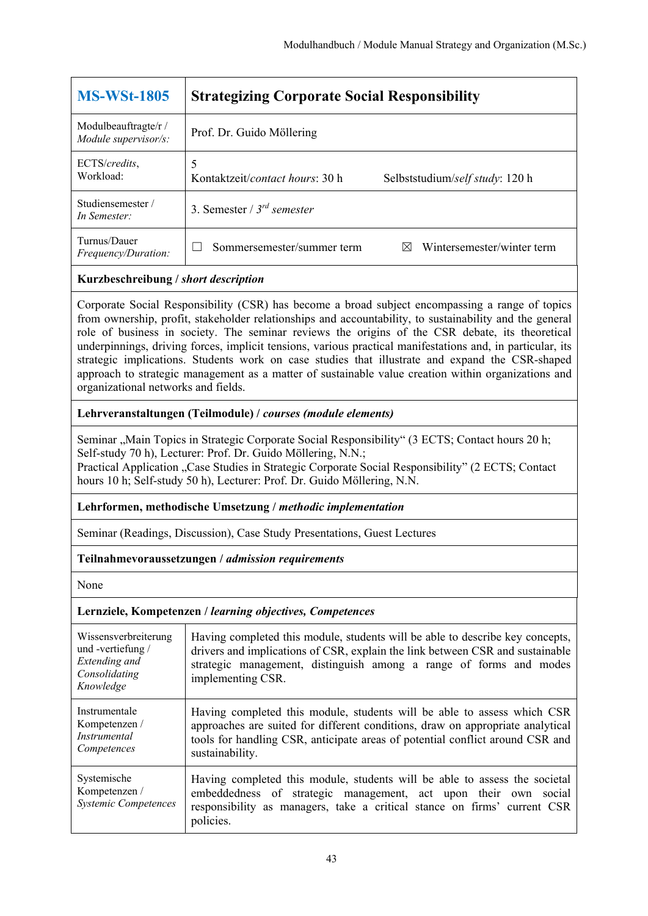| MS-WSt-1805 | Strategizing Corporate Social Responsibility |
|---|---|
| Modulbeauftragte/r / *Module supervisor/s:* | Prof. Dr. Guido Möllering |
| ECTS/*credits*, Workload: | 5<br>Kontaktzeit/*contact hours*: 30 h      Selbststudium/*self study*: 120 h |
| Studiensemester / *In Semester:* | 3. Semester / 3*rd semester* |
| Turnus/Dauer *Frequency/Duration:* | ☐ Sommersemester/summer term      ☒ Wintersemester/winter term |

**Kurzbeschreibung / *short description***

Corporate Social Responsibility (CSR) has become a broad subject encompassing a range of topics from ownership, profit, stakeholder relationships and accountability, to sustainability and the general role of business in society. The seminar reviews the origins of the CSR debate, its theoretical underpinnings, driving forces, implicit tensions, various practical manifestations and, in particular, its strategic implications. Students work on case studies that illustrate and expand the CSR-shaped approach to strategic management as a matter of sustainable value creation within organizations and organizational networks and fields.

**Lehrveranstaltungen (Teilmodule) / *courses (module elements)***

Seminar „Main Topics in Strategic Corporate Social Responsibility“ (3 ECTS; Contact hours 20 h; Self-study 70 h), Lecturer: Prof. Dr. Guido Möllering, N.N.;
Practical Application „Case Studies in Strategic Corporate Social Responsibility” (2 ECTS; Contact hours 10 h; Self-study 50 h), Lecturer: Prof. Dr. Guido Möllering, N.N.

**Lehrformen, methodische Umsetzung / *methodic implementation***

Seminar (Readings, Discussion), Case Study Presentations, Guest Lectures

**Teilnahmevoraussetzungen / *admission requirements***

None

**Lernziele, Kompetenzen / *learning objectives, Competences***

| | |
|---|---|
| Wissensverbreiterung und -vertiefung / *Extending and Consolidating Knowledge* | Having completed this module, students will be able to describe key concepts, drivers and implications of CSR, explain the link between CSR and sustainable strategic management, distinguish among a range of forms and modes implementing CSR. |
| Instrumentale Kompetenzen / *Instrumental Competences* | Having completed this module, students will be able to assess which CSR approaches are suited for different conditions, draw on appropriate analytical tools for handling CSR, anticipate areas of potential conflict around CSR and sustainability. |
| Systemische Kompetenzen / *Systemic Competences* | Having completed this module, students will be able to assess the societal embeddedness of strategic management, act upon their own social responsibility as managers, take a critical stance on firms' current CSR policies. |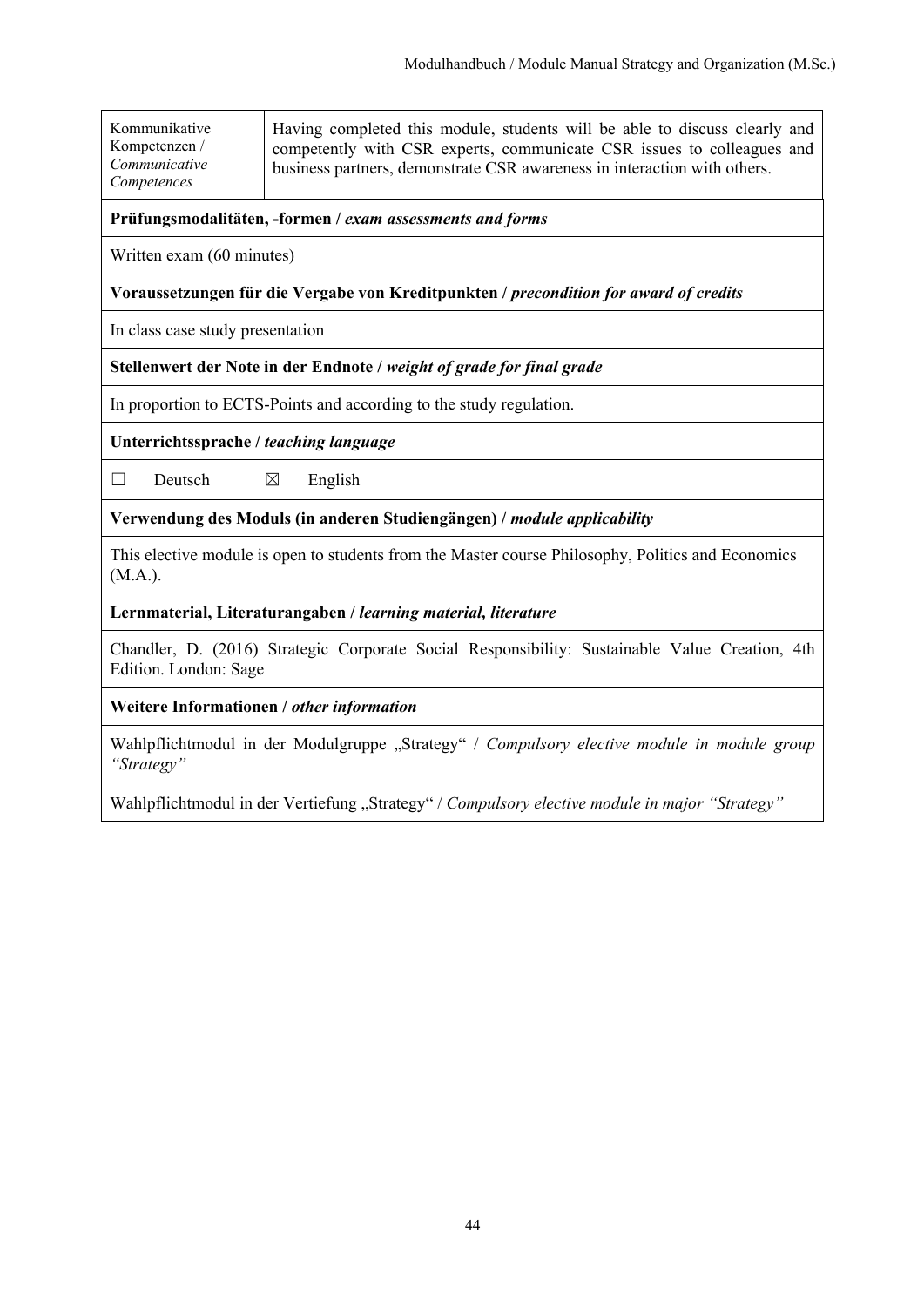| Kommunikative Kompetenzen / *Communicative Competences* | Having completed this module, students will be able to discuss clearly and competently with CSR experts, communicate CSR issues to colleagues and business partners, demonstrate CSR awareness in interaction with others. |
|---|---|

**Prüfungsmodalitäten, -formen / *exam assessments and forms***

Written exam (60 minutes)

**Voraussetzungen für die Vergabe von Kreditpunkten / *precondition for award of credits***

In class case study presentation

**Stellenwert der Note in der Endnote / *weight of grade for final grade***

In proportion to ECTS-Points and according to the study regulation.

**Unterrichtssprache / *teaching language***

☐ Deutsch ☒ English

**Verwendung des Moduls (in anderen Studiengängen) / *module applicability***

This elective module is open to students from the Master course Philosophy, Politics and Economics (M.A.).

**Lernmaterial, Literaturangaben / *learning material, literature***

Chandler, D. (2016) Strategic Corporate Social Responsibility: Sustainable Value Creation, 4th Edition. London: Sage

**Weitere Informationen / *other information***

Wahlpflichtmodul in der Modulgruppe „Strategy“ / *Compulsory elective module in module group “Strategy”*

Wahlpflichtmodul in der Vertiefung „Strategy“ / *Compulsory elective module in major “Strategy”*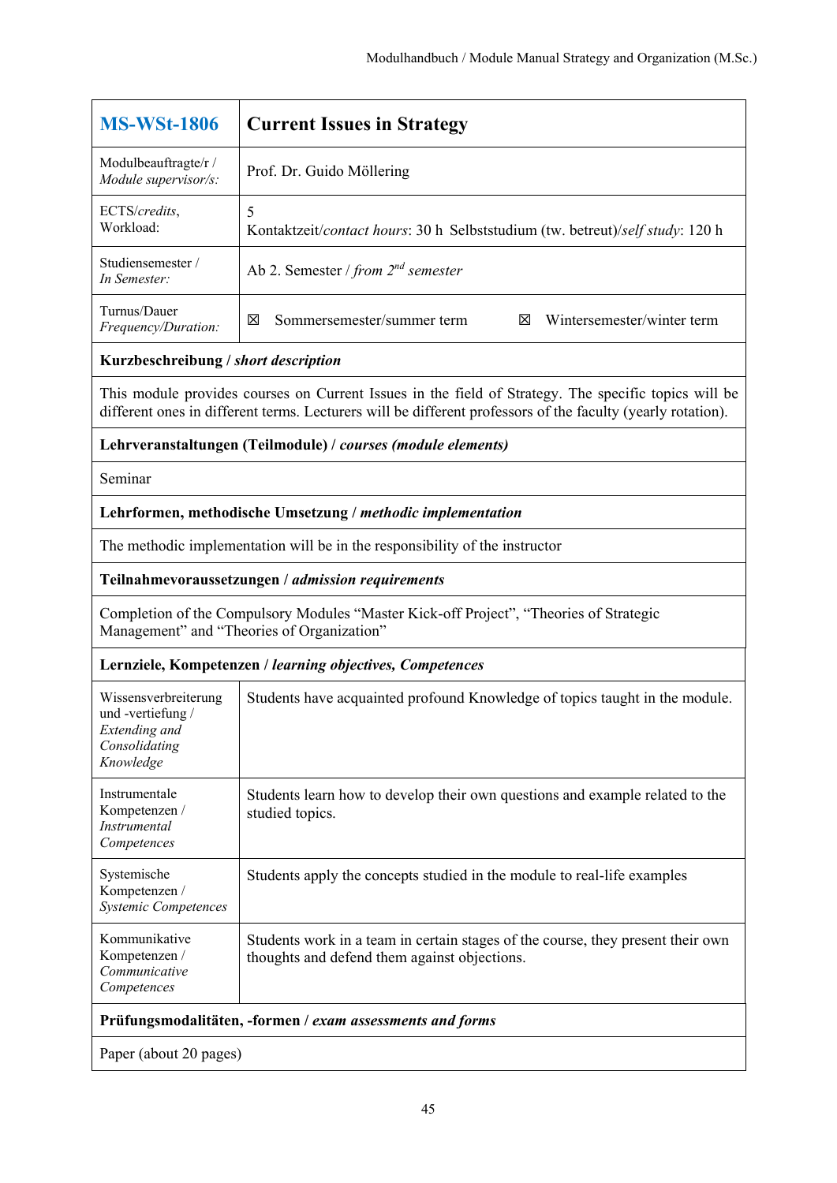| **MS-WSt-1806** | **Current Issues in Strategy** |
|---|---|
| Modulbeauftragte/r / *Module supervisor/s:* | Prof. Dr. Guido Möllering |
| ECTS/*credits*, Workload: | 5<br>Kontaktzeit/*contact hours*: 30 h Selbststudium (tw. betreut)/*self study*: 120 h |
| Studiensemester / *In Semester:* | Ab 2. Semester / *from 2nd semester* |
| Turnus/Dauer *Frequency/Duration:* | ☒ Sommersemester/summer term ☒ Wintersemester/winter term |
| **Kurzbeschreibung / *short description*** | |
| This module provides courses on Current Issues in the field of Strategy. The specific topics will be different ones in different terms. Lecturers will be different professors of the faculty (yearly rotation). | |
| **Lehrveranstaltungen (Teilmodule) / *courses (module elements)*** | |
| Seminar | |
| **Lehrformen, methodische Umsetzung / *methodic implementation*** | |
| The methodic implementation will be in the responsibility of the instructor | |
| **Teilnahmevoraussetzungen / *admission requirements*** | |
| Completion of the Compulsory Modules "Master Kick-off Project", "Theories of Strategic Management" and "Theories of Organization" | |
| **Lernziele, Kompetenzen / *learning objectives, Competences*** | |
| Wissensverbreiterung und -vertiefung / *Extending and Consolidating Knowledge* | Students have acquainted profound Knowledge of topics taught in the module. |
| Instrumentale Kompetenzen / *Instrumental Competences* | Students learn how to develop their own questions and example related to the studied topics. |
| Systemische Kompetenzen / *Systemic Competences* | Students apply the concepts studied in the module to real-life examples |
| Kommunikative Kompetenzen / *Communicative Competences* | Students work in a team in certain stages of the course, they present their own thoughts and defend them against objections. |
| **Prüfungsmodalitäten, -formen / *exam assessments and forms*** | |
| Paper (about 20 pages) | |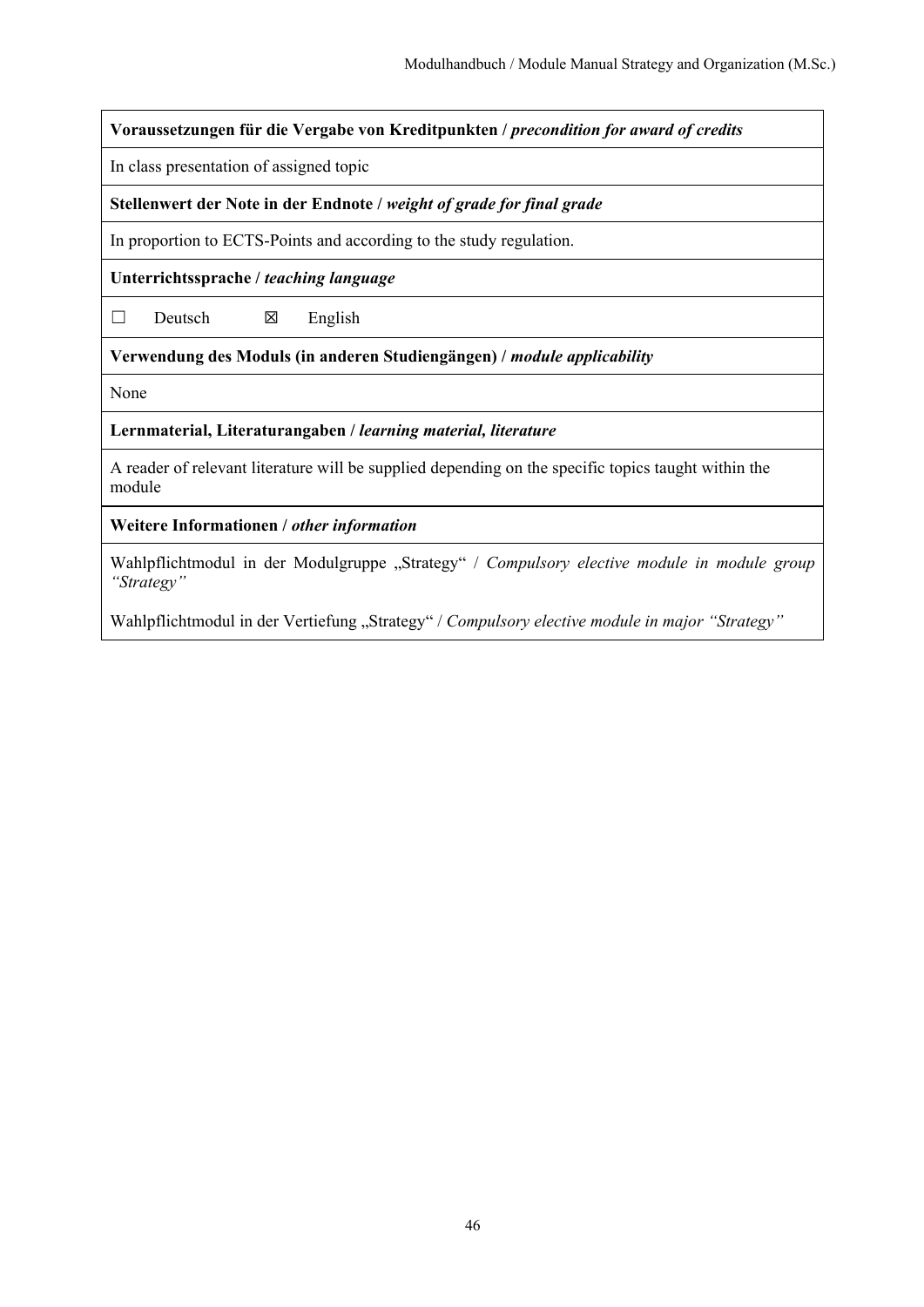| **Voraussetzungen für die Vergabe von Kreditpunkten / *precondition for award of credits*** |
|---|
| In class presentation of assigned topic |
| **Stellenwert der Note in der Endnote / *weight of grade for final grade*** |
| In proportion to ECTS-Points and according to the study regulation. |
| **Unterrichtssprache / *teaching language*** |
| ☐ Deutsch ☒ English |
| **Verwendung des Moduls (in anderen Studiengängen) / *module applicability*** |
| None |
| **Lernmaterial, Literaturangaben / *learning material, literature*** |
| A reader of relevant literature will be supplied depending on the specific topics taught within the module |
| **Weitere Informationen / *other information*** |
| Wahlpflichtmodul in der Modulgruppe „Strategy“ / *Compulsory elective module in module group “Strategy”*<br><br>Wahlpflichtmodul in der Vertiefung „Strategy“ / *Compulsory elective module in major “Strategy”* |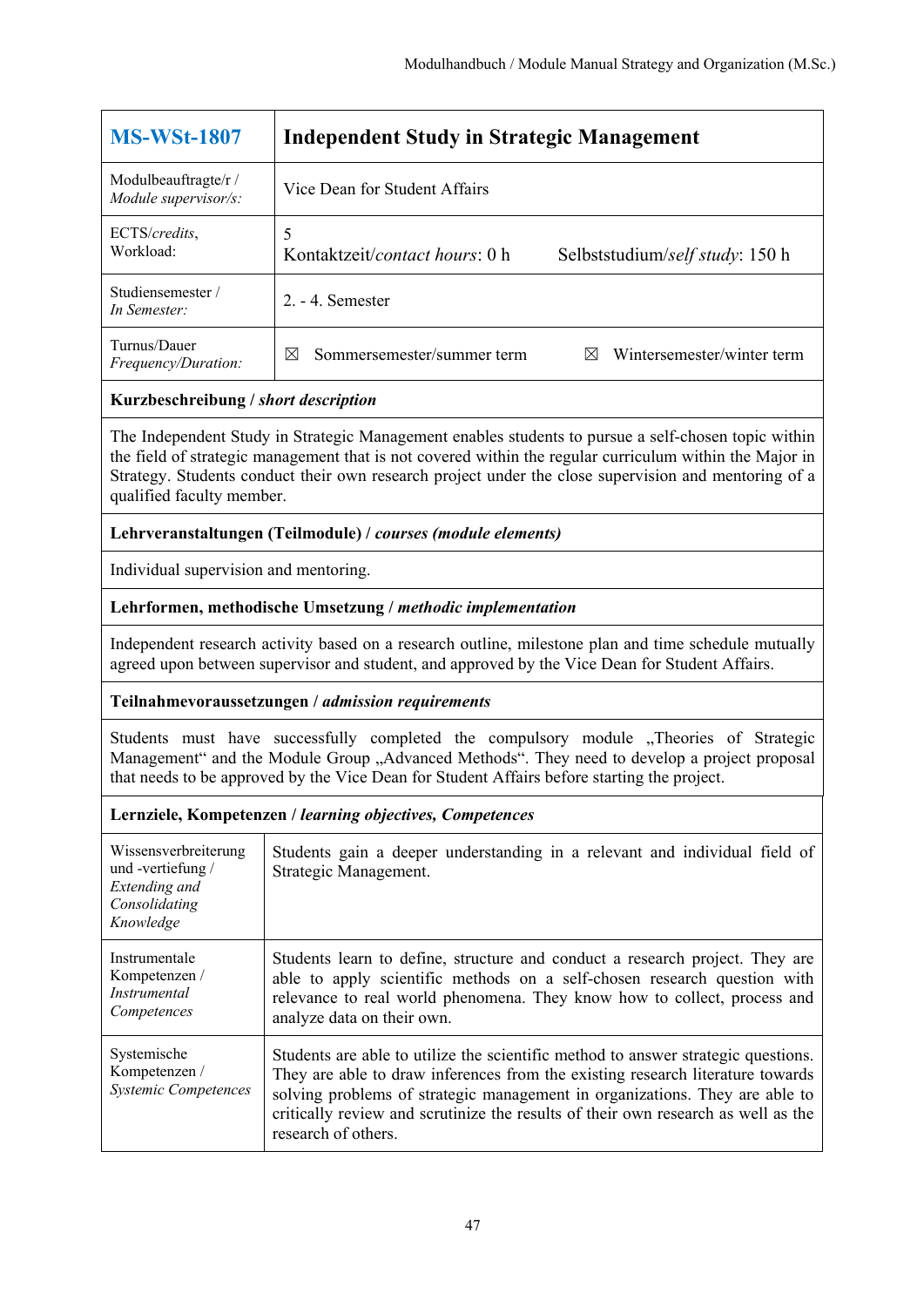| **MS-WSt-1807** | **Independent Study in Strategic Management** | |
|---|---|---|
| Modulbeauftragte/r / *Module supervisor/s:* | Vice Dean for Student Affairs | |
| ECTS/*credits*, Workload: | 5<br>Kontaktzeit/*contact hours*: 0 h | Selbststudium/*self study*: 150 h |
| Studiensemester / *In Semester:* | 2. - 4. Semester | |
| Turnus/Dauer *Frequency/Duration:* | ☒ Sommersemester/summer term | ☒ Wintersemester/winter term |

**Kurzbeschreibung / *short description***

The Independent Study in Strategic Management enables students to pursue a self-chosen topic within the field of strategic management that is not covered within the regular curriculum within the Major in Strategy. Students conduct their own research project under the close supervision and mentoring of a qualified faculty member.

**Lehrveranstaltungen (Teilmodule) / *courses (module elements)***

Individual supervision and mentoring.

**Lehrformen, methodische Umsetzung / *methodic implementation***

Independent research activity based on a research outline, milestone plan and time schedule mutually agreed upon between supervisor and student, and approved by the Vice Dean for Student Affairs.

**Teilnahmevoraussetzungen / *admission requirements***

Students must have successfully completed the compulsory module „Theories of Strategic Management" and the Module Group „Advanced Methods". They need to develop a project proposal that needs to be approved by the Vice Dean for Student Affairs before starting the project.

**Lernziele, Kompetenzen / *learning objectives, Competences***

| | |
|---|---|
| Wissensverbreiterung und -vertiefung / *Extending and Consolidating Knowledge* | Students gain a deeper understanding in a relevant and individual field of Strategic Management. |
| Instrumentale Kompetenzen / *Instrumental Competences* | Students learn to define, structure and conduct a research project. They are able to apply scientific methods on a self-chosen research question with relevance to real world phenomena. They know how to collect, process and analyze data on their own. |
| Systemische Kompetenzen / *Systemic Competences* | Students are able to utilize the scientific method to answer strategic questions. They are able to draw inferences from the existing research literature towards solving problems of strategic management in organizations. They are able to critically review and scrutinize the results of their own research as well as the research of others. |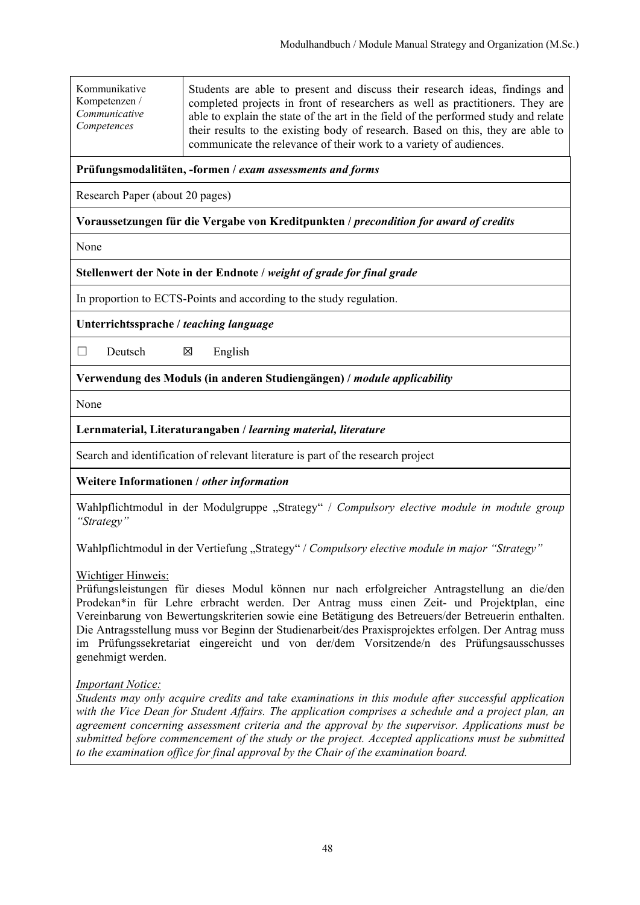| Kommunikative Kompetenzen / *Communicative Competences* | Students are able to present and discuss their research ideas, findings and completed projects in front of researchers as well as practitioners. They are able to explain the state of the art in the field of the performed study and relate their results to the existing body of research. Based on this, they are able to communicate the relevance of their work to a variety of audiences. |
|---|---|

**Prüfungsmodalitäten, -formen /** ***exam assessments and forms***

Research Paper (about 20 pages)

**Voraussetzungen für die Vergabe von Kreditpunkten /** ***precondition for award of credits***

None

**Stellenwert der Note in der Endnote /** ***weight of grade for final grade***

In proportion to ECTS-Points and according to the study regulation.

**Unterrichtssprache /** ***teaching language***

☐ Deutsch ☒ English

**Verwendung des Moduls (in anderen Studiengängen) /** ***module applicability***

None

**Lernmaterial, Literaturangaben /** ***learning material, literature***

Search and identification of relevant literature is part of the research project

**Weitere Informationen /** ***other information***

Wahlpflichtmodul in der Modulgruppe „Strategy" / *Compulsory elective module in module group "Strategy"*

Wahlpflichtmodul in der Vertiefung „Strategy" / *Compulsory elective module in major "Strategy"*

Wichtiger Hinweis:
Prüfungsleistungen für dieses Modul können nur nach erfolgreicher Antragstellung an die/den Prodekan*in für Lehre erbracht werden. Der Antrag muss einen Zeit- und Projektplan, eine Vereinbarung von Bewertungskriterien sowie eine Betätigung des Betreuers/der Betreuerin enthalten. Die Antragsstellung muss vor Beginn der Studienarbeit/des Praxisprojektes erfolgen. Der Antrag muss im Prüfungssekretariat eingereicht und von der/dem Vorsitzende/n des Prüfungsausschusses genehmigt werden.

*Important Notice:*
*Students may only acquire credits and take examinations in this module after successful application with the Vice Dean for Student Affairs. The application comprises a schedule and a project plan, an agreement concerning assessment criteria and the approval by the supervisor. Applications must be submitted before commencement of the study or the project. Accepted applications must be submitted to the examination office for final approval by the Chair of the examination board.*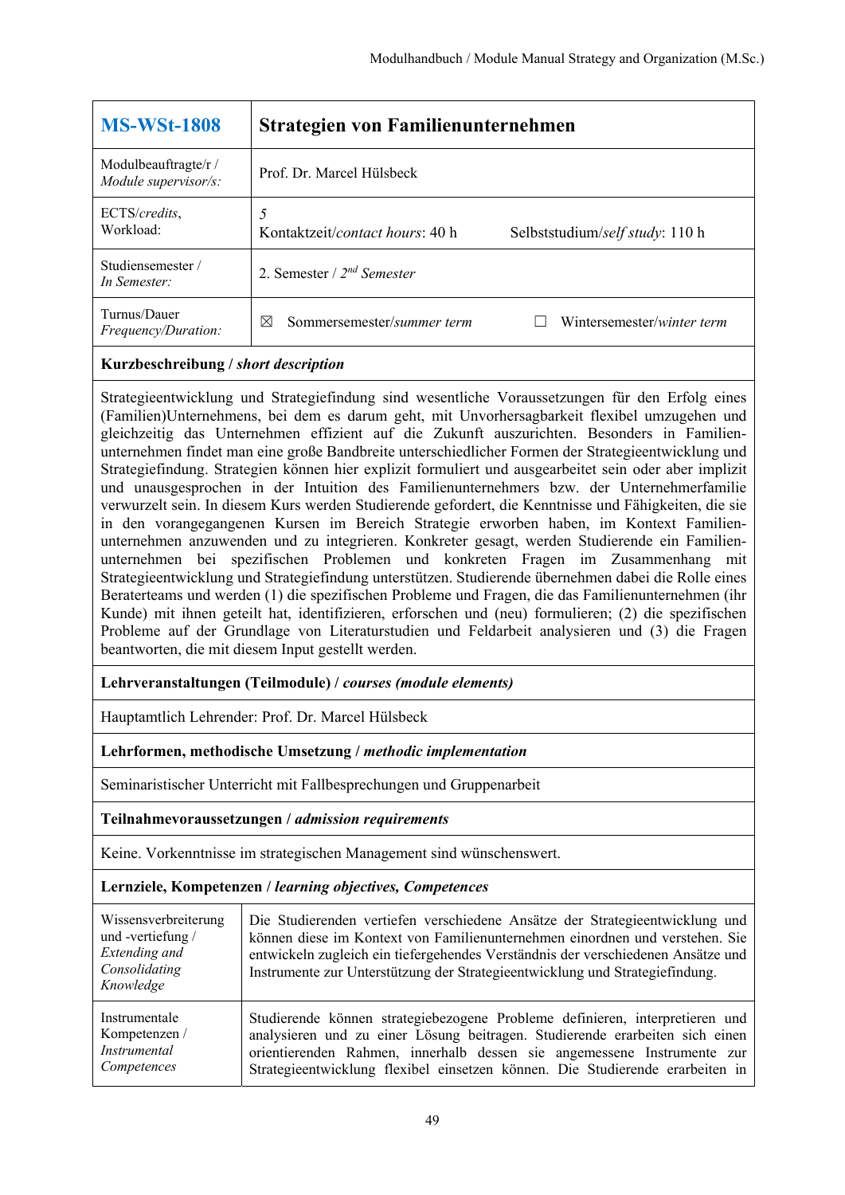| **MS-WSt-1808** | **Strategien von Familienunternehmen** |
|---|---|
| Modulbeauftragte/r / *Module supervisor/s:* | Prof. Dr. Marcel Hülsbeck |
| ECTS/*credits*, Workload: | *5* <br> Kontaktzeit/*contact hours*: 40 h Selbststudium/*self study*: 110 h |
| Studiensemester / *In Semester:* | 2. Semester / *2nd Semester* |
| Turnus/Dauer *Frequency/Duration:* | ☒ Sommersemester/*summer term* ☐ Wintersemester/*winter term* |

**Kurzbeschreibung / *short description***

Strategieentwicklung und Strategiefindung sind wesentliche Voraussetzungen für den Erfolg eines (Familien)Unternehmens, bei dem es darum geht, mit Unvorhersagbarkeit flexibel umzugehen und gleichzeitig das Unternehmen effizient auf die Zukunft auszurichten. Besonders in Familienunternehmen findet man eine große Bandbreite unterschiedlicher Formen der Strategieentwicklung und Strategiefindung. Strategien können hier explizit formuliert und ausgearbeitet sein oder aber implizit und unausgesprochen in der Intuition des Familienunternehmers bzw. der Unternehmerfamilie verwurzelt sein. In diesem Kurs werden Studierende gefordert, die Kenntnisse und Fähigkeiten, die sie in den vorangegangenen Kursen im Bereich Strategie erworben haben, im Kontext Familienunternehmen anzuwenden und zu integrieren. Konkreter gesagt, werden Studierende ein Familienunternehmen bei spezifischen Problemen und konkreten Fragen im Zusammenhang mit Strategieentwicklung und Strategiefindung unterstützen. Studierende übernehmen dabei die Rolle eines Beraterteams und werden (1) die spezifischen Probleme und Fragen, die das Familienunternehmen (ihr Kunde) mit ihnen geteilt hat, identifizieren, erforschen und (neu) formulieren; (2) die spezifischen Probleme auf der Grundlage von Literaturstudien und Feldarbeit analysieren und (3) die Fragen beantworten, die mit diesem Input gestellt werden.

**Lehrveranstaltungen (Teilmodule) / *courses (module elements)***

Hauptamtlich Lehrender: Prof. Dr. Marcel Hülsbeck

**Lehrformen, methodische Umsetzung / *methodic implementation***

Seminaristischer Unterricht mit Fallbesprechungen und Gruppenarbeit

**Teilnahmevoraussetzungen / *admission requirements***

Keine. Vorkenntnisse im strategischen Management sind wünschenswert.

**Lernziele, Kompetenzen / *learning objectives, Competences***

| | |
|---|---|
| Wissensverbreiterung und -vertiefung / *Extending and Consolidating Knowledge* | Die Studierenden vertiefen verschiedene Ansätze der Strategieentwicklung und können diese im Kontext von Familienunternehmen einordnen und verstehen. Sie entwickeln zugleich ein tiefergehendes Verständnis der verschiedenen Ansätze und Instrumente zur Unterstützung der Strategieentwicklung und Strategiefindung. |
| Instrumentale Kompetenzen / *Instrumental Competences* | Studierende können strategiebezogene Probleme definieren, interpretieren und analysieren und zu einer Lösung beitragen. Studierende erarbeiten sich einen orientierenden Rahmen, innerhalb dessen sie angemessene Instrumente zur Strategieentwicklung flexibel einsetzen können. Die Studierende erarbeiten in |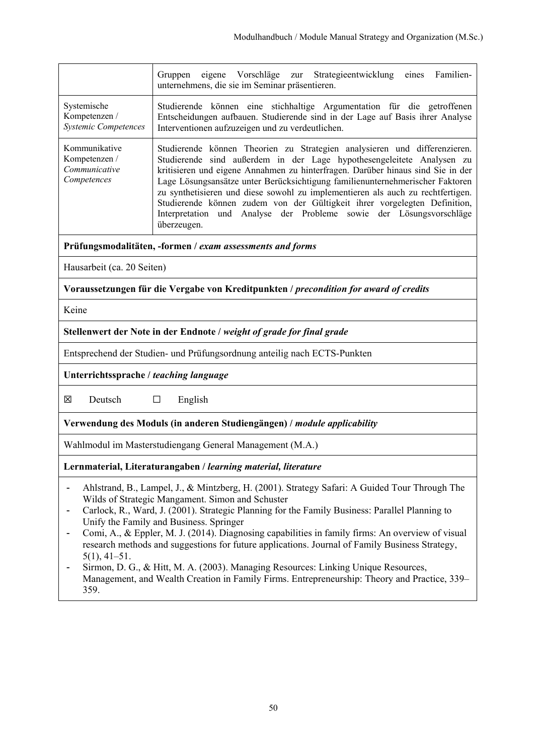| | |
|---|---|
| | Gruppen eigene Vorschläge zur Strategieentwicklung eines Familien-unternehmens, die sie im Seminar präsentieren. |
| Systemische Kompetenzen / *Systemic Competences* | Studierende können eine stichhaltige Argumentation für die getroffenen Entscheidungen aufbauen. Studierende sind in der Lage auf Basis ihrer Analyse Interventionen aufzuzeigen und zu verdeutlichen. |
| Kommunikative Kompetenzen / *Communicative Competences* | Studierende können Theorien zu Strategien analysieren und differenzieren. Studierende sind außerdem in der Lage hypothesengeleitete Analysen zu kritisieren und eigene Annahmen zu hinterfragen. Darüber hinaus sind Sie in der Lage Lösungsansätze unter Berücksichtigung familienunternehmerischer Faktoren zu synthetisieren und diese sowohl zu implementieren als auch zu rechtfertigen. Studierende können zudem von der Gültigkeit ihrer vorgelegten Definition, Interpretation und Analyse der Probleme sowie der Lösungsvorschläge überzeugen. |

**Prüfungsmodalitäten, -formen / *exam assessments and forms***

Hausarbeit (ca. 20 Seiten)

**Voraussetzungen für die Vergabe von Kreditpunkten / *precondition for award of credits***

Keine

**Stellenwert der Note in der Endnote / *weight of grade for final grade***

Entsprechend der Studien- und Prüfungsordnung anteilig nach ECTS-Punkten

**Unterrichtssprache / *teaching language***

☒ Deutsch ☐ English

**Verwendung des Moduls (in anderen Studiengängen) / *module applicability***

Wahlmodul im Masterstudiengang General Management (M.A.)

**Lernmaterial, Literaturangaben / *learning material, literature***

- Ahlstrand, B., Lampel, J., & Mintzberg, H. (2001). Strategy Safari: A Guided Tour Through The Wilds of Strategic Mangament. Simon and Schuster
- Carlock, R., Ward, J. (2001). Strategic Planning for the Family Business: Parallel Planning to Unify the Family and Business. Springer
- Comi, A., & Eppler, M. J. (2014). Diagnosing capabilities in family firms: An overview of visual research methods and suggestions for future applications. Journal of Family Business Strategy, 5(1), 41–51.
- Sirmon, D. G., & Hitt, M. A. (2003). Managing Resources: Linking Unique Resources, Management, and Wealth Creation in Family Firms. Entrepreneurship: Theory and Practice, 339–359.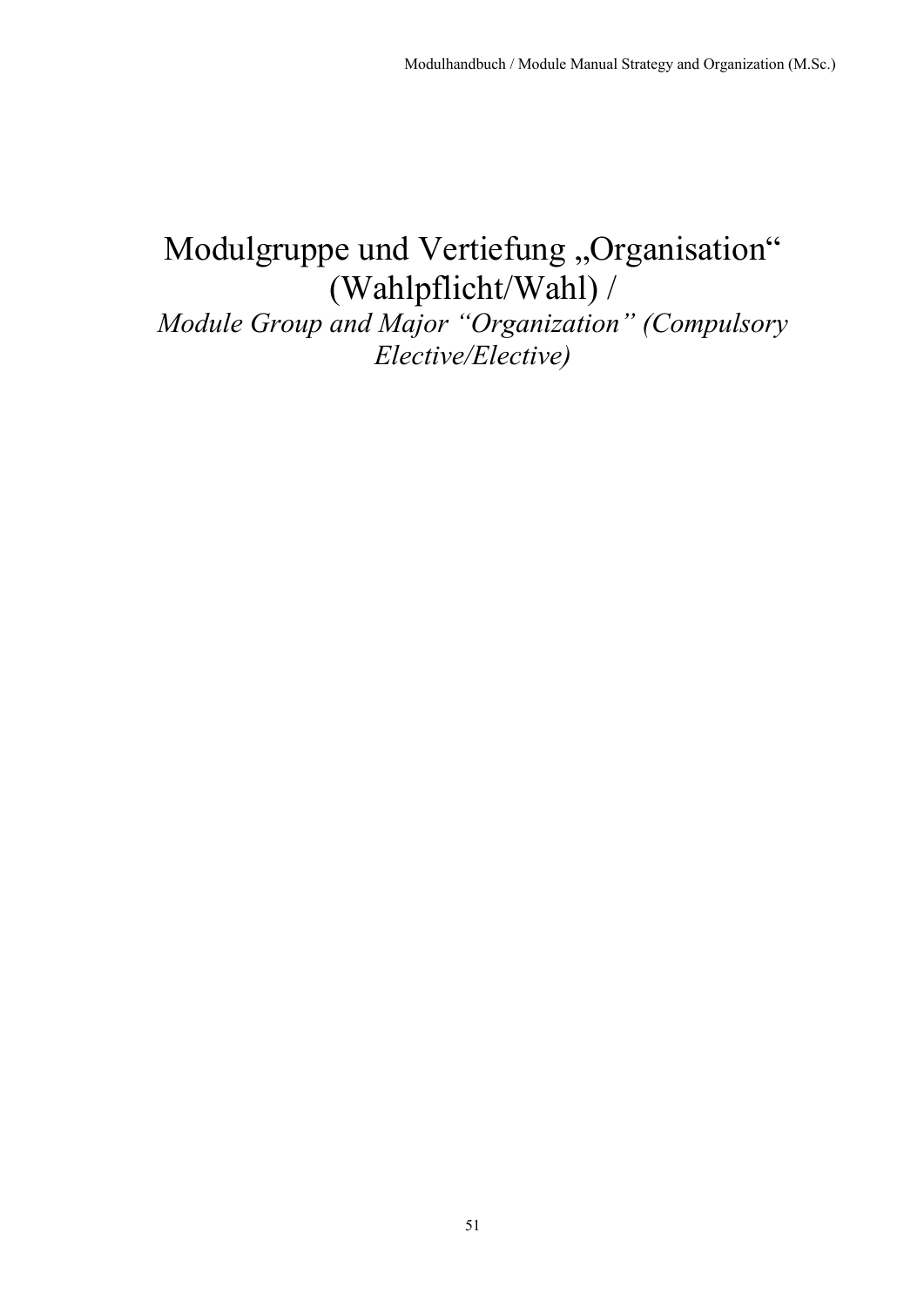# Modulgruppe und Vertiefung „Organisation" (Wahlpflicht/Wahl) /

# *Module Group and Major "Organization" (Compulsory Elective/Elective)*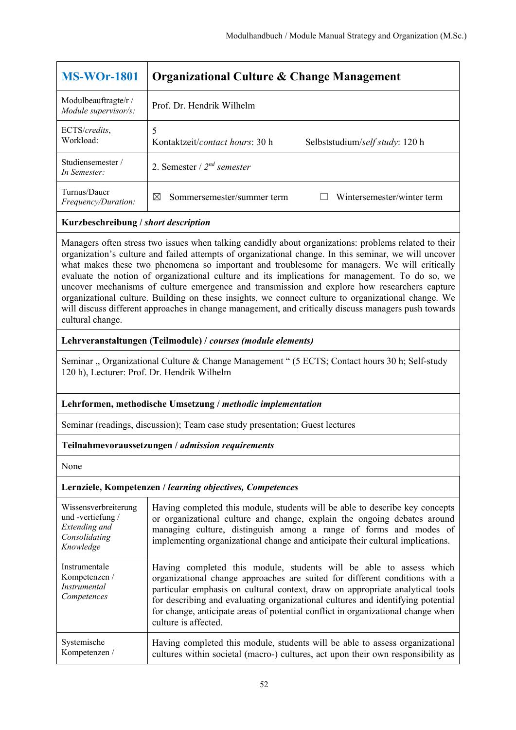| **MS-WOr-1801** | **Organizational Culture & Change Management** |
|---|---|
| Modulbeauftragte/r / *Module supervisor/s:* | Prof. Dr. Hendrik Wilhelm |
| ECTS/*credits*, Workload: | 5<br>Kontaktzeit/*contact hours*: 30 h Selbststudium/*self study*: 120 h |
| Studiensemester / *In Semester:* | 2. Semester / 2*nd* *semester* |
| Turnus/Dauer *Frequency/Duration:* | ☒ Sommersemester/summer term ☐ Wintersemester/winter term |
| **Kurzbeschreibung / *short description*** | |
| Managers often stress two issues when talking candidly about organizations: problems related to their organization's culture and failed attempts of organizational change. In this seminar, we will uncover what makes these two phenomena so important and troublesome for managers. We will critically evaluate the notion of organizational culture and its implications for management. To do so, we uncover mechanisms of culture emergence and transmission and explore how researchers capture organizational culture. Building on these insights, we connect culture to organizational change. We will discuss different approaches in change management, and critically discuss managers push towards cultural change. | |
| **Lehrveranstaltungen (Teilmodule) / *courses (module elements)*** | |
| Seminar „ Organizational Culture & Change Management " (5 ECTS; Contact hours 30 h; Self-study 120 h), Lecturer: Prof. Dr. Hendrik Wilhelm | |
| **Lehrformen, methodische Umsetzung / *methodic implementation*** | |
| Seminar (readings, discussion); Team case study presentation; Guest lectures | |
| **Teilnahmevoraussetzungen / *admission requirements*** | |
| None | |
| **Lernziele, Kompetenzen / *learning objectives, Competences*** | |
| Wissensverbreiterung und -vertiefung / *Extending and Consolidating Knowledge* | Having completed this module, students will be able to describe key concepts or organizational culture and change, explain the ongoing debates around managing culture, distinguish among a range of forms and modes of implementing organizational change and anticipate their cultural implications. |
| Instrumentale Kompetenzen / *Instrumental Competences* | Having completed this module, students will be able to assess which organizational change approaches are suited for different conditions with a particular emphasis on cultural context, draw on appropriate analytical tools for describing and evaluating organizational cultures and identifying potential for change, anticipate areas of potential conflict in organizational change when culture is affected. |
| Systemische Kompetenzen / | Having completed this module, students will be able to assess organizational cultures within societal (macro-) cultures, act upon their own responsibility as |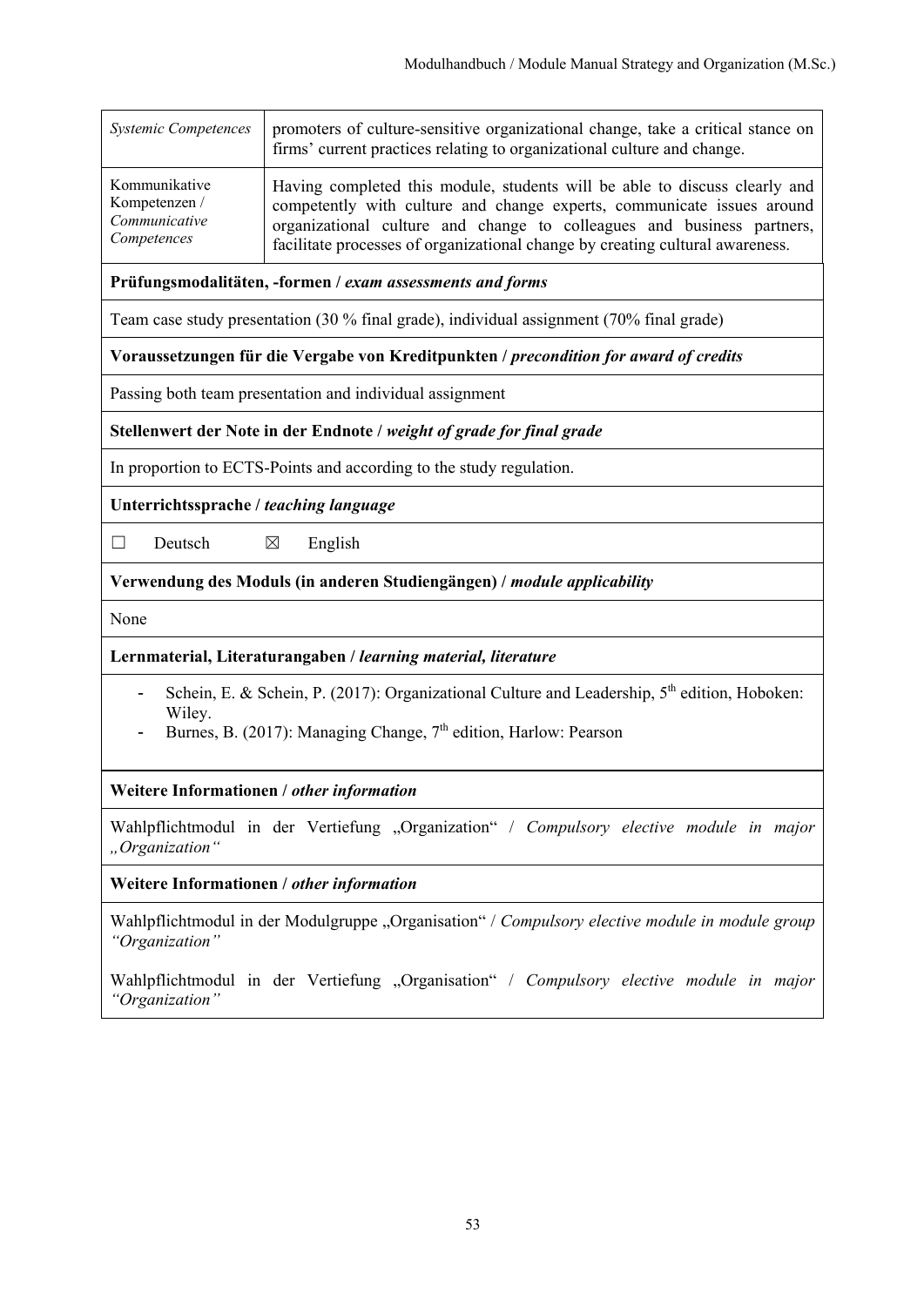| | |
|---|---|
| *Systemic Competences* | promoters of culture-sensitive organizational change, take a critical stance on firms' current practices relating to organizational culture and change. |
| Kommunikative Kompetenzen / *Communicative Competences* | Having completed this module, students will be able to discuss clearly and competently with culture and change experts, communicate issues around organizational culture and change to colleagues and business partners, facilitate processes of organizational change by creating cultural awareness. |

**Prüfungsmodalitäten, -formen /** ***exam assessments and forms***

Team case study presentation (30 % final grade), individual assignment (70% final grade)

**Voraussetzungen für die Vergabe von Kreditpunkten /** ***precondition for award of credits***

Passing both team presentation and individual assignment

**Stellenwert der Note in der Endnote /** ***weight of grade for final grade***

In proportion to ECTS-Points and according to the study regulation.

**Unterrichtssprache /** ***teaching language***

☐ Deutsch ☒ English

**Verwendung des Moduls (in anderen Studiengängen) /** ***module applicability***

None

**Lernmaterial, Literaturangaben /** ***learning material, literature***

- Schein, E. & Schein, P. (2017): Organizational Culture and Leadership, 5th edition, Hoboken: Wiley.
- Burnes, B. (2017): Managing Change, 7th edition, Harlow: Pearson

**Weitere Informationen /** ***other information***

Wahlpflichtmodul in der Vertiefung „Organization" / *Compulsory elective module in major „Organization"*

**Weitere Informationen /** ***other information***

Wahlpflichtmodul in der Modulgruppe „Organisation" / *Compulsory elective module in module group "Organization"*

Wahlpflichtmodul in der Vertiefung „Organisation" / *Compulsory elective module in major "Organization"*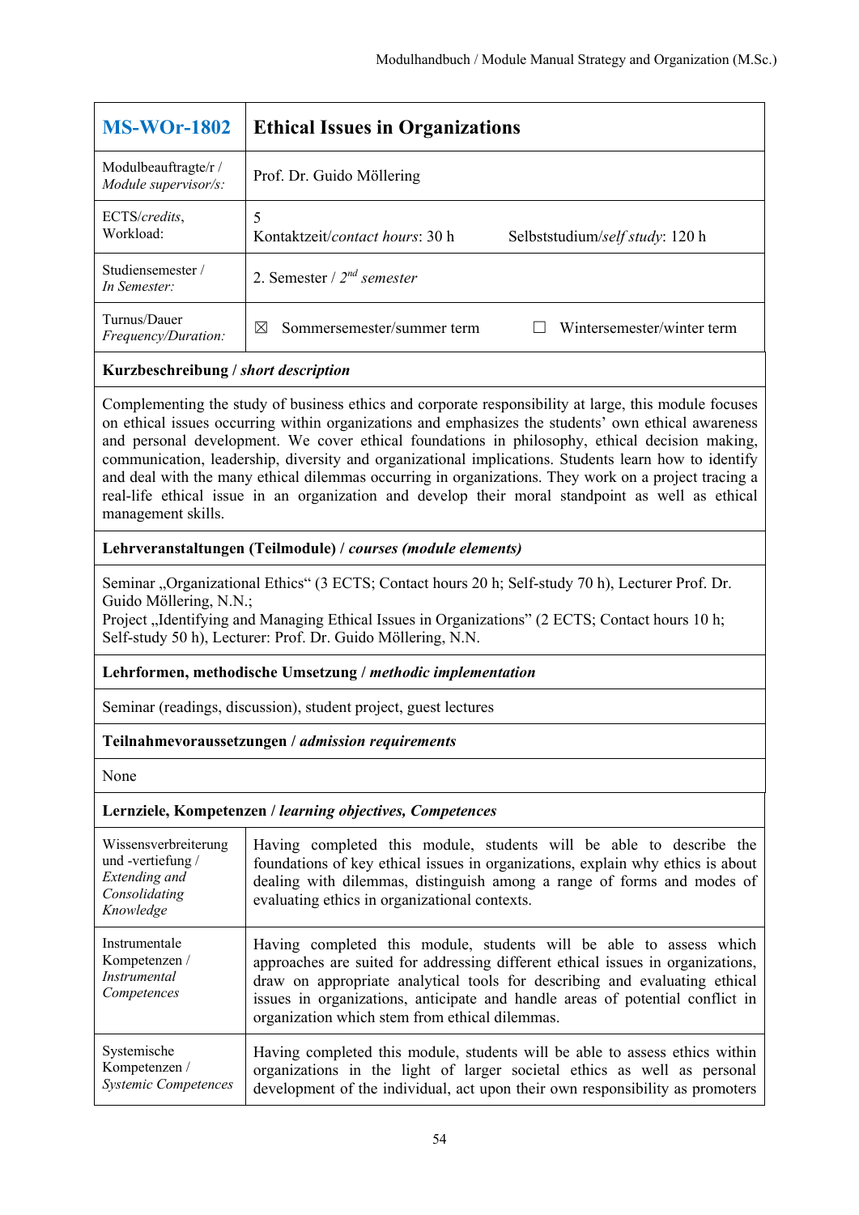| MS-WOr-1802 | Ethical Issues in Organizations |
|---|---|
| Modulbeauftragte/r / *Module supervisor/s:* | Prof. Dr. Guido Möllering |
| ECTS/*credits*, Workload: | 5<br>Kontaktzeit/*contact hours*: 30 h Selbststudium/*self study*: 120 h |
| Studiensemester / *In Semester:* | 2. Semester / 2*nd semester* |
| Turnus/Dauer *Frequency/Duration:* | ☒ Sommersemester/summer term ☐ Wintersemester/winter term |

**Kurzbeschreibung / *short description***

Complementing the study of business ethics and corporate responsibility at large, this module focuses on ethical issues occurring within organizations and emphasizes the students' own ethical awareness and personal development. We cover ethical foundations in philosophy, ethical decision making, communication, leadership, diversity and organizational implications. Students learn how to identify and deal with the many ethical dilemmas occurring in organizations. They work on a project tracing a real-life ethical issue in an organization and develop their moral standpoint as well as ethical management skills.

**Lehrveranstaltungen (Teilmodule) / *courses (module elements)***

Seminar „Organizational Ethics" (3 ECTS; Contact hours 20 h; Self-study 70 h), Lecturer Prof. Dr. Guido Möllering, N.N.;
Project „Identifying and Managing Ethical Issues in Organizations" (2 ECTS; Contact hours 10 h; Self-study 50 h), Lecturer: Prof. Dr. Guido Möllering, N.N.

**Lehrformen, methodische Umsetzung / *methodic implementation***

Seminar (readings, discussion), student project, guest lectures

**Teilnahmevoraussetzungen / *admission requirements***

None

**Lernziele, Kompetenzen / *learning objectives, Competences***

| | |
|---|---|
| Wissensverbreiterung und -vertiefung / *Extending and Consolidating Knowledge* | Having completed this module, students will be able to describe the foundations of key ethical issues in organizations, explain why ethics is about dealing with dilemmas, distinguish among a range of forms and modes of evaluating ethics in organizational contexts. |
| Instrumentale Kompetenzen / *Instrumental Competences* | Having completed this module, students will be able to assess which approaches are suited for addressing different ethical issues in organizations, draw on appropriate analytical tools for describing and evaluating ethical issues in organizations, anticipate and handle areas of potential conflict in organization which stem from ethical dilemmas. |
| Systemische Kompetenzen / *Systemic Competences* | Having completed this module, students will be able to assess ethics within organizations in the light of larger societal ethics as well as personal development of the individual, act upon their own responsibility as promoters |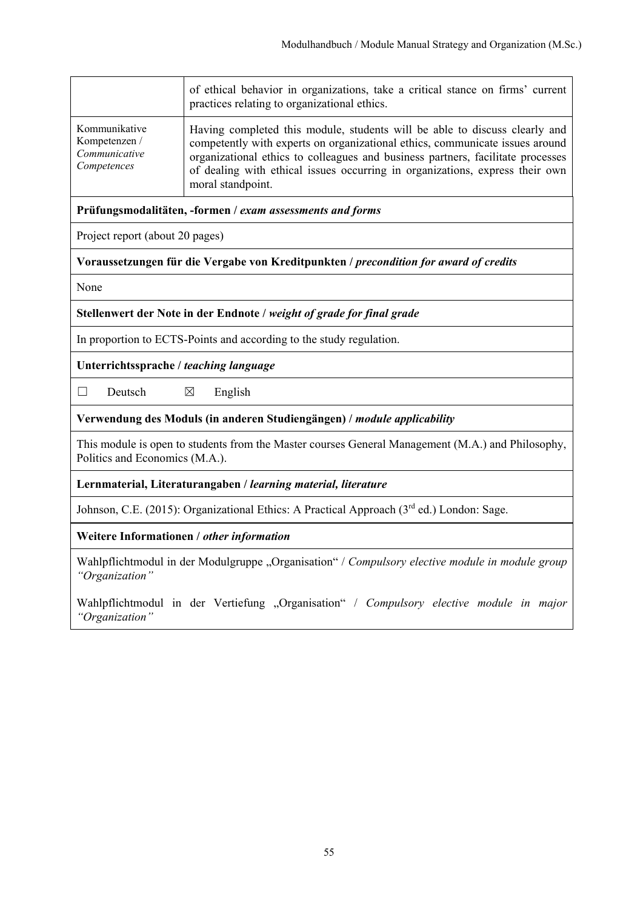| | |
|---|---|
| | of ethical behavior in organizations, take a critical stance on firms' current practices relating to organizational ethics. |
| Kommunikative Kompetenzen / *Communicative Competences* | Having completed this module, students will be able to discuss clearly and competently with experts on organizational ethics, communicate issues around organizational ethics to colleagues and business partners, facilitate processes of dealing with ethical issues occurring in organizations, express their own moral standpoint. |

**Prüfungsmodalitäten, -formen / *exam assessments and forms***

Project report (about 20 pages)

**Voraussetzungen für die Vergabe von Kreditpunkten / *precondition for award of credits***

None

**Stellenwert der Note in der Endnote / *weight of grade for final grade***

In proportion to ECTS-Points and according to the study regulation.

**Unterrichtssprache / *teaching language***

☐ Deutsch ☒ English

**Verwendung des Moduls (in anderen Studiengängen) / *module applicability***

This module is open to students from the Master courses General Management (M.A.) and Philosophy, Politics and Economics (M.A.).

**Lernmaterial, Literaturangaben / *learning material, literature***

Johnson, C.E. (2015): Organizational Ethics: A Practical Approach (3rd ed.) London: Sage.

**Weitere Informationen / *other information***

Wahlpflichtmodul in der Modulgruppe „Organisation" / *Compulsory elective module in module group "Organization"*

Wahlpflichtmodul in der Vertiefung „Organisation" / *Compulsory elective module in major "Organization"*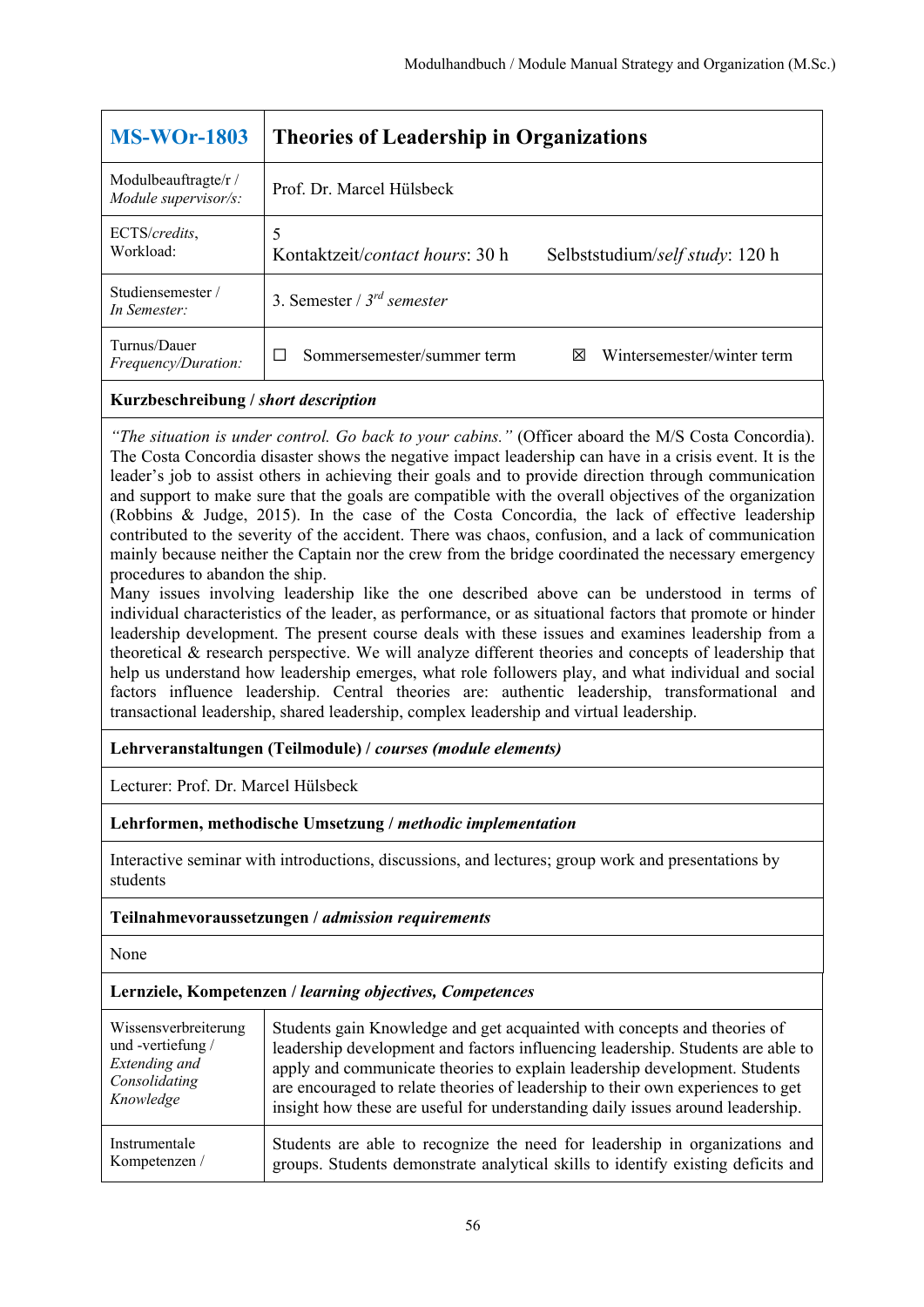| **MS-WOr-1803** | **Theories of Leadership in Organizations** |
|---|---|
| Modulbeauftragte/r / *Module supervisor/s:* | Prof. Dr. Marcel Hülsbeck |
| ECTS/*credits*, Workload: | 5<br>Kontaktzeit/*contact hours*: 30 h Selbststudium/*self study*: 120 h |
| Studiensemester / *In Semester:* | 3. Semester / 3[rd] *semester* |
| Turnus/Dauer *Frequency/Duration:* | ☐ Sommersemester/summer term ☒ Wintersemester/winter term |

**Kurzbeschreibung / *short description***

*"The situation is under control. Go back to your cabins."* (Officer aboard the M/S Costa Concordia). The Costa Concordia disaster shows the negative impact leadership can have in a crisis event. It is the leader's job to assist others in achieving their goals and to provide direction through communication and support to make sure that the goals are compatible with the overall objectives of the organization (Robbins & Judge, 2015). In the case of the Costa Concordia, the lack of effective leadership contributed to the severity of the accident. There was chaos, confusion, and a lack of communication mainly because neither the Captain nor the crew from the bridge coordinated the necessary emergency procedures to abandon the ship.

Many issues involving leadership like the one described above can be understood in terms of individual characteristics of the leader, as performance, or as situational factors that promote or hinder leadership development. The present course deals with these issues and examines leadership from a theoretical & research perspective. We will analyze different theories and concepts of leadership that help us understand how leadership emerges, what role followers play, and what individual and social factors influence leadership. Central theories are: authentic leadership, transformational and transactional leadership, shared leadership, complex leadership and virtual leadership.

**Lehrveranstaltungen (Teilmodule) / *courses (module elements)***

Lecturer: Prof. Dr. Marcel Hülsbeck

**Lehrformen, methodische Umsetzung / *methodic implementation***

Interactive seminar with introductions, discussions, and lectures; group work and presentations by students

**Teilnahmevoraussetzungen / *admission requirements***

None

**Lernziele, Kompetenzen / *learning objectives, Competences***

| | |
|---|---|
| Wissensverbreiterung und -vertiefung / *Extending and Consolidating Knowledge* | Students gain Knowledge and get acquainted with concepts and theories of leadership development and factors influencing leadership. Students are able to apply and communicate theories to explain leadership development. Students are encouraged to relate theories of leadership to their own experiences to get insight how these are useful for understanding daily issues around leadership. |
| Instrumentale Kompetenzen / | Students are able to recognize the need for leadership in organizations and groups. Students demonstrate analytical skills to identify existing deficits and |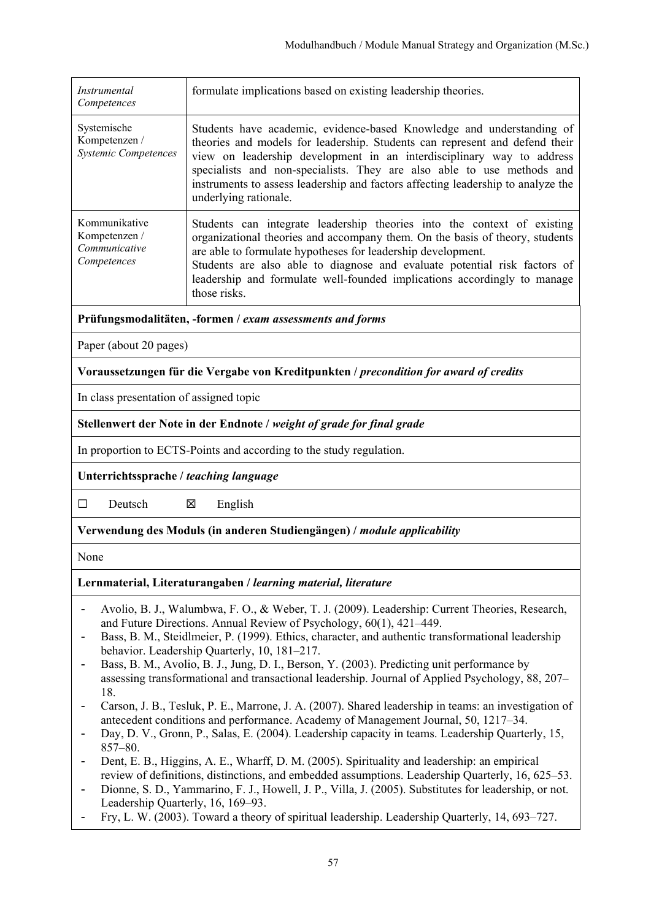| | |
|---|---|
| *Instrumental Competences* | formulate implications based on existing leadership theories. |
| Systemische Kompetenzen / *Systemic Competences* | Students have academic, evidence-based Knowledge and understanding of theories and models for leadership. Students can represent and defend their view on leadership development in an interdisciplinary way to address specialists and non-specialists. They are also able to use methods and instruments to assess leadership and factors affecting leadership to analyze the underlying rationale. |
| Kommunikative Kompetenzen / *Communicative Competences* | Students can integrate leadership theories into the context of existing organizational theories and accompany them. On the basis of theory, students are able to formulate hypotheses for leadership development.<br>Students are also able to diagnose and evaluate potential risk factors of leadership and formulate well-founded implications accordingly to manage those risks. |

**Prüfungsmodalitäten, -formen / *exam assessments and forms***

Paper (about 20 pages)

**Voraussetzungen für die Vergabe von Kreditpunkten / *precondition for award of credits***

In class presentation of assigned topic

**Stellenwert der Note in der Endnote / *weight of grade for final grade***

In proportion to ECTS-Points and according to the study regulation.

**Unterrichtssprache / *teaching language***

☐ Deutsch ☒ English

**Verwendung des Moduls (in anderen Studiengängen) / *module applicability***

None

**Lernmaterial, Literaturangaben / *learning material, literature***

- Avolio, B. J., Walumbwa, F. O., & Weber, T. J. (2009). Leadership: Current Theories, Research, and Future Directions. Annual Review of Psychology, 60(1), 421–449.
- Bass, B. M., Steidlmeier, P. (1999). Ethics, character, and authentic transformational leadership behavior. Leadership Quarterly, 10, 181–217.
- Bass, B. M., Avolio, B. J., Jung, D. I., Berson, Y. (2003). Predicting unit performance by assessing transformational and transactional leadership. Journal of Applied Psychology, 88, 207–18.
- Carson, J. B., Tesluk, P. E., Marrone, J. A. (2007). Shared leadership in teams: an investigation of antecedent conditions and performance. Academy of Management Journal, 50, 1217–34.
- Day, D. V., Gronn, P., Salas, E. (2004). Leadership capacity in teams. Leadership Quarterly, 15, 857–80.
- Dent, E. B., Higgins, A. E., Wharff, D. M. (2005). Spirituality and leadership: an empirical review of definitions, distinctions, and embedded assumptions. Leadership Quarterly, 16, 625–53.
- Dionne, S. D., Yammarino, F. J., Howell, J. P., Villa, J. (2005). Substitutes for leadership, or not. Leadership Quarterly, 16, 169–93.
- Fry, L. W. (2003). Toward a theory of spiritual leadership. Leadership Quarterly, 14, 693–727.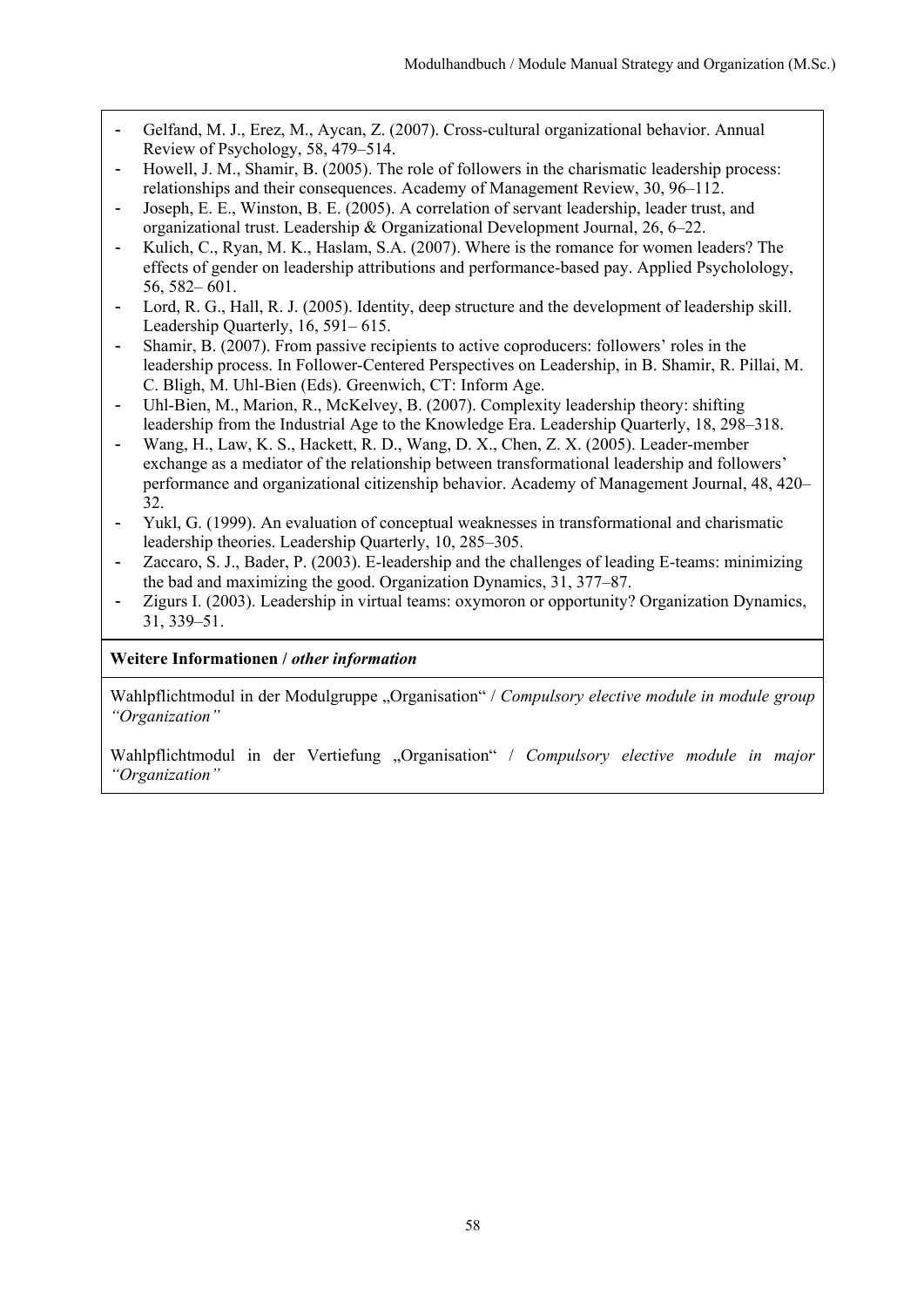- Gelfand, M. J., Erez, M., Aycan, Z. (2007). Cross-cultural organizational behavior. Annual Review of Psychology, 58, 479–514.
- Howell, J. M., Shamir, B. (2005). The role of followers in the charismatic leadership process: relationships and their consequences. Academy of Management Review, 30, 96–112.
- Joseph, E. E., Winston, B. E. (2005). A correlation of servant leadership, leader trust, and organizational trust. Leadership & Organizational Development Journal, 26, 6–22.
- Kulich, C., Ryan, M. K., Haslam, S.A. (2007). Where is the romance for women leaders? The effects of gender on leadership attributions and performance-based pay. Applied Psycholology, 56, 582– 601.
- Lord, R. G., Hall, R. J. (2005). Identity, deep structure and the development of leadership skill. Leadership Quarterly, 16, 591– 615.
- Shamir, B. (2007). From passive recipients to active coproducers: followers' roles in the leadership process. In Follower-Centered Perspectives on Leadership, in B. Shamir, R. Pillai, M. C. Bligh, M. Uhl-Bien (Eds). Greenwich, CT: Inform Age.
- Uhl-Bien, M., Marion, R., McKelvey, B. (2007). Complexity leadership theory: shifting leadership from the Industrial Age to the Knowledge Era. Leadership Quarterly, 18, 298–318.
- Wang, H., Law, K. S., Hackett, R. D., Wang, D. X., Chen, Z. X. (2005). Leader-member exchange as a mediator of the relationship between transformational leadership and followers' performance and organizational citizenship behavior. Academy of Management Journal, 48, 420–32.
- Yukl, G. (1999). An evaluation of conceptual weaknesses in transformational and charismatic leadership theories. Leadership Quarterly, 10, 285–305.
- Zaccaro, S. J., Bader, P. (2003). E-leadership and the challenges of leading E-teams: minimizing the bad and maximizing the good. Organization Dynamics, 31, 377–87.
- Zigurs I. (2003). Leadership in virtual teams: oxymoron or opportunity? Organization Dynamics, 31, 339–51.

**Weitere Informationen /** ***other information***

Wahlpflichtmodul in der Modulgruppe „Organisation" / *Compulsory elective module in module group "Organization"*

Wahlpflichtmodul in der Vertiefung „Organisation" / *Compulsory elective module in major "Organization"*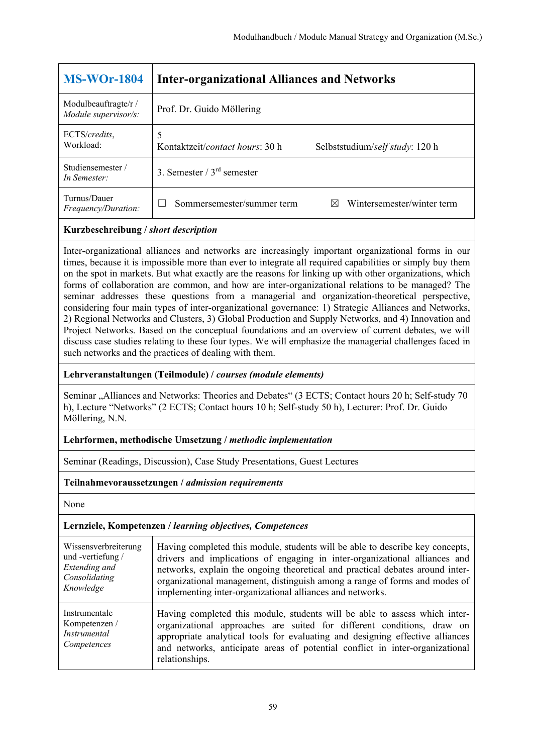| **MS-WOr-1804** | **Inter-organizational Alliances and Networks** |
|---|---|
| Modulbeauftragte/r / *Module supervisor/s:* | Prof. Dr. Guido Möllering |
| ECTS/*credits*, Workload: | 5<br>Kontaktzeit/*contact hours*: 30 h Selbststudium/*self study*: 120 h |
| Studiensemester / *In Semester:* | 3. Semester / 3rd semester |
| Turnus/Dauer *Frequency/Duration:* | ☐ Sommersemester/summer term ☒ Wintersemester/winter term |

**Kurzbeschreibung / *short description***

Inter-organizational alliances and networks are increasingly important organizational forms in our times, because it is impossible more than ever to integrate all required capabilities or simply buy them on the spot in markets. But what exactly are the reasons for linking up with other organizations, which forms of collaboration are common, and how are inter-organizational relations to be managed? The seminar addresses these questions from a managerial and organization-theoretical perspective, considering four main types of inter-organizational governance: 1) Strategic Alliances and Networks, 2) Regional Networks and Clusters, 3) Global Production and Supply Networks, and 4) Innovation and Project Networks. Based on the conceptual foundations and an overview of current debates, we will discuss case studies relating to these four types. We will emphasize the managerial challenges faced in such networks and the practices of dealing with them.

**Lehrveranstaltungen (Teilmodule) / *courses (module elements)***

Seminar „Alliances and Networks: Theories and Debates“ (3 ECTS; Contact hours 20 h; Self-study 70 h), Lecture “Networks” (2 ECTS; Contact hours 10 h; Self-study 50 h), Lecturer: Prof. Dr. Guido Möllering, N.N.

**Lehrformen, methodische Umsetzung / *methodic implementation***

Seminar (Readings, Discussion), Case Study Presentations, Guest Lectures

**Teilnahmevoraussetzungen / *admission requirements***

None

**Lernziele, Kompetenzen / *learning objectives, Competences***

| | |
|---|---|
| Wissensverbreiterung und -vertiefung / *Extending and Consolidating Knowledge* | Having completed this module, students will be able to describe key concepts, drivers and implications of engaging in inter-organizational alliances and networks, explain the ongoing theoretical and practical debates around inter-organizational management, distinguish among a range of forms and modes of implementing inter-organizational alliances and networks. |
| Instrumentale Kompetenzen / *Instrumental Competences* | Having completed this module, students will be able to assess which inter-organizational approaches are suited for different conditions, draw on appropriate analytical tools for evaluating and designing effective alliances and networks, anticipate areas of potential conflict in inter-organizational relationships. |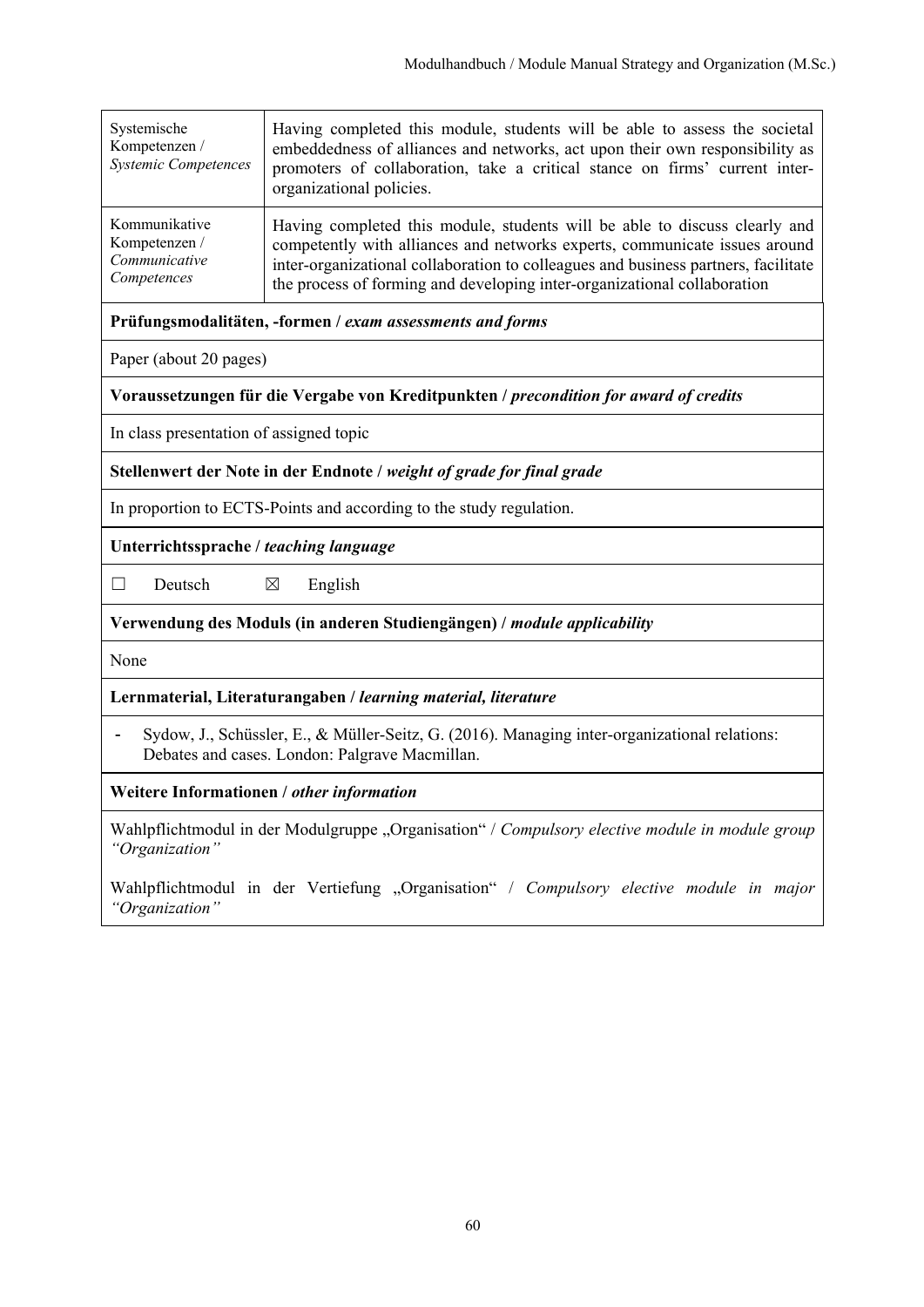| | |
|---|---|
| Systemische Kompetenzen / *Systemic Competences* | Having completed this module, students will be able to assess the societal embeddedness of alliances and networks, act upon their own responsibility as promoters of collaboration, take a critical stance on firms' current inter-organizational policies. |
| Kommunikative Kompetenzen / *Communicative Competences* | Having completed this module, students will be able to discuss clearly and competently with alliances and networks experts, communicate issues around inter-organizational collaboration to colleagues and business partners, facilitate the process of forming and developing inter-organizational collaboration |

**Prüfungsmodalitäten, -formen /** ***exam assessments and forms***

Paper (about 20 pages)

**Voraussetzungen für die Vergabe von Kreditpunkten /** ***precondition for award of credits***

In class presentation of assigned topic

**Stellenwert der Note in der Endnote /** ***weight of grade for final grade***

In proportion to ECTS-Points and according to the study regulation.

**Unterrichtssprache /** ***teaching language***

☐ Deutsch ☒ English

**Verwendung des Moduls (in anderen Studiengängen) /** ***module applicability***

None

**Lernmaterial, Literaturangaben /** ***learning material, literature***

- Sydow, J., Schüssler, E., & Müller-Seitz, G. (2016). Managing inter-organizational relations: Debates and cases. London: Palgrave Macmillan.

**Weitere Informationen /** ***other information***

Wahlpflichtmodul in der Modulgruppe „Organisation“ / *Compulsory elective module in module group “Organization”*

Wahlpflichtmodul in der Vertiefung „Organisation“ / *Compulsory elective module in major “Organization”*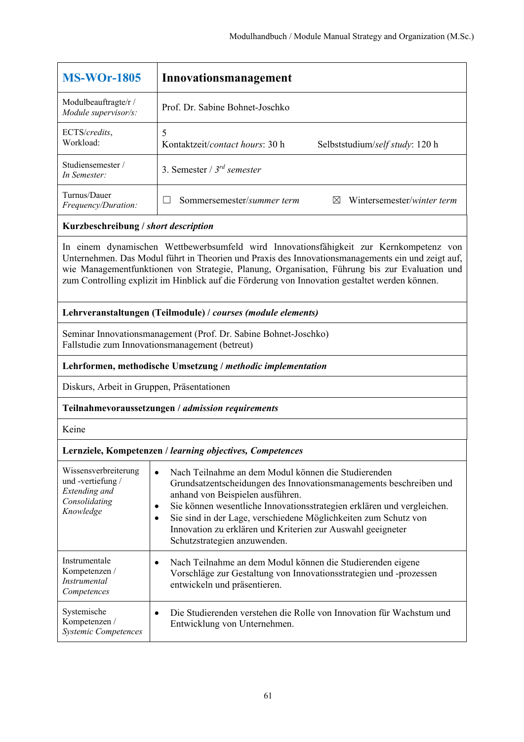| **MS-WOr-1805** | **Innovationsmanagement** |
|---|---|
| Modulbeauftragte/r / *Module supervisor/s:* | Prof. Dr. Sabine Bohnet-Joschko |
| ECTS/*credits*, Workload: | 5<br>Kontaktzeit/*contact hours*: 30 h Selbststudium/*self study*: 120 h |
| Studiensemester / *In Semester:* | 3. Semester / 3rd *semester* |
| Turnus/Dauer *Frequency/Duration:* | ☐ Sommersemester/*summer term* ☒ Wintersemester/*winter term* |

**Kurzbeschreibung / *short description***

In einem dynamischen Wettbewerbsumfeld wird Innovationsfähigkeit zur Kernkompetenz von Unternehmen. Das Modul führt in Theorien und Praxis des Innovationsmanagements ein und zeigt auf, wie Managementfunktionen von Strategie, Planung, Organisation, Führung bis zur Evaluation und zum Controlling explizit im Hinblick auf die Förderung von Innovation gestaltet werden können.

**Lehrveranstaltungen (Teilmodule) / *courses (module elements)***

Seminar Innovationsmanagement (Prof. Dr. Sabine Bohnet-Joschko)
Fallstudie zum Innovationsmanagement (betreut)

**Lehrformen, methodische Umsetzung / *methodic implementation***

Diskurs, Arbeit in Gruppen, Präsentationen

**Teilnahmevoraussetzungen / *admission requirements***

Keine

**Lernziele, Kompetenzen / *learning objectives, Competences***

| | |
|---|---|
| Wissensverbreiterung und -vertiefung / *Extending and Consolidating Knowledge* | • Nach Teilnahme an dem Modul können die Studierenden Grundsatzentscheidungen des Innovationsmanagements beschreiben und anhand von Beispielen ausführen.<br>• Sie können wesentliche Innovationsstrategien erklären und vergleichen.<br>• Sie sind in der Lage, verschiedene Möglichkeiten zum Schutz von Innovation zu erklären und Kriterien zur Auswahl geeigneter Schutzstrategien anzuwenden. |
| Instrumentale Kompetenzen / *Instrumental Competences* | • Nach Teilnahme an dem Modul können die Studierenden eigene Vorschläge zur Gestaltung von Innovationsstrategien und -prozessen entwickeln und präsentieren. |
| Systemische Kompetenzen / *Systemic Competences* | • Die Studierenden verstehen die Rolle von Innovation für Wachstum und Entwicklung von Unternehmen. |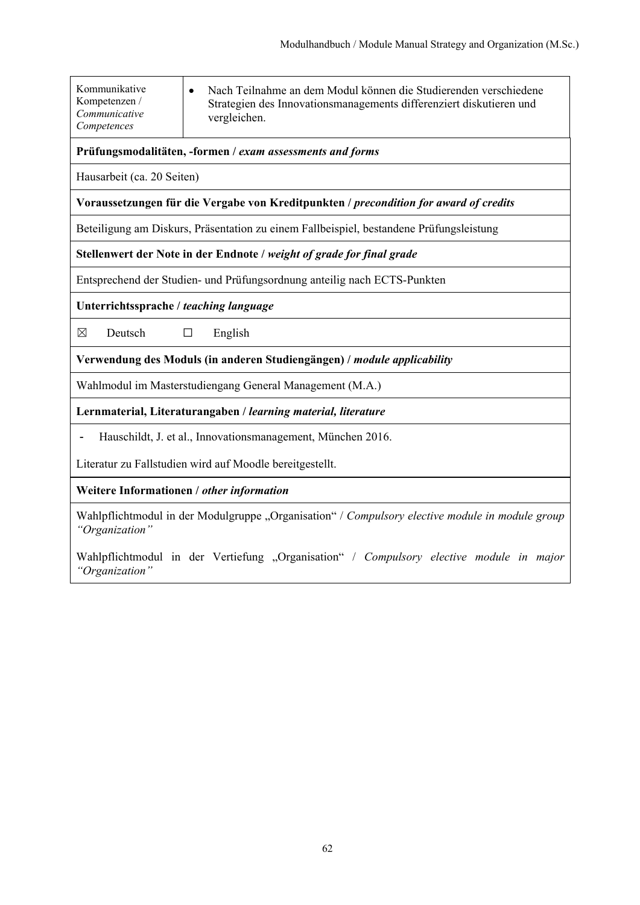| Kommunikative Kompetenzen / *Communicative Competences* | • Nach Teilnahme an dem Modul können die Studierenden verschiedene Strategien des Innovationsmanagements differenziert diskutieren und vergleichen. |
|---|---|

**Prüfungsmodalitäten, -formen /** ***exam assessments and forms***

Hausarbeit (ca. 20 Seiten)

**Voraussetzungen für die Vergabe von Kreditpunkten /** ***precondition for award of credits***

Beteiligung am Diskurs, Präsentation zu einem Fallbeispiel, bestandene Prüfungsleistung

**Stellenwert der Note in der Endnote /** ***weight of grade for final grade***

Entsprechend der Studien- und Prüfungsordnung anteilig nach ECTS-Punkten

**Unterrichtssprache /** ***teaching language***

☒ Deutsch ☐ English

**Verwendung des Moduls (in anderen Studiengängen) /** ***module applicability***

Wahlmodul im Masterstudiengang General Management (M.A.)

**Lernmaterial, Literaturangaben /** ***learning material, literature***

- Hauschildt, J. et al., Innovationsmanagement, München 2016.

Literatur zu Fallstudien wird auf Moodle bereitgestellt.

**Weitere Informationen /** ***other information***

Wahlpflichtmodul in der Modulgruppe „Organisation" / *Compulsory elective module in module group "Organization"*

Wahlpflichtmodul in der Vertiefung „Organisation" / *Compulsory elective module in major "Organization"*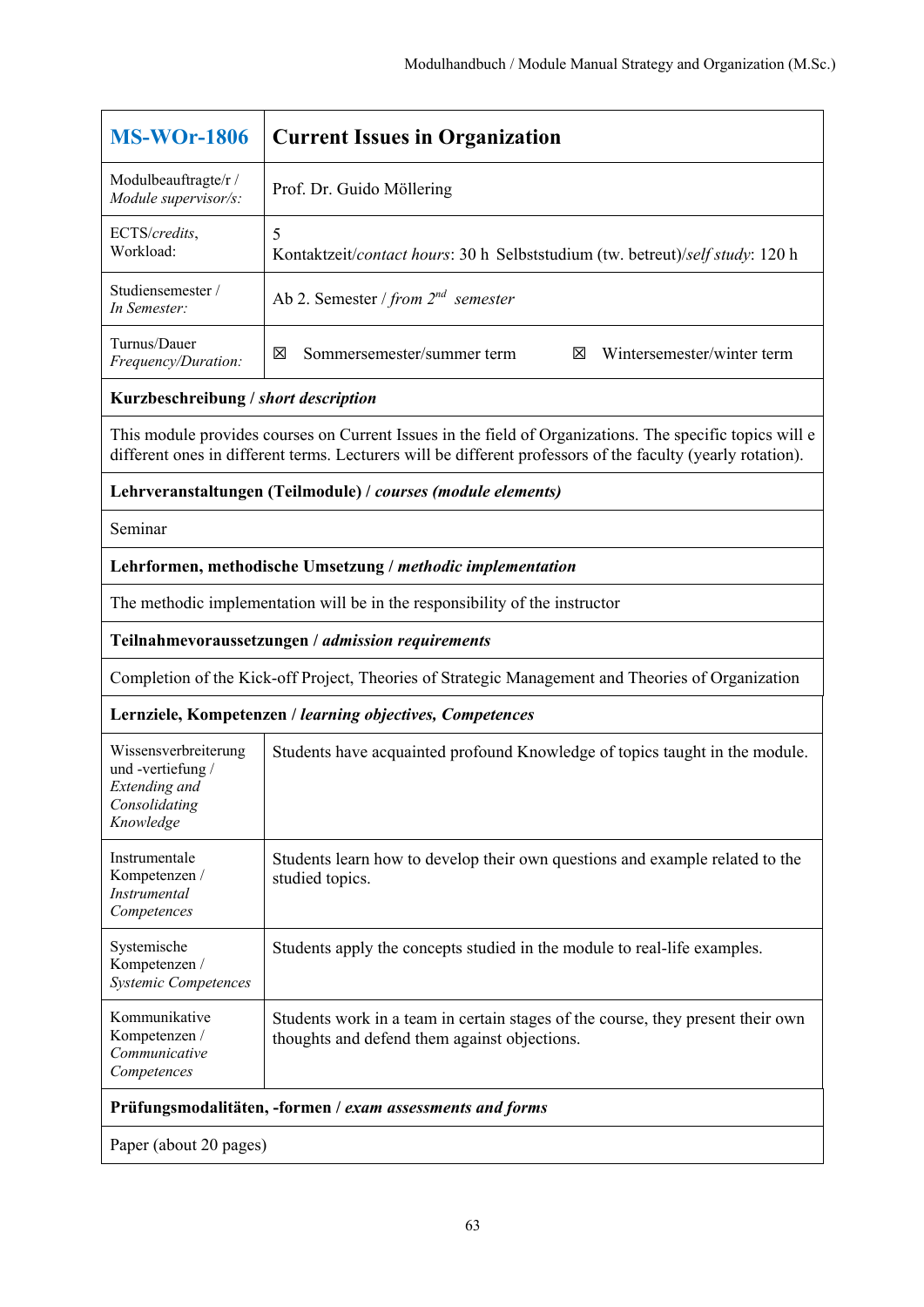| **MS-WOr-1806** | **Current Issues in Organization** | |
|---|---|---|
| Modulbeauftragte/r / *Module supervisor/s:* | Prof. Dr. Guido Möllering | |
| ECTS/*credits*, Workload: | 5<br>Kontaktzeit/*contact hours*: 30 h Selbststudium (tw. betreut)/*self study*: 120 h | |
| Studiensemester / *In Semester:* | Ab 2. Semester / *from 2nd semester* | |
| Turnus/Dauer *Frequency/Duration:* | ☒ Sommersemester/summer term | ☒ Wintersemester/winter term |
| **Kurzbeschreibung / *short description*** | | |
| This module provides courses on Current Issues in the field of Organizations. The specific topics will e different ones in different terms. Lecturers will be different professors of the faculty (yearly rotation). | | |
| **Lehrveranstaltungen (Teilmodule) / *courses (module elements)*** | | |
| Seminar | | |
| **Lehrformen, methodische Umsetzung / *methodic implementation*** | | |
| The methodic implementation will be in the responsibility of the instructor | | |
| **Teilnahmevoraussetzungen / *admission requirements*** | | |
| Completion of the Kick-off Project, Theories of Strategic Management and Theories of Organization | | |
| **Lernziele, Kompetenzen / *learning objectives, Competences*** | | |
| Wissensverbreiterung und -vertiefung / *Extending and Consolidating Knowledge* | Students have acquainted profound Knowledge of topics taught in the module. | |
| Instrumentale Kompetenzen / *Instrumental Competences* | Students learn how to develop their own questions and example related to the studied topics. | |
| Systemische Kompetenzen / *Systemic Competences* | Students apply the concepts studied in the module to real-life examples. | |
| Kommunikative Kompetenzen / *Communicative Competences* | Students work in a team in certain stages of the course, they present their own thoughts and defend them against objections. | |
| **Prüfungsmodalitäten, -formen / *exam assessments and forms*** | | |
| Paper (about 20 pages) | | |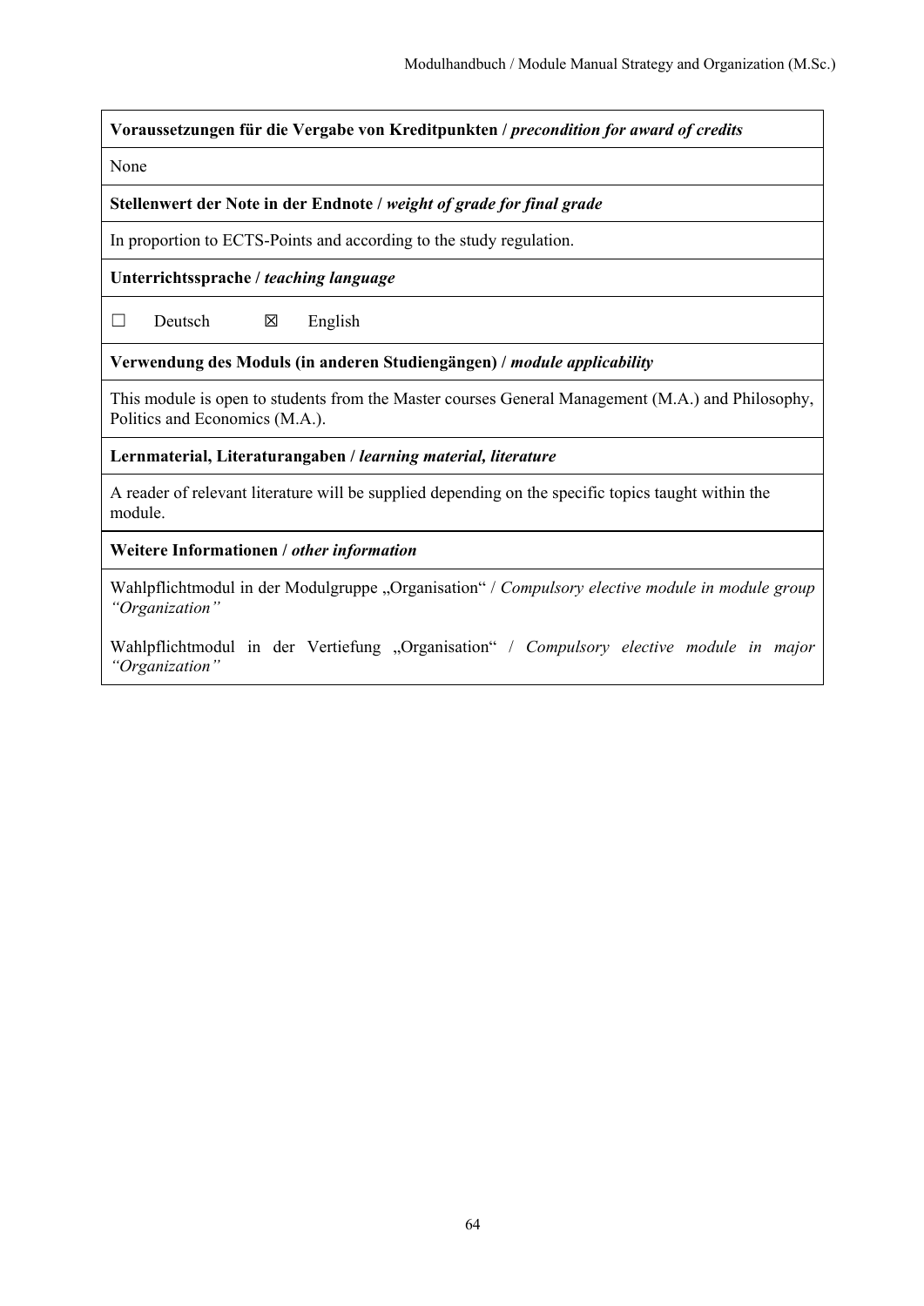| **Voraussetzungen für die Vergabe von Kreditpunkten /** ***precondition for award of credits*** |
|---|
| None |
| **Stellenwert der Note in der Endnote /** ***weight of grade for final grade*** |
| In proportion to ECTS-Points and according to the study regulation. |
| **Unterrichtssprache /** ***teaching language*** |
| ☐ Deutsch ☒ English |
| **Verwendung des Moduls (in anderen Studiengängen) /** ***module applicability*** |
| This module is open to students from the Master courses General Management (M.A.) and Philosophy, Politics and Economics (M.A.). |
| **Lernmaterial, Literaturangaben /** ***learning material, literature*** |
| A reader of relevant literature will be supplied depending on the specific topics taught within the module. |
| **Weitere Informationen /** ***other information*** |
| Wahlpflichtmodul in der Modulgruppe „Organisation" / *Compulsory elective module in module group "Organization"* <br><br> Wahlpflichtmodul in der Vertiefung „Organisation" / *Compulsory elective module in major "Organization"* |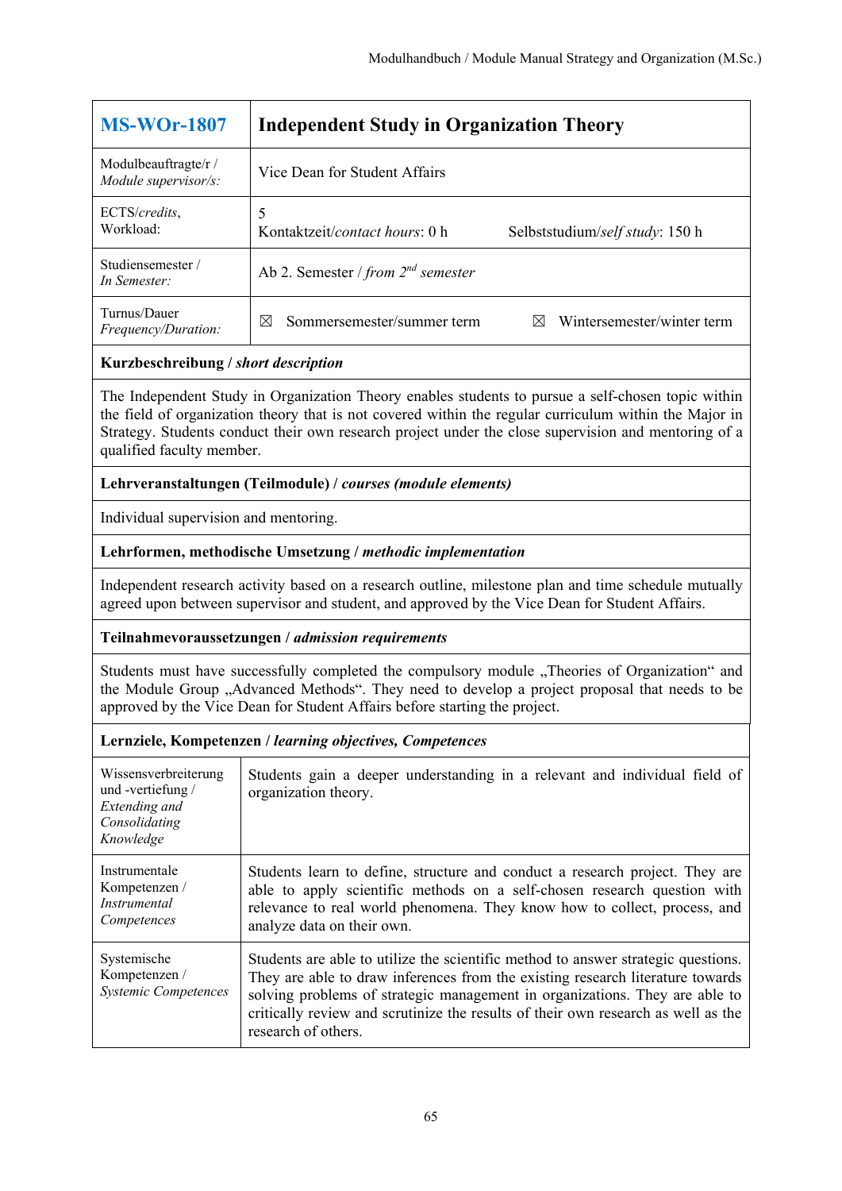| **MS-WOr-1807** | **Independent Study in Organization Theory** |
|---|---|
| Modulbeauftragte/r / *Module supervisor/s:* | Vice Dean for Student Affairs |
| ECTS/*credits*, Workload: | 5<br>Kontaktzeit/*contact hours*: 0 h Selbststudium/*self study*: 150 h |
| Studiensemester / *In Semester:* | Ab 2. Semester / *from 2nd semester* |
| Turnus/Dauer *Frequency/Duration:* | ☒ Sommersemester/summer term ☒ Wintersemester/winter term |

**Kurzbeschreibung / *short description***

The Independent Study in Organization Theory enables students to pursue a self-chosen topic within the field of organization theory that is not covered within the regular curriculum within the Major in Strategy. Students conduct their own research project under the close supervision and mentoring of a qualified faculty member.

**Lehrveranstaltungen (Teilmodule) / *courses (module elements)***

Individual supervision and mentoring.

**Lehrformen, methodische Umsetzung / *methodic implementation***

Independent research activity based on a research outline, milestone plan and time schedule mutually agreed upon between supervisor and student, and approved by the Vice Dean for Student Affairs.

**Teilnahmevoraussetzungen / *admission requirements***

Students must have successfully completed the compulsory module „Theories of Organization" and the Module Group „Advanced Methods". They need to develop a project proposal that needs to be approved by the Vice Dean for Student Affairs before starting the project.

**Lernziele, Kompetenzen / *learning objectives, Competences***

| | |
|---|---|
| Wissensverbreiterung und -vertiefung / *Extending and Consolidating Knowledge* | Students gain a deeper understanding in a relevant and individual field of organization theory. |
| Instrumentale Kompetenzen / *Instrumental Competences* | Students learn to define, structure and conduct a research project. They are able to apply scientific methods on a self-chosen research question with relevance to real world phenomena. They know how to collect, process, and analyze data on their own. |
| Systemische Kompetenzen / *Systemic Competences* | Students are able to utilize the scientific method to answer strategic questions. They are able to draw inferences from the existing research literature towards solving problems of strategic management in organizations. They are able to critically review and scrutinize the results of their own research as well as the research of others. |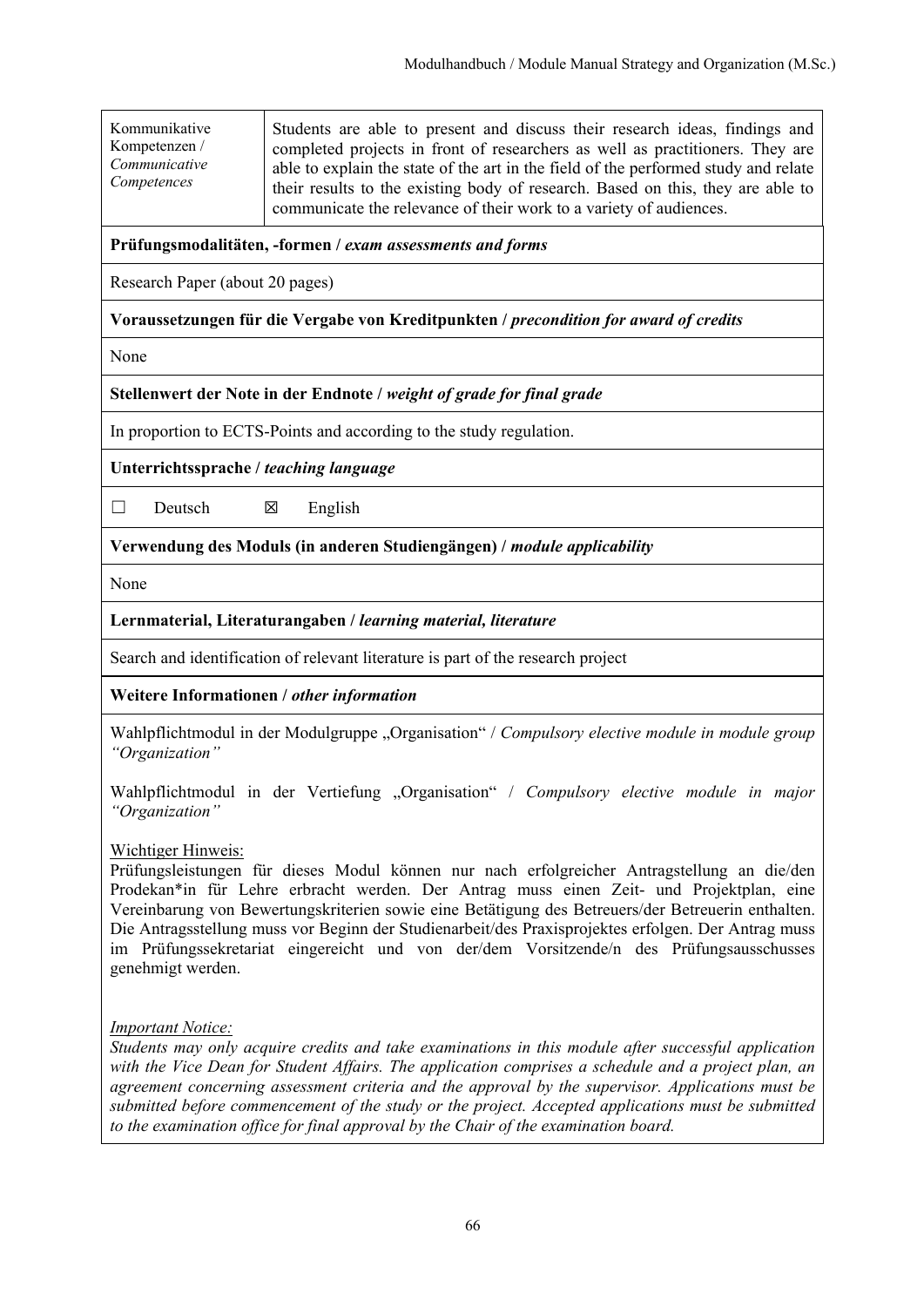| Kommunikative Kompetenzen / *Communicative Competences* | Students are able to present and discuss their research ideas, findings and completed projects in front of researchers as well as practitioners. They are able to explain the state of the art in the field of the performed study and relate their results to the existing body of research. Based on this, they are able to communicate the relevance of their work to a variety of audiences. |
|---|---|

**Prüfungsmodalitäten, -formen / *exam assessments and forms***

Research Paper (about 20 pages)

**Voraussetzungen für die Vergabe von Kreditpunkten / *precondition for award of credits***

None

**Stellenwert der Note in der Endnote / *weight of grade for final grade***

In proportion to ECTS-Points and according to the study regulation.

**Unterrichtssprache / *teaching language***

☐ Deutsch ☒ English

**Verwendung des Moduls (in anderen Studiengängen) / *module applicability***

None

**Lernmaterial, Literaturangaben / *learning material, literature***

Search and identification of relevant literature is part of the research project

**Weitere Informationen / *other information***

Wahlpflichtmodul in der Modulgruppe „Organisation" / *Compulsory elective module in module group "Organization"*

Wahlpflichtmodul in der Vertiefung „Organisation" / *Compulsory elective module in major "Organization"*

Wichtiger Hinweis:
Prüfungsleistungen für dieses Modul können nur nach erfolgreicher Antragstellung an die/den Prodekan*in für Lehre erbracht werden. Der Antrag muss einen Zeit- und Projektplan, eine Vereinbarung von Bewertungskriterien sowie eine Betätigung des Betreuers/der Betreuerin enthalten. Die Antragsstellung muss vor Beginn der Studienarbeit/des Praxisprojektes erfolgen. Der Antrag muss im Prüfungssekretariat eingereicht und von der/dem Vorsitzende/n des Prüfungsausschusses genehmigt werden.

*Important Notice:*
*Students may only acquire credits and take examinations in this module after successful application with the Vice Dean for Student Affairs. The application comprises a schedule and a project plan, an agreement concerning assessment criteria and the approval by the supervisor. Applications must be submitted before commencement of the study or the project. Accepted applications must be submitted to the examination office for final approval by the Chair of the examination board.*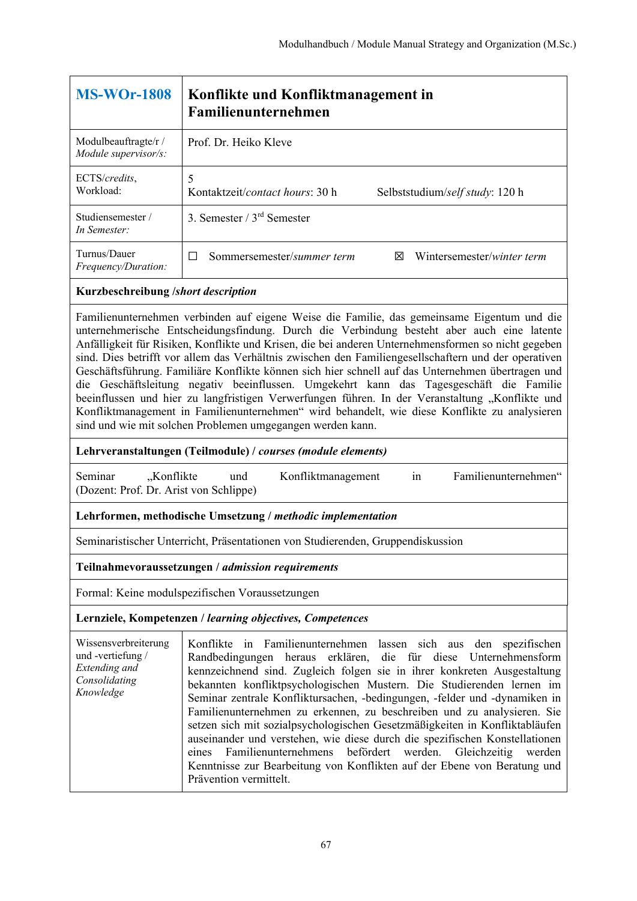| **MS-WOr-1808** | **Konflikte und Konfliktmanagement in Familienunternehmen** | |
|---|---|---|
| Modulbeauftragte/r / *Module supervisor/s:* | Prof. Dr. Heiko Kleve | |
| ECTS/*credits*, Workload: | 5<br>Kontaktzeit/*contact hours*: 30 h | Selbststudium/*self study*: 120 h |
| Studiensemester / *In Semester:* | 3. Semester / 3rd Semester | |
| Turnus/Dauer *Frequency/Duration:* | ☐ Sommersemester/*summer term* | ☒ Wintersemester/*winter term* |

**Kurzbeschreibung /*short description***

Familienunternehmen verbinden auf eigene Weise die Familie, das gemeinsame Eigentum und die unternehmerische Entscheidungsfindung. Durch die Verbindung besteht aber auch eine latente Anfälligkeit für Risiken, Konflikte und Krisen, die bei anderen Unternehmensformen so nicht gegeben sind. Dies betrifft vor allem das Verhältnis zwischen den Familiengesellschaftern und der operativen Geschäftsführung. Familiäre Konflikte können sich hier schnell auf das Unternehmen übertragen und die Geschäftsleitung negativ beeinflussen. Umgekehrt kann das Tagesgeschäft die Familie beeinflussen und hier zu langfristigen Verwerfungen führen. In der Veranstaltung „Konflikte und Konfliktmanagement in Familienunternehmen" wird behandelt, wie diese Konflikte zu analysieren sind und wie mit solchen Problemen umgegangen werden kann.

**Lehrveranstaltungen (Teilmodule) / *courses (module elements)***

Seminar „Konflikte und Konfliktmanagement in Familienunternehmen" (Dozent: Prof. Dr. Arist von Schlippe)

**Lehrformen, methodische Umsetzung / *methodic implementation***

Seminaristischer Unterricht, Präsentationen von Studierenden, Gruppendiskussion

**Teilnahmevoraussetzungen / *admission requirements***

Formal: Keine modulspezifischen Voraussetzungen

**Lernziele, Kompetenzen / *learning objectives, Competences***

| | |
|---|---|
| Wissensverbreiterung und -vertiefung / *Extending and Consolidating Knowledge* | Konflikte in Familienunternehmen lassen sich aus den spezifischen Randbedingungen heraus erklären, die für diese Unternehmensform kennzeichnend sind. Zugleich folgen sie in ihrer konkreten Ausgestaltung bekannten konfliktpsychologischen Mustern. Die Studierenden lernen im Seminar zentrale Konfliktursachen, -bedingungen, -felder und -dynamiken in Familienunternehmen zu erkennen, zu beschreiben und zu analysieren. Sie setzen sich mit sozialpsychologischen Gesetzmäßigkeiten in Konfliktabläufen auseinander und verstehen, wie diese durch die spezifischen Konstellationen eines Familienunternehmens befördert werden. Gleichzeitig werden Kenntnisse zur Bearbeitung von Konflikten auf der Ebene von Beratung und Prävention vermittelt. |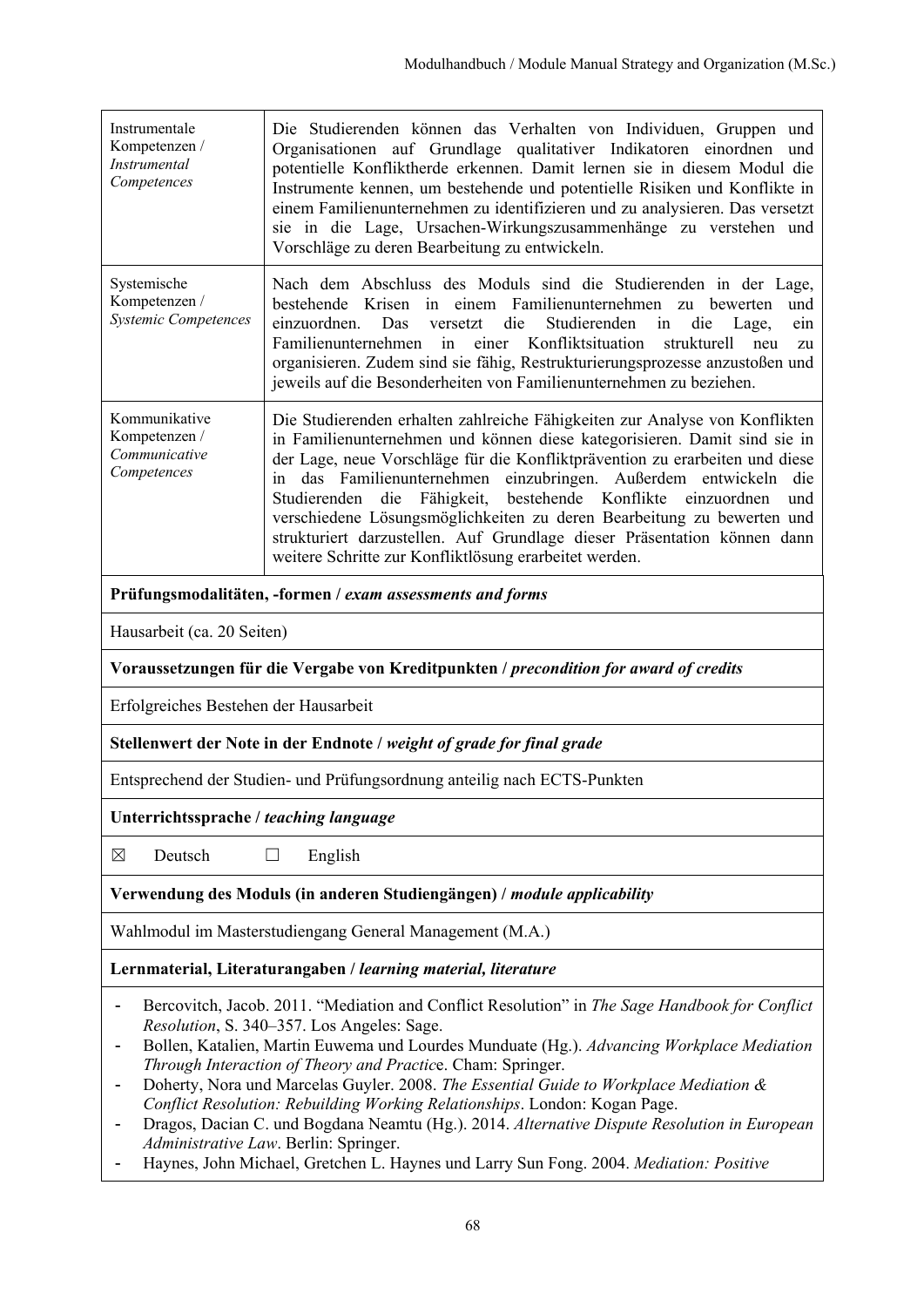| | |
|---|---|
| Instrumentale Kompetenzen / *Instrumental Competences* | Die Studierenden können das Verhalten von Individuen, Gruppen und Organisationen auf Grundlage qualitativer Indikatoren einordnen und potentielle Konfliktherde erkennen. Damit lernen sie in diesem Modul die Instrumente kennen, um bestehende und potentielle Risiken und Konflikte in einem Familienunternehmen zu identifizieren und zu analysieren. Das versetzt sie in die Lage, Ursachen-Wirkungszusammenhänge zu verstehen und Vorschläge zu deren Bearbeitung zu entwickeln. |
| Systemische Kompetenzen / *Systemic Competences* | Nach dem Abschluss des Moduls sind die Studierenden in der Lage, bestehende Krisen in einem Familienunternehmen zu bewerten und einzuordnen. Das versetzt die Studierenden in die Lage, ein Familienunternehmen in einer Konfliktsituation strukturell neu zu organisieren. Zudem sind sie fähig, Restrukturierungsprozesse anzustoßen und jeweils auf die Besonderheiten von Familienunternehmen zu beziehen. |
| Kommunikative Kompetenzen / *Communicative Competences* | Die Studierenden erhalten zahlreiche Fähigkeiten zur Analyse von Konflikten in Familienunternehmen und können diese kategorisieren. Damit sind sie in der Lage, neue Vorschläge für die Konfliktprävention zu erarbeiten und diese in das Familienunternehmen einzubringen. Außerdem entwickeln die Studierenden die Fähigkeit, bestehende Konflikte einzuordnen und verschiedene Lösungsmöglichkeiten zu deren Bearbeitung zu bewerten und strukturiert darzustellen. Auf Grundlage dieser Präsentation können dann weitere Schritte zur Konfliktlösung erarbeitet werden. |

**Prüfungsmodalitäten, -formen / *exam assessments and forms***

Hausarbeit (ca. 20 Seiten)

**Voraussetzungen für die Vergabe von Kreditpunkten / *precondition for award of credits***

Erfolgreiches Bestehen der Hausarbeit

**Stellenwert der Note in der Endnote / *weight of grade for final grade***

Entsprechend der Studien- und Prüfungsordnung anteilig nach ECTS-Punkten

**Unterrichtssprache / *teaching language***

☒ Deutsch ☐ English

**Verwendung des Moduls (in anderen Studiengängen) / *module applicability***

Wahlmodul im Masterstudiengang General Management (M.A.)

**Lernmaterial, Literaturangaben / *learning material, literature***

- Bercovitch, Jacob. 2011. "Mediation and Conflict Resolution" in *The Sage Handbook for Conflict Resolution*, S. 340–357. Los Angeles: Sage.
- Bollen, Katalien, Martin Euwema und Lourdes Munduate (Hg.). *Advancing Workplace Mediation Through Interaction of Theory and Practic*e. Cham: Springer.
- Doherty, Nora und Marcelas Guyler. 2008. *The Essential Guide to Workplace Mediation & Conflict Resolution: Rebuilding Working Relationships*. London: Kogan Page.
- Dragos, Dacian C. und Bogdana Neamtu (Hg.). 2014. *Alternative Dispute Resolution in European Administrative Law*. Berlin: Springer.
- Haynes, John Michael, Gretchen L. Haynes und Larry Sun Fong. 2004. *Mediation: Positive*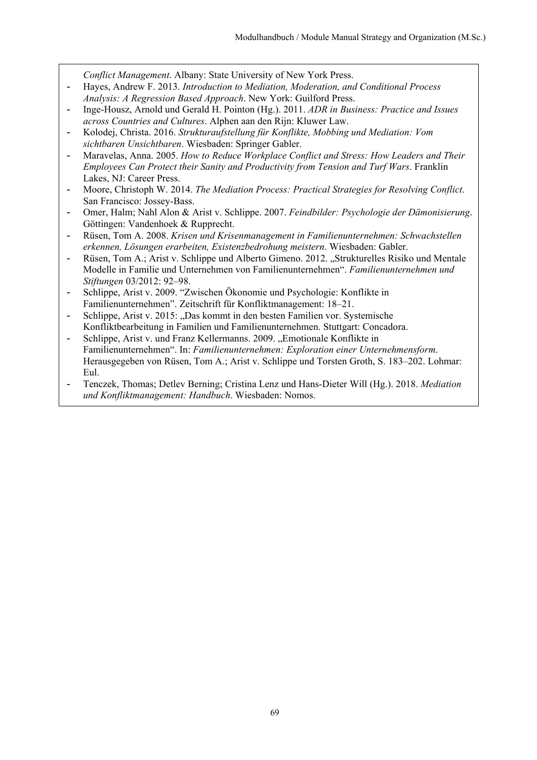*Conflict Management*. Albany: State University of New York Press.

- Hayes, Andrew F. 2013. *Introduction to Mediation, Moderation, and Conditional Process Analysis: A Regression Based Approach*. New York: Guilford Press.
- Inge-Housz, Arnold und Gerald H. Pointon (Hg.). 2011. *ADR in Business: Practice and Issues across Countries and Cultures*. Alphen aan den Rijn: Kluwer Law.
- Kolodej, Christa. 2016. *Strukturaufstellung für Konflikte, Mobbing und Mediation: Vom sichtbaren Unsichtbaren*. Wiesbaden: Springer Gabler.
- Maravelas, Anna. 2005. *How to Reduce Workplace Conflict and Stress: How Leaders and Their Employees Can Protect their Sanity and Productivity from Tension and Turf Wars*. Franklin Lakes, NJ: Career Press.
- Moore, Christoph W. 2014. *The Mediation Process: Practical Strategies for Resolving Conflict*. San Francisco: Jossey-Bass.
- Omer, Halm; Nahl Alon & Arist v. Schlippe. 2007. *Feindbilder: Psychologie der Dämonisierung*. Göttingen: Vandenhoek & Rupprecht.
- Rüsen, Tom A. 2008. *Krisen und Krisenmanagement in Familienunternehmen: Schwachstellen erkennen, Lösungen erarbeiten, Existenzbedrohung meistern*. Wiesbaden: Gabler.
- Rüsen, Tom A.; Arist v. Schlippe und Alberto Gimeno. 2012. „Strukturelles Risiko und Mentale Modelle in Familie und Unternehmen von Familienunternehmen". *Familienunternehmen und Stiftungen* 03/2012: 92–98.
- Schlippe, Arist v. 2009. "Zwischen Ökonomie und Psychologie: Konflikte in Familienunternehmen". Zeitschrift für Konfliktmanagement: 18–21.
- Schlippe, Arist v. 2015: „Das kommt in den besten Familien vor. Systemische Konfliktbearbeitung in Familien und Familienunternehmen. Stuttgart: Concadora.
- Schlippe, Arist v. und Franz Kellermanns. 2009. „Emotionale Konflikte in Familienunternehmen". In: *Familienunternehmen: Exploration einer Unternehmensform*. Herausgegeben von Rüsen, Tom A.; Arist v. Schlippe und Torsten Groth, S. 183–202. Lohmar: Eul.
- Tenczek, Thomas; Detlev Berning; Cristina Lenz und Hans-Dieter Will (Hg.). 2018. *Mediation und Konfliktmanagement: Handbuch*. Wiesbaden: Nomos.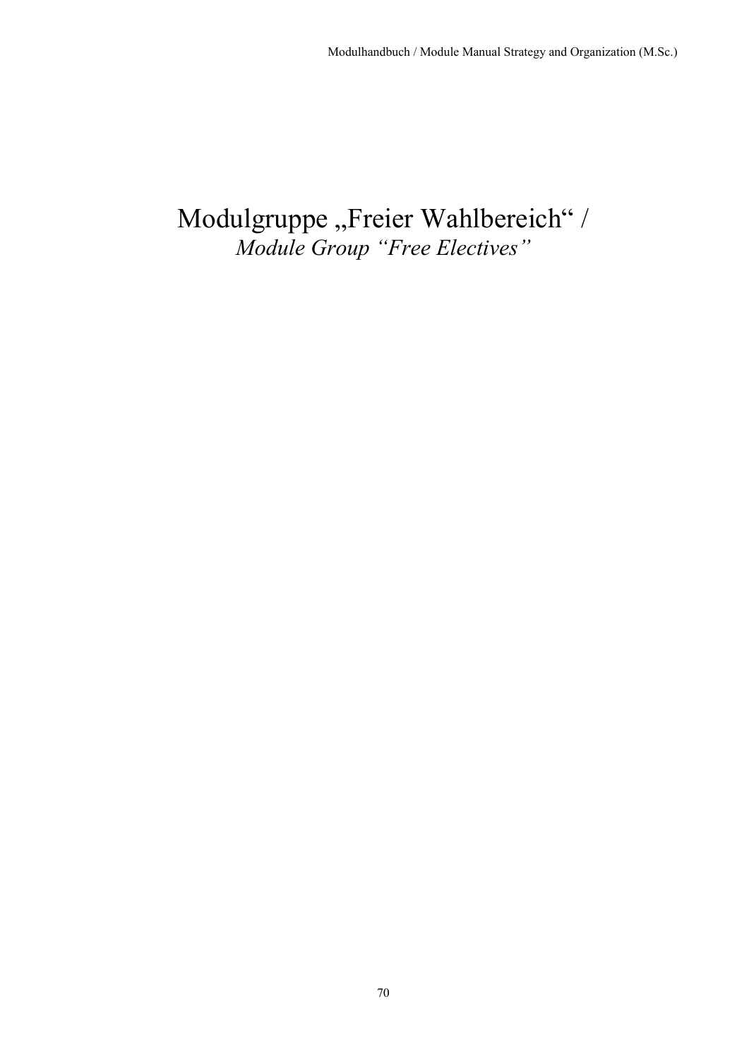# Modulgruppe „Freier Wahlbereich“ / *Module Group “Free Electives”*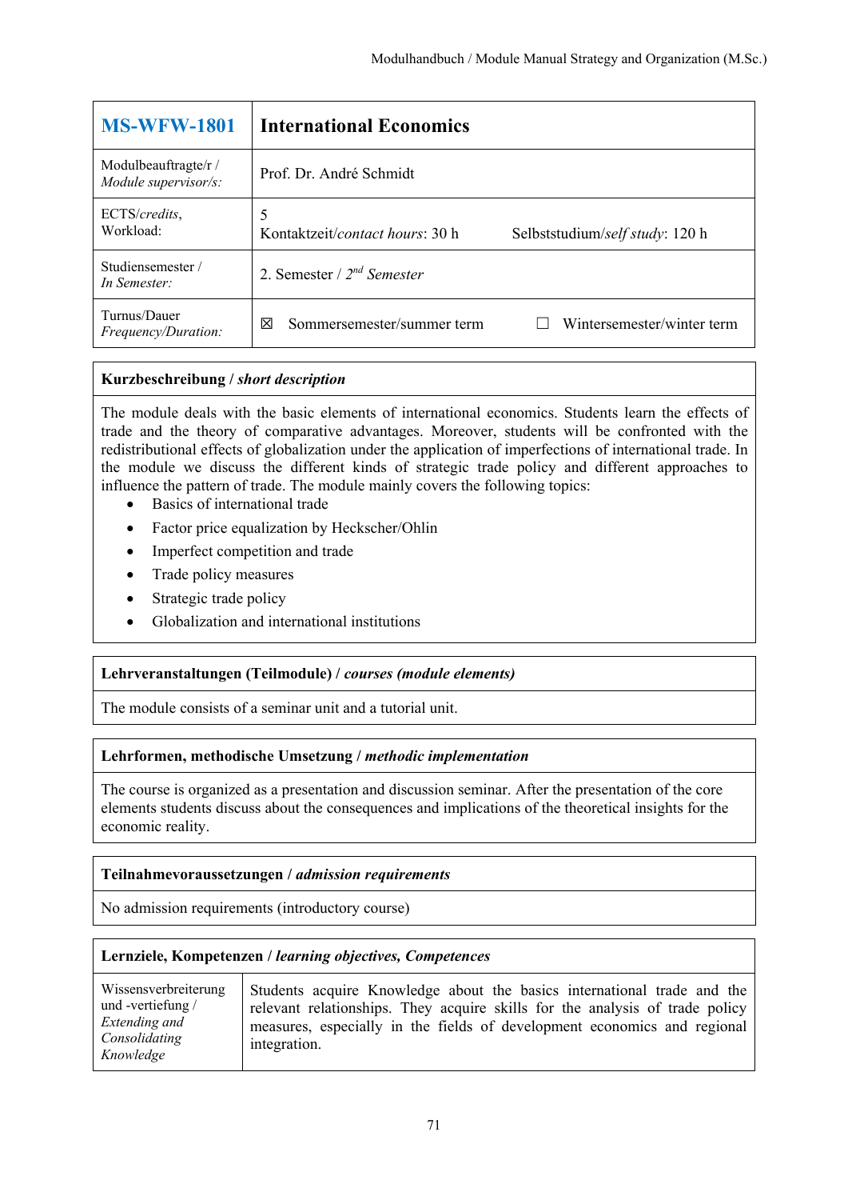| **MS-WFW-1801** | **International Economics** |
| --- | --- |
| Modulbeauftragte/r / *Module supervisor/s:* | Prof. Dr. André Schmidt |
| ECTS/*credits*, Workload: | 5<br>Kontaktzeit/*contact hours*: 30 h    Selbststudium/*self study*: 120 h |
| Studiensemester / *In Semester:* | 2. Semester / *2nd Semester* |
| Turnus/Dauer *Frequency/Duration:* | ☒ Sommersemester/summer term    ☐ Wintersemester/winter term |

**Kurzbeschreibung / *short description***

The module deals with the basic elements of international economics. Students learn the effects of trade and the theory of comparative advantages. Moreover, students will be confronted with the redistributional effects of globalization under the application of imperfections of international trade. In the module we discuss the different kinds of strategic trade policy and different approaches to influence the pattern of trade. The module mainly covers the following topics:

- Basics of international trade
- Factor price equalization by Heckscher/Ohlin
- Imperfect competition and trade
- Trade policy measures
- Strategic trade policy
- Globalization and international institutions

**Lehrveranstaltungen (Teilmodule) / *courses (module elements)***

The module consists of a seminar unit and a tutorial unit.

**Lehrformen, methodische Umsetzung / *methodic implementation***

The course is organized as a presentation and discussion seminar. After the presentation of the core elements students discuss about the consequences and implications of the theoretical insights for the economic reality.

**Teilnahmevoraussetzungen / *admission requirements***

No admission requirements (introductory course)

**Lernziele, Kompetenzen / *learning objectives, Competences***

| Wissensverbreiterung und -vertiefung / *Extending and Consolidating Knowledge* | Students acquire Knowledge about the basics international trade and the relevant relationships. They acquire skills for the analysis of trade policy measures, especially in the fields of development economics and regional integration. |
| --- | --- |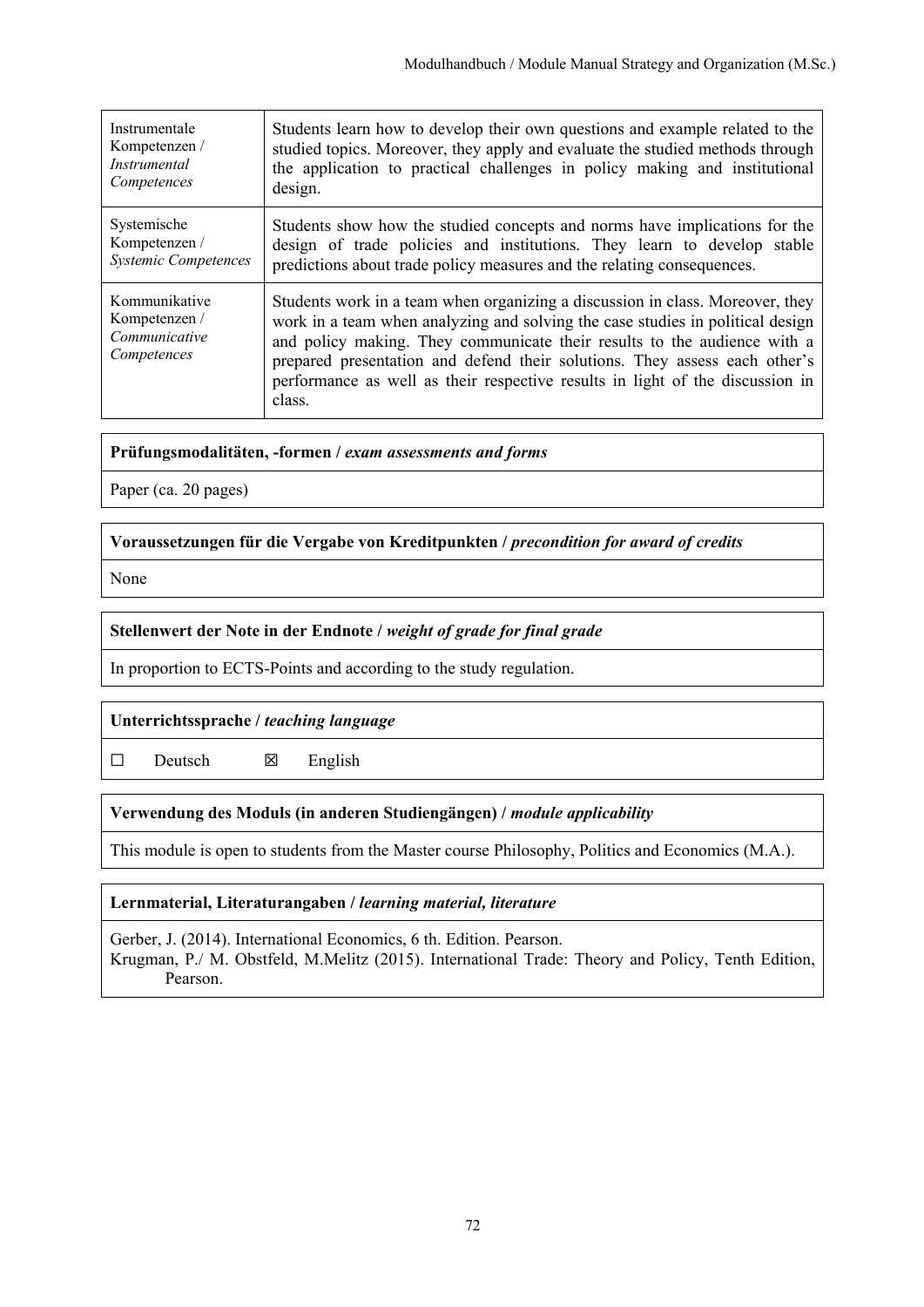| | |
|---|---|
| Instrumentale Kompetenzen / *Instrumental Competences* | Students learn how to develop their own questions and example related to the studied topics. Moreover, they apply and evaluate the studied methods through the application to practical challenges in policy making and institutional design. |
| Systemische Kompetenzen / *Systemic Competences* | Students show how the studied concepts and norms have implications for the design of trade policies and institutions. They learn to develop stable predictions about trade policy measures and the relating consequences. |
| Kommunikative Kompetenzen / *Communicative Competences* | Students work in a team when organizing a discussion in class. Moreover, they work in a team when analyzing and solving the case studies in political design and policy making. They communicate their results to the audience with a prepared presentation and defend their solutions. They assess each other's performance as well as their respective results in light of the discussion in class. |

**Prüfungsmodalitäten, -formen / *exam assessments and forms***

Paper (ca. 20 pages)

**Voraussetzungen für die Vergabe von Kreditpunkten / *precondition for award of credits***

None

**Stellenwert der Note in der Endnote / *weight of grade for final grade***

In proportion to ECTS-Points and according to the study regulation.

**Unterrichtssprache / *teaching language***

☐ Deutsch ☒ English

**Verwendung des Moduls (in anderen Studiengängen) / *module applicability***

This module is open to students from the Master course Philosophy, Politics and Economics (M.A.).

**Lernmaterial, Literaturangaben / *learning material, literature***

Gerber, J. (2014). International Economics, 6 th. Edition. Pearson.

Krugman, P./ M. Obstfeld, M.Melitz (2015). International Trade: Theory and Policy, Tenth Edition, Pearson.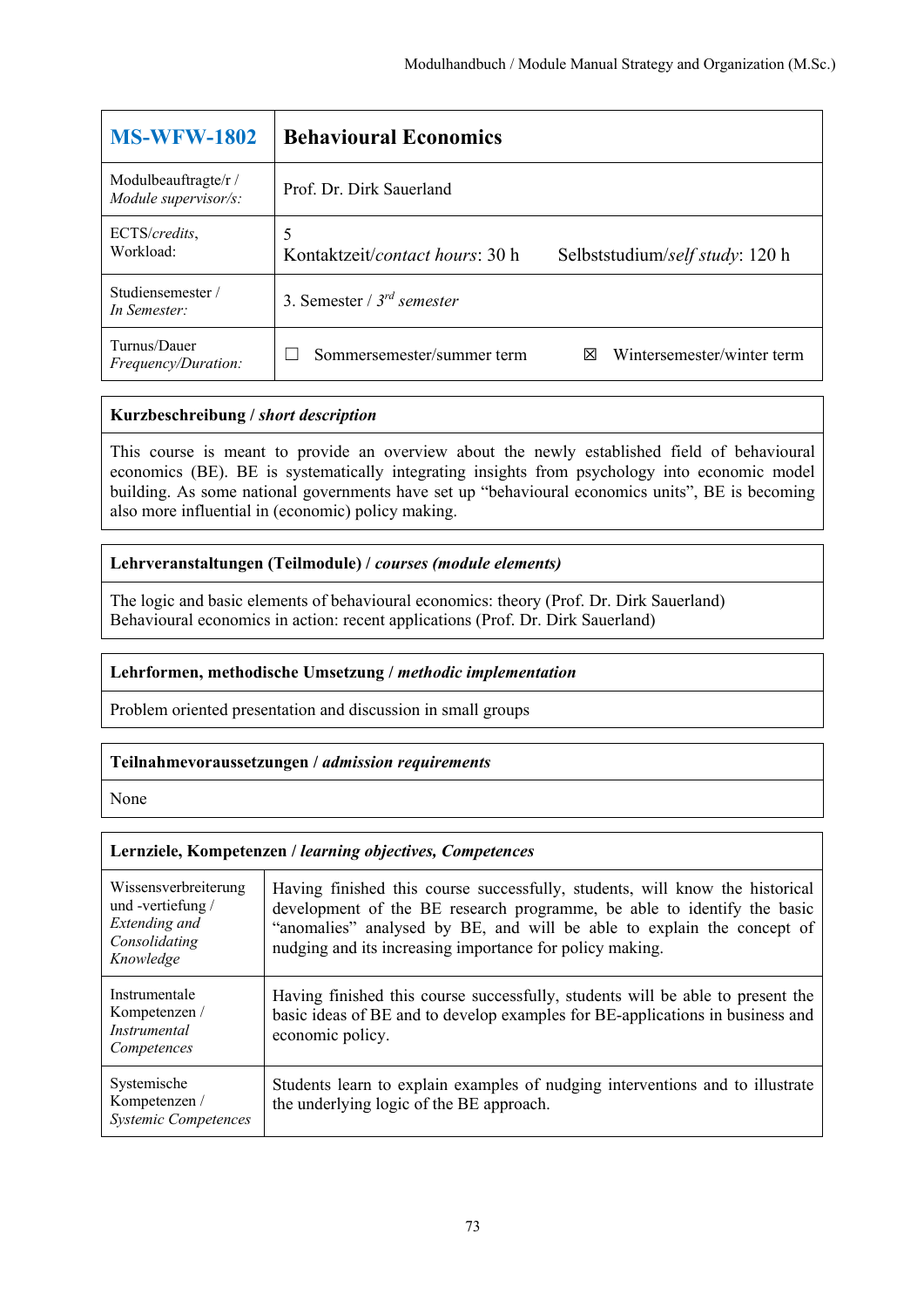| **MS-WFW-1802** | **Behavioural Economics** |
|---|---|
| Modulbeauftragte/r / *Module supervisor/s:* | Prof. Dr. Dirk Sauerland |
| ECTS/*credits*, Workload: | 5<br>Kontaktzeit/*contact hours*: 30 h Selbststudium/*self study*: 120 h |
| Studiensemester / *In Semester:* | 3. Semester / 3rd *semester* |
| Turnus/Dauer *Frequency/Duration:* | ☐ Sommersemester/summer term ☒ Wintersemester/winter term |

**Kurzbeschreibung / *short description***

This course is meant to provide an overview about the newly established field of behavioural economics (BE). BE is systematically integrating insights from psychology into economic model building. As some national governments have set up "behavioural economics units", BE is becoming also more influential in (economic) policy making.

**Lehrveranstaltungen (Teilmodule) / *courses (module elements)***

The logic and basic elements of behavioural economics: theory (Prof. Dr. Dirk Sauerland)
Behavioural economics in action: recent applications (Prof. Dr. Dirk Sauerland)

**Lehrformen, methodische Umsetzung / *methodic implementation***

Problem oriented presentation and discussion in small groups

**Teilnahmevoraussetzungen / *admission requirements***

None

**Lernziele, Kompetenzen / *learning objectives, Competences***

| | |
|---|---|
| Wissensverbreiterung und -vertiefung / *Extending and Consolidating Knowledge* | Having finished this course successfully, students, will know the historical development of the BE research programme, be able to identify the basic "anomalies" analysed by BE, and will be able to explain the concept of nudging and its increasing importance for policy making. |
| Instrumentale Kompetenzen / *Instrumental Competences* | Having finished this course successfully, students will be able to present the basic ideas of BE and to develop examples for BE-applications in business and economic policy. |
| Systemische Kompetenzen / *Systemic Competences* | Students learn to explain examples of nudging interventions and to illustrate the underlying logic of the BE approach. |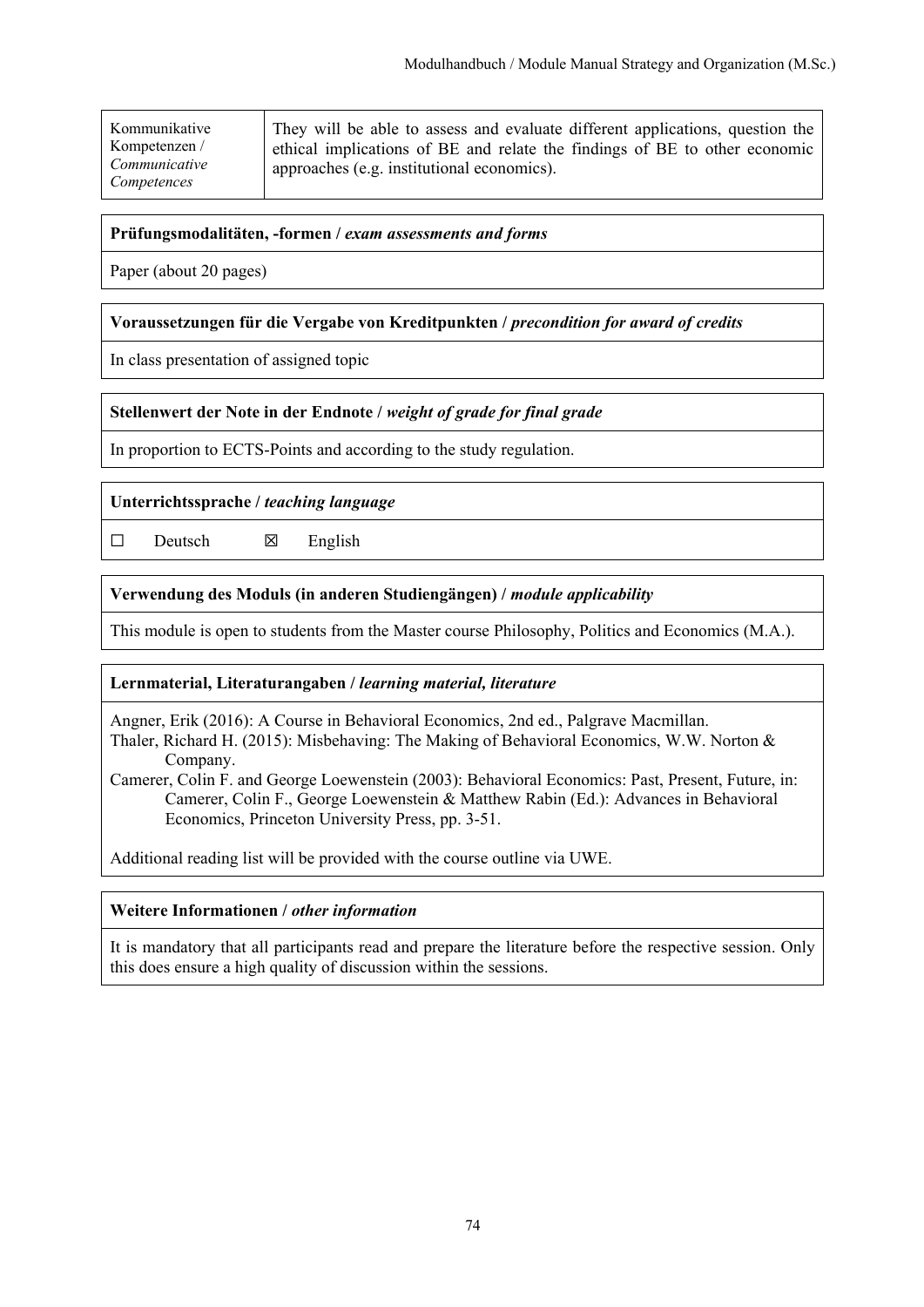| Kommunikative Kompetenzen / *Communicative Competences* | They will be able to assess and evaluate different applications, question the ethical implications of BE and relate the findings of BE to other economic approaches (e.g. institutional economics). |
|---|---|

**Prüfungsmodalitäten, -formen /** ***exam assessments and forms***

Paper (about 20 pages)

**Voraussetzungen für die Vergabe von Kreditpunkten /** ***precondition for award of credits***

In class presentation of assigned topic

**Stellenwert der Note in der Endnote /** ***weight of grade for final grade***

In proportion to ECTS-Points and according to the study regulation.

**Unterrichtssprache /** ***teaching language***

☐ Deutsch ☒ English

**Verwendung des Moduls (in anderen Studiengängen) /** ***module applicability***

This module is open to students from the Master course Philosophy, Politics and Economics (M.A.).

**Lernmaterial, Literaturangaben /** ***learning material, literature***

Angner, Erik (2016): A Course in Behavioral Economics, 2nd ed., Palgrave Macmillan.
Thaler, Richard H. (2015): Misbehaving: The Making of Behavioral Economics, W.W. Norton & Company.
Camerer, Colin F. and George Loewenstein (2003): Behavioral Economics: Past, Present, Future, in: Camerer, Colin F., George Loewenstein & Matthew Rabin (Ed.): Advances in Behavioral Economics, Princeton University Press, pp. 3-51.

Additional reading list will be provided with the course outline via UWE.

**Weitere Informationen /** ***other information***

It is mandatory that all participants read and prepare the literature before the respective session. Only this does ensure a high quality of discussion within the sessions.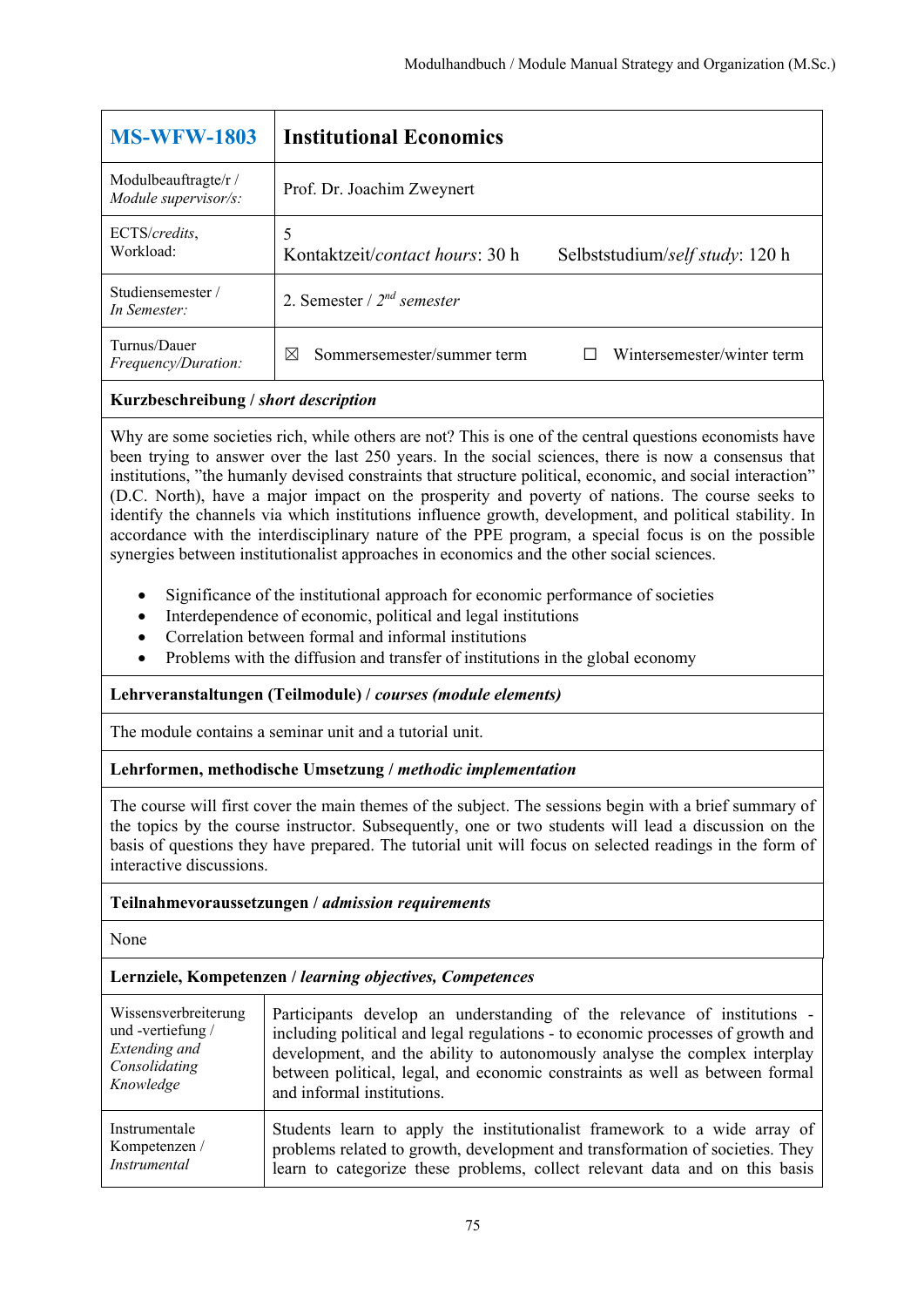| **MS-WFW-1803** | **Institutional Economics** |
|---|---|
| Modulbeauftragte/r / *Module supervisor/s:* | Prof. Dr. Joachim Zweynert |
| ECTS/*credits*, Workload: | 5<br>Kontaktzeit/*contact hours*: 30 h Selbststudium/*self study*: 120 h |
| Studiensemester / *In Semester:* | 2. Semester / 2*nd semester* |
| Turnus/Dauer *Frequency/Duration:* | ☒ Sommersemester/summer term ☐ Wintersemester/winter term |

**Kurzbeschreibung / *short description***

Why are some societies rich, while others are not? This is one of the central questions economists have been trying to answer over the last 250 years. In the social sciences, there is now a consensus that institutions, "the humanly devised constraints that structure political, economic, and social interaction" (D.C. North), have a major impact on the prosperity and poverty of nations. The course seeks to identify the channels via which institutions influence growth, development, and political stability. In accordance with the interdisciplinary nature of the PPE program, a special focus is on the possible synergies between institutionalist approaches in economics and the other social sciences.

- Significance of the institutional approach for economic performance of societies
- Interdependence of economic, political and legal institutions
- Correlation between formal and informal institutions
- Problems with the diffusion and transfer of institutions in the global economy

**Lehrveranstaltungen (Teilmodule) / *courses (module elements)***

The module contains a seminar unit and a tutorial unit.

**Lehrformen, methodische Umsetzung / *methodic implementation***

The course will first cover the main themes of the subject. The sessions begin with a brief summary of the topics by the course instructor. Subsequently, one or two students will lead a discussion on the basis of questions they have prepared. The tutorial unit will focus on selected readings in the form of interactive discussions.

**Teilnahmevoraussetzungen / *admission requirements***

None

**Lernziele, Kompetenzen / *learning objectives, Competences***

| | |
|---|---|
| Wissensverbreiterung und -vertiefung / *Extending and Consolidating Knowledge* | Participants develop an understanding of the relevance of institutions - including political and legal regulations - to economic processes of growth and development, and the ability to autonomously analyse the complex interplay between political, legal, and economic constraints as well as between formal and informal institutions. |
| Instrumentale Kompetenzen / *Instrumental* | Students learn to apply the institutionalist framework to a wide array of problems related to growth, development and transformation of societies. They learn to categorize these problems, collect relevant data and on this basis |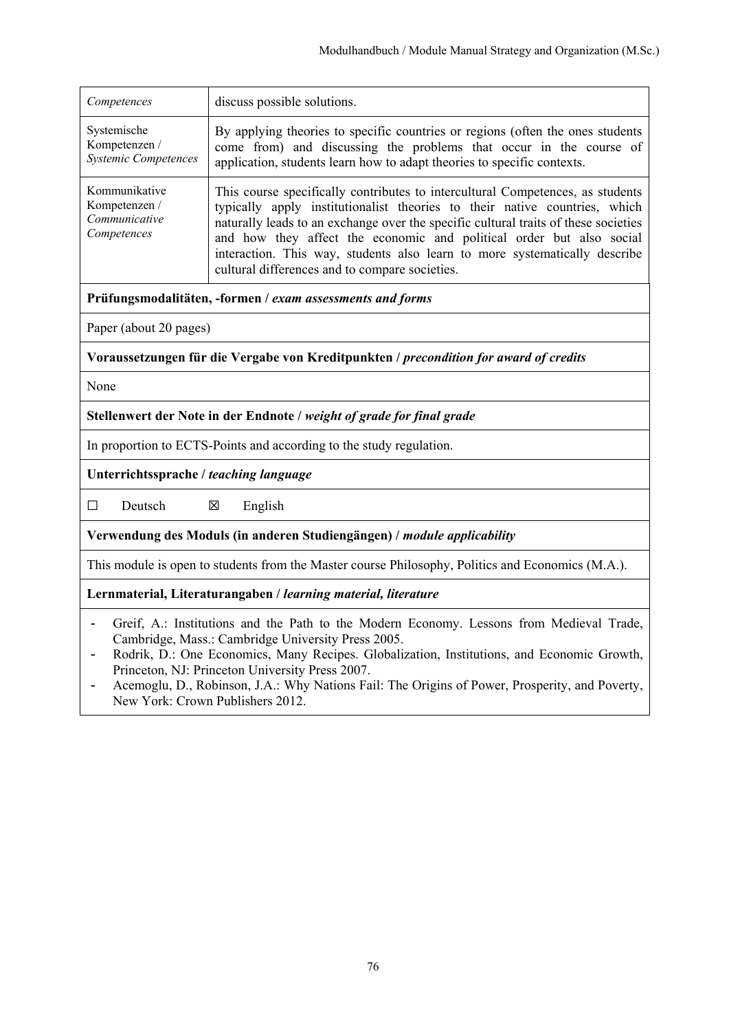| | |
|---|---|
| *Competences* | discuss possible solutions. |
| Systemische Kompetenzen / *Systemic Competences* | By applying theories to specific countries or regions (often the ones students come from) and discussing the problems that occur in the course of application, students learn how to adapt theories to specific contexts. |
| Kommunikative Kompetenzen / *Communicative Competences* | This course specifically contributes to intercultural Competences, as students typically apply institutionalist theories to their native countries, which naturally leads to an exchange over the specific cultural traits of these societies and how they affect the economic and political order but also social interaction. This way, students also learn to more systematically describe cultural differences and to compare societies. |

**Prüfungsmodalitäten, -formen / *exam assessments and forms***

Paper (about 20 pages)

**Voraussetzungen für die Vergabe von Kreditpunkten / *precondition for award of credits***

None

**Stellenwert der Note in der Endnote / *weight of grade for final grade***

In proportion to ECTS-Points and according to the study regulation.

**Unterrichtssprache / *teaching language***

☐ Deutsch ☒ English

**Verwendung des Moduls (in anderen Studiengängen) / *module applicability***

This module is open to students from the Master course Philosophy, Politics and Economics (M.A.).

**Lernmaterial, Literaturangaben / *learning material, literature***

- Greif, A.: Institutions and the Path to the Modern Economy. Lessons from Medieval Trade, Cambridge, Mass.: Cambridge University Press 2005.
- Rodrik, D.: One Economics, Many Recipes. Globalization, Institutions, and Economic Growth, Princeton, NJ: Princeton University Press 2007.
- Acemoglu, D., Robinson, J.A.: Why Nations Fail: The Origins of Power, Prosperity, and Poverty, New York: Crown Publishers 2012.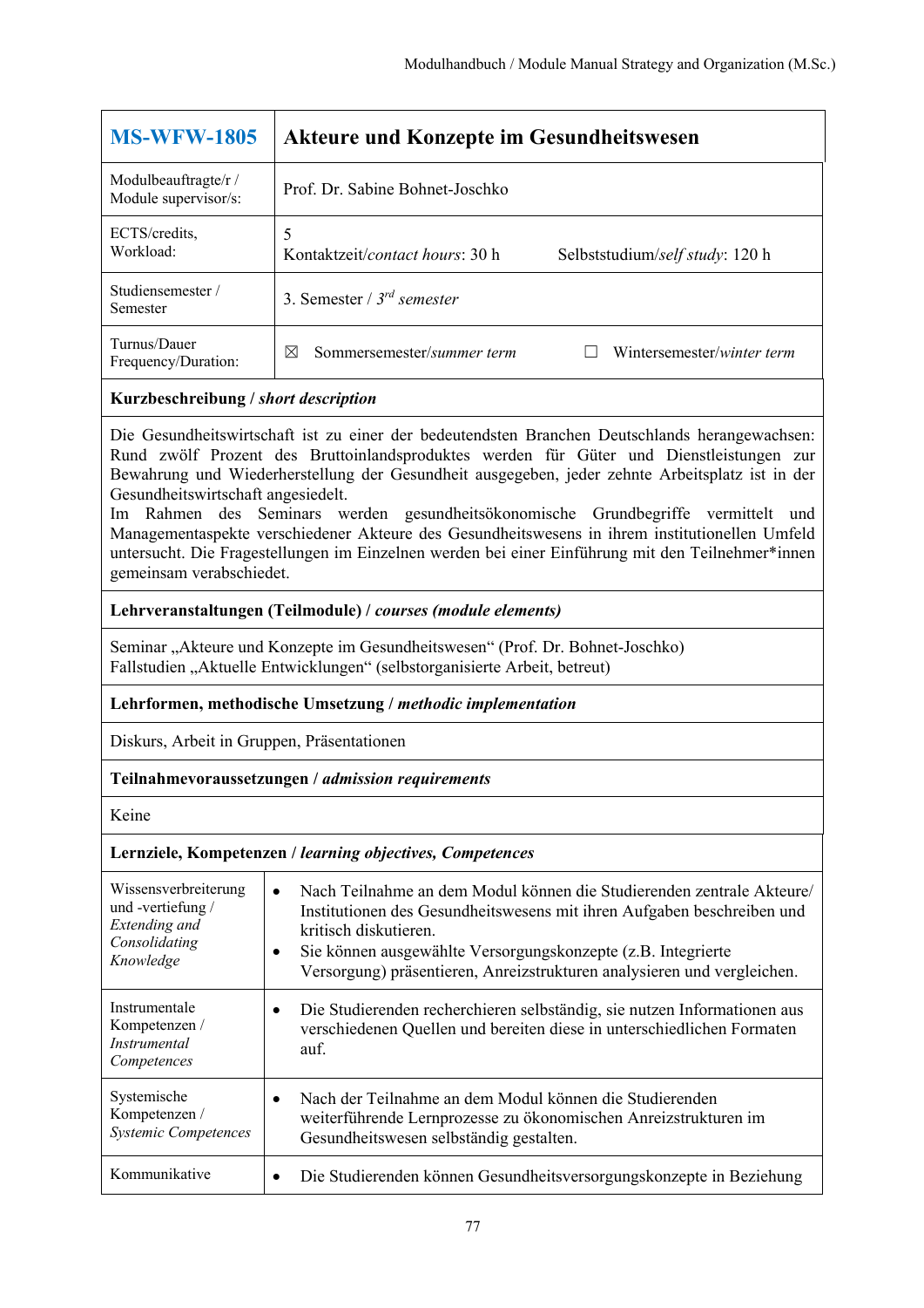| **MS-WFW-1805** | **Akteure und Konzepte im Gesundheitswesen** |
|---|---|
| Modulbeauftragte/r / Module supervisor/s: | Prof. Dr. Sabine Bohnet-Joschko |
| ECTS/credits, Workload: | 5<br>Kontaktzeit/*contact hours*: 30 h Selbststudium/*self study*: 120 h |
| Studiensemester / Semester | 3. Semester / 3*rd semester* |
| Turnus/Dauer Frequency/Duration: | ☒ Sommersemester/*summer term* ☐ Wintersemester/*winter term* |

**Kurzbeschreibung / *short description***

Die Gesundheitswirtschaft ist zu einer der bedeutendsten Branchen Deutschlands herangewachsen: Rund zwölf Prozent des Bruttoinlandsproduktes werden für Güter und Dienstleistungen zur Bewahrung und Wiederherstellung der Gesundheit ausgegeben, jeder zehnte Arbeitsplatz ist in der Gesundheitswirtschaft angesiedelt.
Im Rahmen des Seminars werden gesundheitsökonomische Grundbegriffe vermittelt und Managementaspekte verschiedener Akteure des Gesundheitswesens in ihrem institutionellen Umfeld untersucht. Die Fragestellungen im Einzelnen werden bei einer Einführung mit den Teilnehmer*innen gemeinsam verabschiedet.

**Lehrveranstaltungen (Teilmodule) / *courses (module elements)***

Seminar „Akteure und Konzepte im Gesundheitswesen" (Prof. Dr. Bohnet-Joschko)
Fallstudien „Aktuelle Entwicklungen" (selbstorganisierte Arbeit, betreut)

**Lehrformen, methodische Umsetzung / *methodic implementation***

Diskurs, Arbeit in Gruppen, Präsentationen

**Teilnahmevoraussetzungen / *admission requirements***

Keine

**Lernziele, Kompetenzen / *learning objectives, Competences***

| | |
|---|---|
| Wissensverbreiterung und -vertiefung / *Extending and Consolidating Knowledge* | • Nach Teilnahme an dem Modul können die Studierenden zentrale Akteure/ Institutionen des Gesundheitswesens mit ihren Aufgaben beschreiben und kritisch diskutieren.<br>• Sie können ausgewählte Versorgungskonzepte (z.B. Integrierte Versorgung) präsentieren, Anreizstrukturen analysieren und vergleichen. |
| Instrumentale Kompetenzen / *Instrumental Competences* | • Die Studierenden recherchieren selbständig, sie nutzen Informationen aus verschiedenen Quellen und bereiten diese in unterschiedlichen Formaten auf. |
| Systemische Kompetenzen / *Systemic Competences* | • Nach der Teilnahme an dem Modul können die Studierenden weiterführende Lernprozesse zu ökonomischen Anreizstrukturen im Gesundheitswesen selbständig gestalten. |
| Kommunikative | • Die Studierenden können Gesundheitsversorgungskonzepte in Beziehung |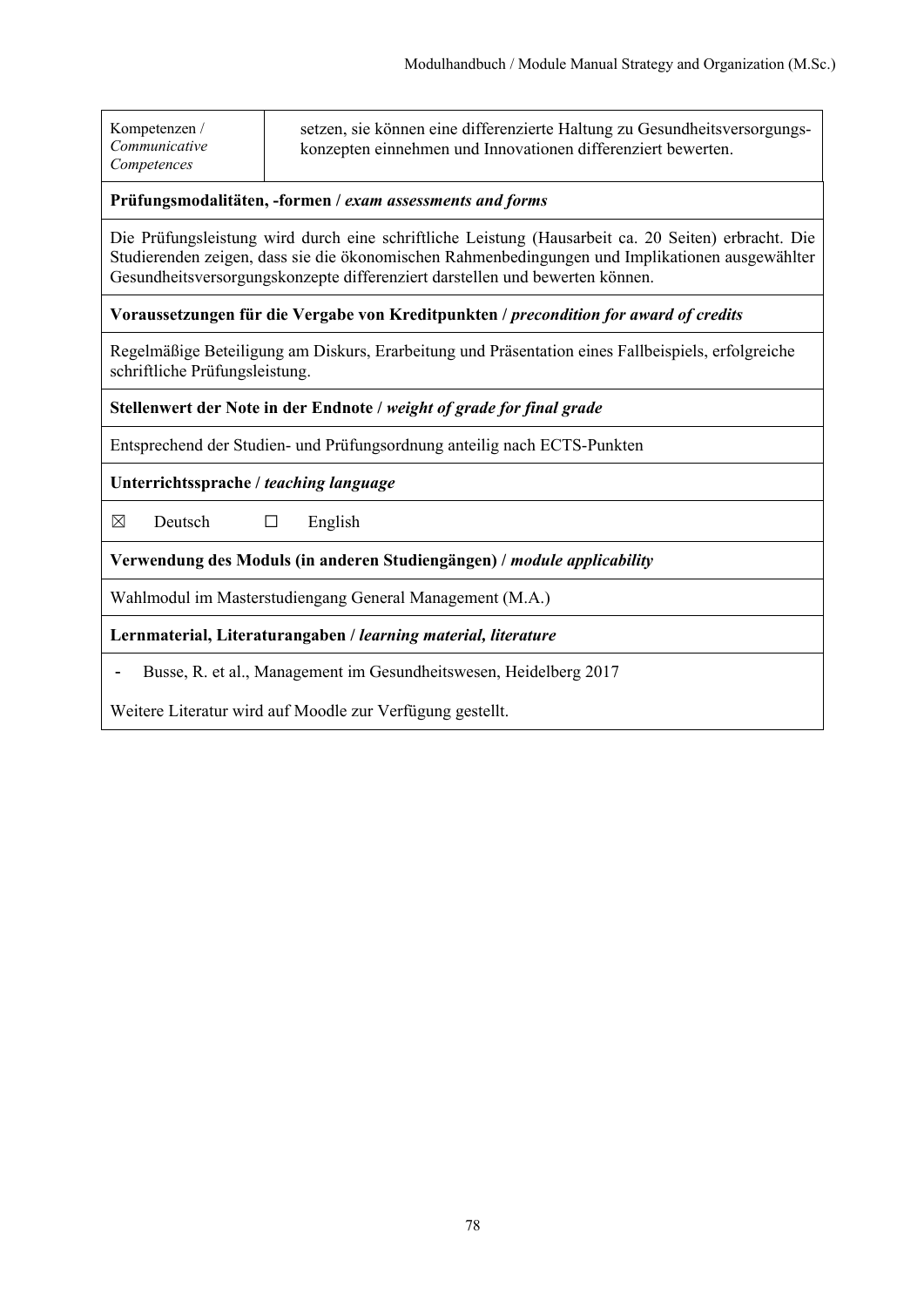| Kompetenzen / *Communicative Competences* | setzen, sie können eine differenzierte Haltung zu Gesundheitsversorgungs-konzepten einnehmen und Innovationen differenziert bewerten. |
|---|---|

**Prüfungsmodalitäten, -formen / *exam assessments and forms***

Die Prüfungsleistung wird durch eine schriftliche Leistung (Hausarbeit ca. 20 Seiten) erbracht. Die Studierenden zeigen, dass sie die ökonomischen Rahmenbedingungen und Implikationen ausgewählter Gesundheitsversorgungskonzepte differenziert darstellen und bewerten können.

**Voraussetzungen für die Vergabe von Kreditpunkten / *precondition for award of credits***

Regelmäßige Beteiligung am Diskurs, Erarbeitung und Präsentation eines Fallbeispiels, erfolgreiche schriftliche Prüfungsleistung.

**Stellenwert der Note in der Endnote / *weight of grade for final grade***

Entsprechend der Studien- und Prüfungsordnung anteilig nach ECTS-Punkten

**Unterrichtssprache / *teaching language***

☒ Deutsch ☐ English

**Verwendung des Moduls (in anderen Studiengängen) / *module applicability***

Wahlmodul im Masterstudiengang General Management (M.A.)

**Lernmaterial, Literaturangaben / *learning material, literature***

- Busse, R. et al., Management im Gesundheitswesen, Heidelberg 2017

Weitere Literatur wird auf Moodle zur Verfügung gestellt.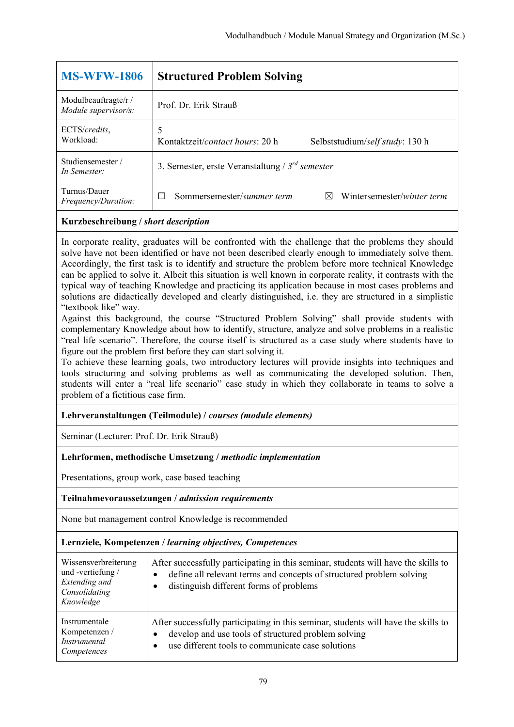| MS-WFW-1806 | Structured Problem Solving |
|---|---|
| Modulbeauftragte/r / *Module supervisor/s:* | Prof. Dr. Erik Strauß |
| ECTS/*credits*, Workload: | 5<br>Kontaktzeit/*contact hours*: 20 h Selbststudium/*self study*: 130 h |
| Studiensemester / *In Semester:* | 3. Semester, erste Veranstaltung / 3*rd semester* |
| Turnus/Dauer *Frequency/Duration:* | ☐ Sommersemester/*summer term* ☒ Wintersemester/*winter term* |

**Kurzbeschreibung / *short description***

In corporate reality, graduates will be confronted with the challenge that the problems they should solve have not been identified or have not been described clearly enough to immediately solve them. Accordingly, the first task is to identify and structure the problem before more technical Knowledge can be applied to solve it. Albeit this situation is well known in corporate reality, it contrasts with the typical way of teaching Knowledge and practicing its application because in most cases problems and solutions are didactically developed and clearly distinguished, i.e. they are structured in a simplistic "textbook like" way.
Against this background, the course "Structured Problem Solving" shall provide students with complementary Knowledge about how to identify, structure, analyze and solve problems in a realistic "real life scenario". Therefore, the course itself is structured as a case study where students have to figure out the problem first before they can start solving it.
To achieve these learning goals, two introductory lectures will provide insights into techniques and tools structuring and solving problems as well as communicating the developed solution. Then, students will enter a "real life scenario" case study in which they collaborate in teams to solve a problem of a fictitious case firm.

**Lehrveranstaltungen (Teilmodule) / *courses (module elements)***

Seminar (Lecturer: Prof. Dr. Erik Strauß)

**Lehrformen, methodische Umsetzung / *methodic implementation***

Presentations, group work, case based teaching

**Teilnahmevoraussetzungen / *admission requirements***

None but management control Knowledge is recommended

**Lernziele, Kompetenzen / *learning objectives, Competences***

| | |
|---|---|
| Wissensverbreiterung und -vertiefung / *Extending and Consolidating Knowledge* | After successfully participating in this seminar, students will have the skills to<br>• define all relevant terms and concepts of structured problem solving<br>• distinguish different forms of problems |
| Instrumentale Kompetenzen / *Instrumental Competences* | After successfully participating in this seminar, students will have the skills to<br>• develop and use tools of structured problem solving<br>• use different tools to communicate case solutions |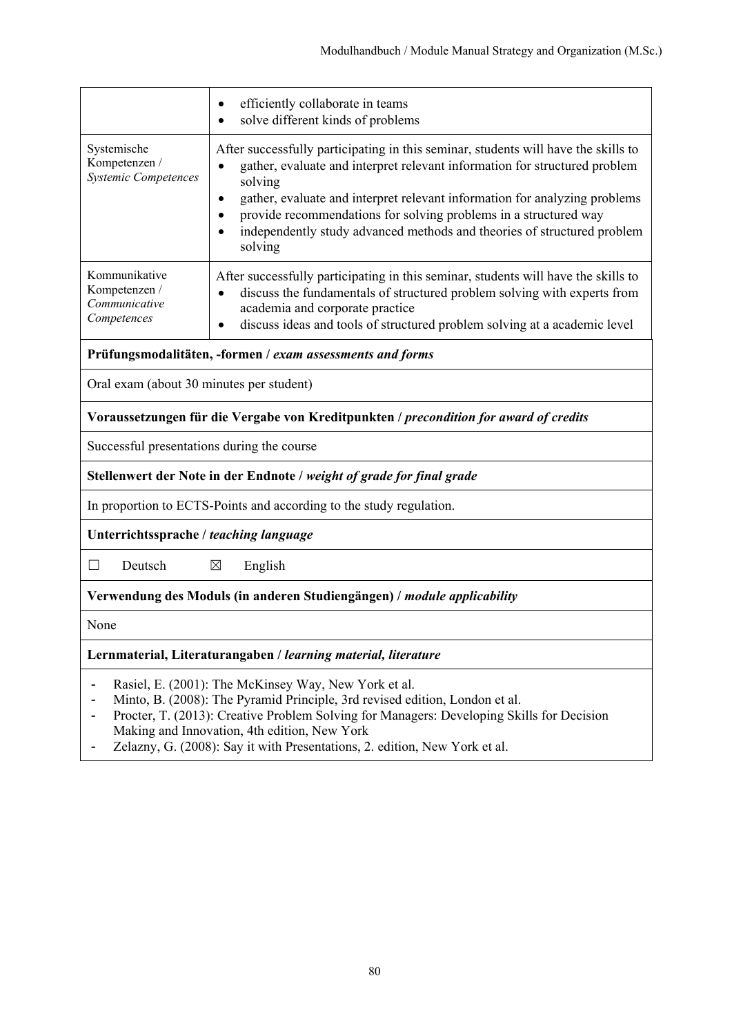| | |
|---|---|
| | • efficiently collaborate in teams<br>• solve different kinds of problems |
| Systemische Kompetenzen / *Systemic Competences* | After successfully participating in this seminar, students will have the skills to<br>• gather, evaluate and interpret relevant information for structured problem solving<br>• gather, evaluate and interpret relevant information for analyzing problems<br>• provide recommendations for solving problems in a structured way<br>• independently study advanced methods and theories of structured problem solving |
| Kommunikative Kompetenzen / *Communicative Competences* | After successfully participating in this seminar, students will have the skills to<br>• discuss the fundamentals of structured problem solving with experts from academia and corporate practice<br>• discuss ideas and tools of structured problem solving at a academic level |

**Prüfungsmodalitäten, -formen / *exam assessments and forms***

Oral exam (about 30 minutes per student)

**Voraussetzungen für die Vergabe von Kreditpunkten / *precondition for award of credits***

Successful presentations during the course

**Stellenwert der Note in der Endnote / *weight of grade for final grade***

In proportion to ECTS-Points and according to the study regulation.

**Unterrichtssprache / *teaching language***

☐ Deutsch ☒ English

**Verwendung des Moduls (in anderen Studiengängen) / *module applicability***

None

**Lernmaterial, Literaturangaben / *learning material, literature***

- Rasiel, E. (2001): The McKinsey Way, New York et al.
- Minto, B. (2008): The Pyramid Principle, 3rd revised edition, London et al.
- Procter, T. (2013): Creative Problem Solving for Managers: Developing Skills for Decision Making and Innovation, 4th edition, New York
- Zelazny, G. (2008): Say it with Presentations, 2. edition, New York et al.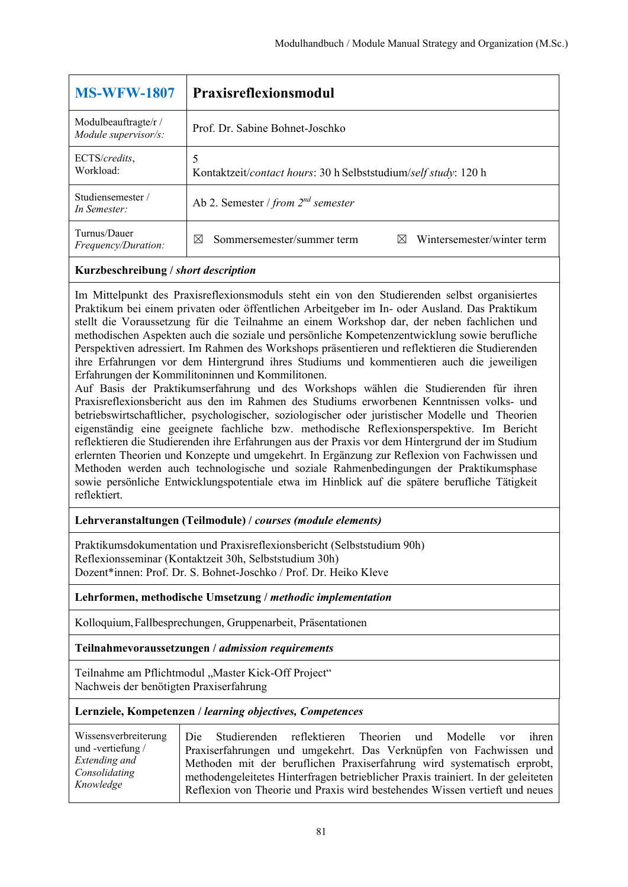| **MS-WFW-1807** | **Praxisreflexionsmodul** |
|---|---|
| Modulbeauftragte/r / *Module supervisor/s:* | Prof. Dr. Sabine Bohnet-Joschko |
| ECTS/*credits*, Workload: | 5<br>Kontaktzeit/*contact hours*: 30 h Selbststudium/*self study*: 120 h |
| Studiensemester / *In Semester:* | Ab 2. Semester / *from 2nd semester* |
| Turnus/Dauer *Frequency/Duration:* | ☒ Sommersemester/summer term ☒ Wintersemester/winter term |

**Kurzbeschreibung / *short description***

Im Mittelpunkt des Praxisreflexionsmoduls steht ein von den Studierenden selbst organisiertes Praktikum bei einem privaten oder öffentlichen Arbeitgeber im In- oder Ausland. Das Praktikum stellt die Voraussetzung für die Teilnahme an einem Workshop dar, der neben fachlichen und methodischen Aspekten auch die soziale und persönliche Kompetenzentwicklung sowie berufliche Perspektiven adressiert. Im Rahmen des Workshops präsentieren und reflektieren die Studierenden ihre Erfahrungen vor dem Hintergrund ihres Studiums und kommentieren auch die jeweiligen Erfahrungen der Kommilitoninnen und Kommilitonen.
Auf Basis der Praktikumserfahrung und des Workshops wählen die Studierenden für ihren Praxisreflexionsbericht aus den im Rahmen des Studiums erworbenen Kenntnissen volks- und betriebswirtschaftlicher, psychologischer, soziologischer oder juristischer Modelle und Theorien eigenständig eine geeignete fachliche bzw. methodische Reflexionsperspektive. Im Bericht reflektieren die Studierenden ihre Erfahrungen aus der Praxis vor dem Hintergrund der im Studium erlernten Theorien und Konzepte und umgekehrt. In Ergänzung zur Reflexion von Fachwissen und Methoden werden auch technologische und soziale Rahmenbedingungen der Praktikumsphase sowie persönliche Entwicklungspotentiale etwa im Hinblick auf die spätere berufliche Tätigkeit reflektiert.

**Lehrveranstaltungen (Teilmodule) / *courses (module elements)***

Praktikumsdokumentation und Praxisreflexionsbericht (Selbststudium 90h)
Reflexionsseminar (Kontaktzeit 30h, Selbststudium 30h)
Dozent*innen: Prof. Dr. S. Bohnet-Joschko / Prof. Dr. Heiko Kleve

**Lehrformen, methodische Umsetzung / *methodic implementation***

Kolloquium, Fallbesprechungen, Gruppenarbeit, Präsentationen

**Teilnahmevoraussetzungen / *admission requirements***

Teilnahme am Pflichtmodul „Master Kick-Off Project"
Nachweis der benötigten Praxiserfahrung

**Lernziele, Kompetenzen / *learning objectives, Competences***

| Wissensverbreiterung und -vertiefung / *Extending and Consolidating Knowledge* | Die Studierenden reflektieren Theorien und Modelle vor ihren Praxiserfahrungen und umgekehrt. Das Verknüpfen von Fachwissen und Methoden mit der beruflichen Praxiserfahrung wird systematisch erprobt, methodengeleitetes Hinterfragen betrieblicher Praxis trainiert. In der geleiteten Reflexion von Theorie und Praxis wird bestehendes Wissen vertieft und neues |
|---|---|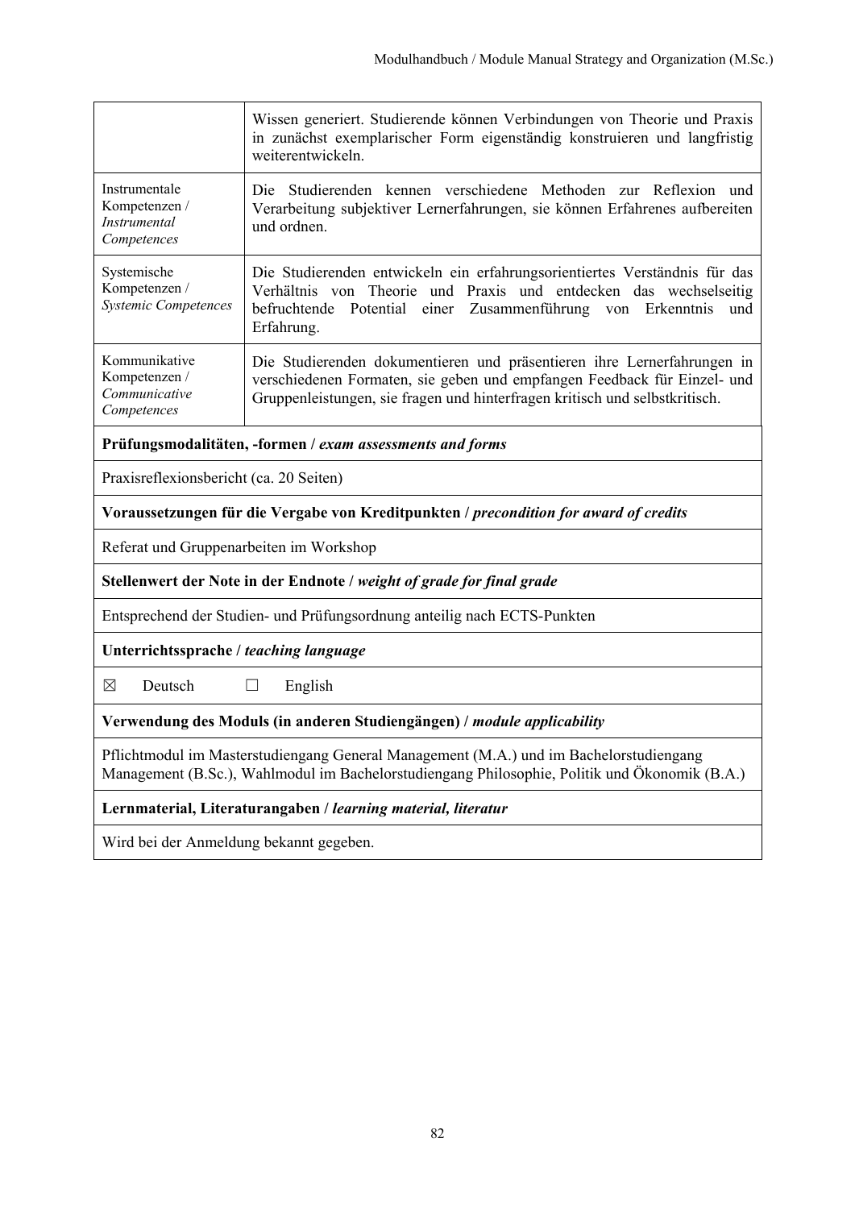| | |
|---|---|
| | Wissen generiert. Studierende können Verbindungen von Theorie und Praxis in zunächst exemplarischer Form eigenständig konstruieren und langfristig weiterentwickeln. |
| Instrumentale Kompetenzen / *Instrumental Competences* | Die Studierenden kennen verschiedene Methoden zur Reflexion und Verarbeitung subjektiver Lernerfahrungen, sie können Erfahrenes aufbereiten und ordnen. |
| Systemische Kompetenzen / *Systemic Competences* | Die Studierenden entwickeln ein erfahrungsorientiertes Verständnis für das Verhältnis von Theorie und Praxis und entdecken das wechselseitig befruchtende Potential einer Zusammenführung von Erkenntnis und Erfahrung. |
| Kommunikative Kompetenzen / *Communicative Competences* | Die Studierenden dokumentieren und präsentieren ihre Lernerfahrungen in verschiedenen Formaten, sie geben und empfangen Feedback für Einzel- und Gruppenleistungen, sie fragen und hinterfragen kritisch und selbstkritisch. |

**Prüfungsmodalitäten, -formen / *exam assessments and forms***

Praxisreflexionsbericht (ca. 20 Seiten)

**Voraussetzungen für die Vergabe von Kreditpunkten / *precondition for award of credits***

Referat und Gruppenarbeiten im Workshop

**Stellenwert der Note in der Endnote / *weight of grade for final grade***

Entsprechend der Studien- und Prüfungsordnung anteilig nach ECTS-Punkten

**Unterrichtssprache / *teaching language***

☒ Deutsch ☐ English

**Verwendung des Moduls (in anderen Studiengängen) / *module applicability***

Pflichtmodul im Masterstudiengang General Management (M.A.) und im Bachelorstudiengang Management (B.Sc.), Wahlmodul im Bachelorstudiengang Philosophie, Politik und Ökonomik (B.A.)

**Lernmaterial, Literaturangaben / *learning material, literatur***

Wird bei der Anmeldung bekannt gegeben.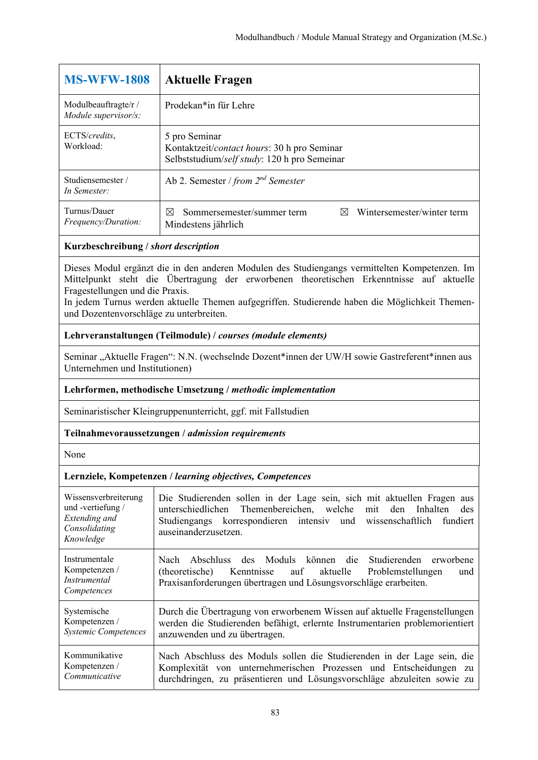| **MS-WFW-1808** | **Aktuelle Fragen** |
|---|---|
| Modulbeauftragte/r / *Module supervisor/s:* | Prodekan*in für Lehre |
| ECTS/*credits*, Workload: | 5 pro Seminar<br>Kontaktzeit/*contact hours*: 30 h pro Seminar<br>Selbststudium/*self study*: 120 h pro Semeinar |
| Studiensemester / *In Semester:* | Ab 2. Semester / *from 2nd Semester* |
| Turnus/Dauer *Frequency/Duration:* | ☒ Sommersemester/summer term ☒ Wintersemester/winter term<br>Mindestens jährlich |

**Kurzbeschreibung / *short description***

Dieses Modul ergänzt die in den anderen Modulen des Studiengangs vermittelten Kompetenzen. Im Mittelpunkt steht die Übertragung der erworbenen theoretischen Erkenntnisse auf aktuelle Fragestellungen und die Praxis.
In jedem Turnus werden aktuelle Themen aufgegriffen. Studierende haben die Möglichkeit Themen- und Dozentenvorschläge zu unterbreiten.

**Lehrveranstaltungen (Teilmodule) / *courses (module elements)***

Seminar „Aktuelle Fragen": N.N. (wechselnde Dozent*innen der UW/H sowie Gastreferent*innen aus Unternehmen und Institutionen)

**Lehrformen, methodische Umsetzung / *methodic implementation***

Seminaristischer Kleingruppenunterricht, ggf. mit Fallstudien

**Teilnahmevoraussetzungen / *admission requirements***

None

**Lernziele, Kompetenzen / *learning objectives, Competences***

| | |
|---|---|
| Wissensverbreiterung und -vertiefung / *Extending and Consolidating Knowledge* | Die Studierenden sollen in der Lage sein, sich mit aktuellen Fragen aus unterschiedlichen Themenbereichen, welche mit den Inhalten des Studiengangs korrespondieren intensiv und wissenschaftlich fundiert auseinanderzusetzen. |
| Instrumentale Kompetenzen / *Instrumental Competences* | Nach Abschluss des Moduls können die Studierenden erworbene (theoretische) Kenntnisse auf aktuelle Problemstellungen und Praxisanforderungen übertragen und Lösungsvorschläge erarbeiten. |
| Systemische Kompetenzen / *Systemic Competences* | Durch die Übertragung von erworbenem Wissen auf aktuelle Fragenstellungen werden die Studierenden befähigt, erlernte Instrumentarien problemorientiert anzuwenden und zu übertragen. |
| Kommunikative Kompetenzen / *Communicative* | Nach Abschluss des Moduls sollen die Studierenden in der Lage sein, die Komplexität von unternehmerischen Prozessen und Entscheidungen zu durchdringen, zu präsentieren und Lösungsvorschläge abzuleiten sowie zu |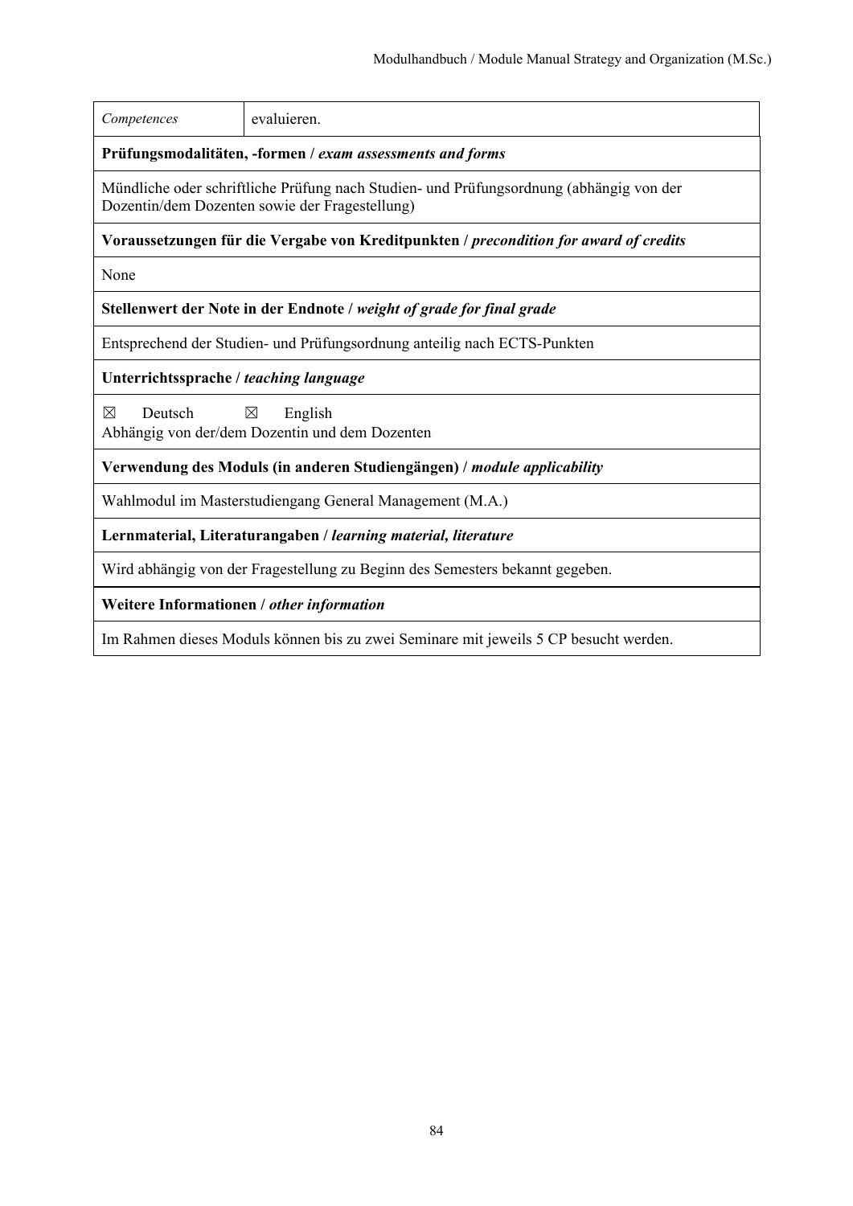| *Competences* | evaluieren. |
|---|---|
| **Prüfungsmodalitäten, -formen / *exam assessments and forms*** | |
| Mündliche oder schriftliche Prüfung nach Studien- und Prüfungsordnung (abhängig von der Dozentin/dem Dozenten sowie der Fragestellung) | |
| **Voraussetzungen für die Vergabe von Kreditpunkten / *precondition for award of credits*** | |
| None | |
| **Stellenwert der Note in der Endnote / *weight of grade for final grade*** | |
| Entsprechend der Studien- und Prüfungsordnung anteilig nach ECTS-Punkten | |
| **Unterrichtssprache / *teaching language*** | |
| ☒ Deutsch ☒ English<br>Abhängig von der/dem Dozentin und dem Dozenten | |
| **Verwendung des Moduls (in anderen Studiengängen) / *module applicability*** | |
| Wahlmodul im Masterstudiengang General Management (M.A.) | |
| **Lernmaterial, Literaturangaben / *learning material, literature*** | |
| Wird abhängig von der Fragestellung zu Beginn des Semesters bekannt gegeben. | |
| **Weitere Informationen / *other information*** | |
| Im Rahmen dieses Moduls können bis zu zwei Seminare mit jeweils 5 CP besucht werden. | |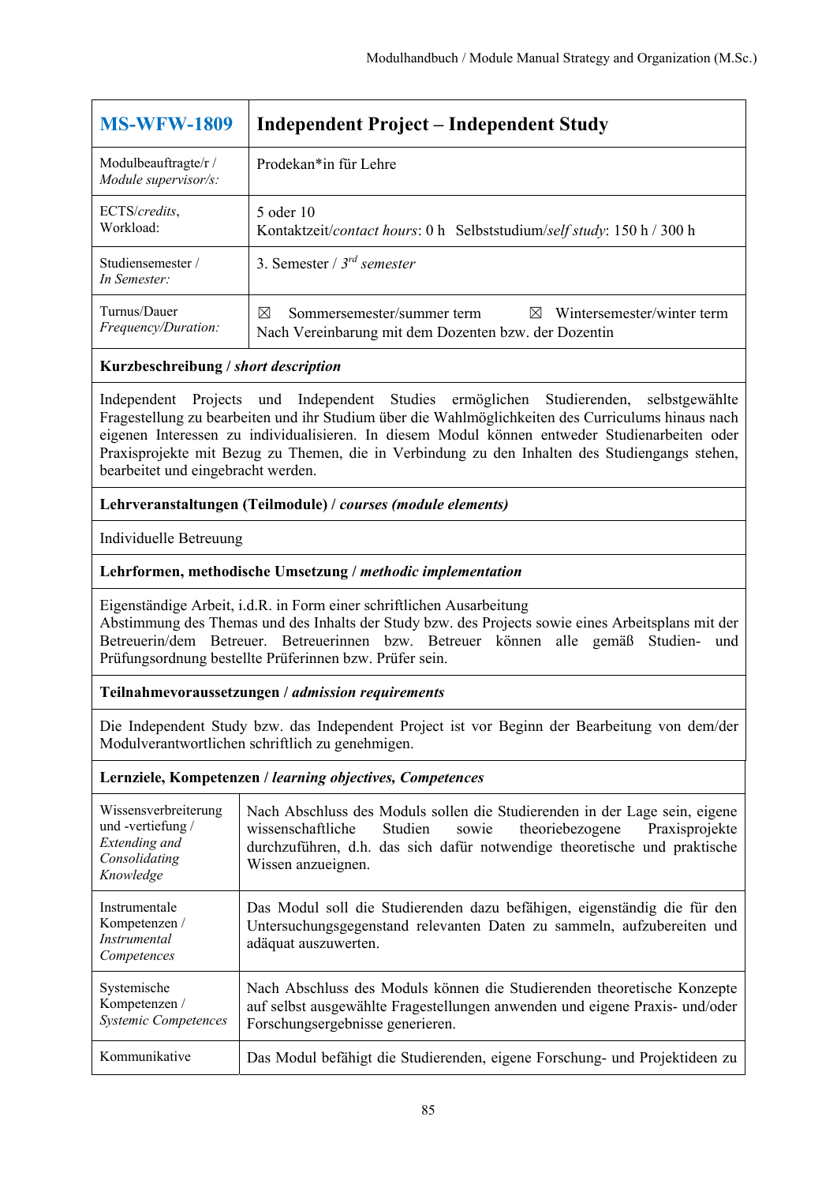| **MS-WFW-1809** | **Independent Project – Independent Study** |
|---|---|
| Modulbeauftragte/r / *Module supervisor/s:* | Prodekan*in für Lehre |
| ECTS/*credits*, Workload: | 5 oder 10<br>Kontaktzeit/*contact hours*: 0 h Selbststudium/*self study*: 150 h / 300 h |
| Studiensemester / *In Semester:* | 3. Semester / 3rd *semester* |
| Turnus/Dauer *Frequency/Duration:* | ☒ Sommersemester/summer term ☒ Wintersemester/winter term<br>Nach Vereinbarung mit dem Dozenten bzw. der Dozentin |

**Kurzbeschreibung / *short description***

Independent Projects und Independent Studies ermöglichen Studierenden, selbstgewählte Fragestellung zu bearbeiten und ihr Studium über die Wahlmöglichkeiten des Curriculums hinaus nach eigenen Interessen zu individualisieren. In diesem Modul können entweder Studienarbeiten oder Praxisprojekte mit Bezug zu Themen, die in Verbindung zu den Inhalten des Studiengangs stehen, bearbeitet und eingebracht werden.

**Lehrveranstaltungen (Teilmodule) / *courses (module elements)***

Individuelle Betreuung

**Lehrformen, methodische Umsetzung / *methodic implementation***

Eigenständige Arbeit, i.d.R. in Form einer schriftlichen Ausarbeitung
Abstimmung des Themas und des Inhalts der Study bzw. des Projects sowie eines Arbeitsplans mit der Betreuerin/dem Betreuer. Betreuerinnen bzw. Betreuer können alle gemäß Studien- und Prüfungsordnung bestellte Prüferinnen bzw. Prüfer sein.

**Teilnahmevoraussetzungen / *admission requirements***

Die Independent Study bzw. das Independent Project ist vor Beginn der Bearbeitung von dem/der Modulverantwortlichen schriftlich zu genehmigen.

**Lernziele, Kompetenzen / *learning objectives, Competences***

| | |
|---|---|
| Wissensverbreiterung und -vertiefung / *Extending and Consolidating Knowledge* | Nach Abschluss des Moduls sollen die Studierenden in der Lage sein, eigene wissenschaftliche Studien sowie theoriebezogene Praxisprojekte durchzuführen, d.h. das sich dafür notwendige theoretische und praktische Wissen anzueignen. |
| Instrumentale Kompetenzen / *Instrumental Competences* | Das Modul soll die Studierenden dazu befähigen, eigenständig die für den Untersuchungsgegenstand relevanten Daten zu sammeln, aufzubereiten und adäquat auszuwerten. |
| Systemische Kompetenzen / *Systemic Competences* | Nach Abschluss des Moduls können die Studierenden theoretische Konzepte auf selbst ausgewählte Fragestellungen anwenden und eigene Praxis- und/oder Forschungsergebnisse generieren. |
| Kommunikative | Das Modul befähigt die Studierenden, eigene Forschung- und Projektideen zu |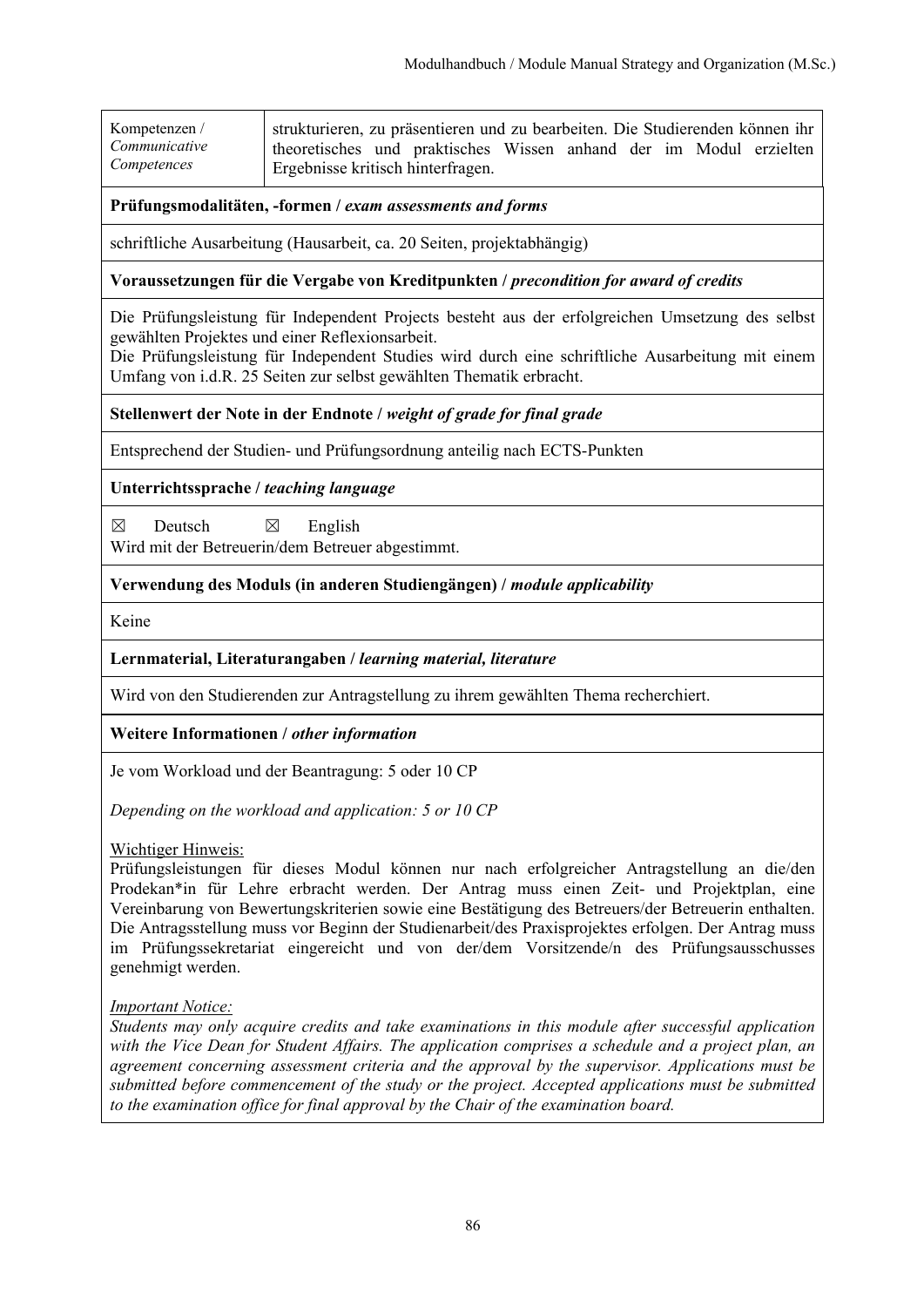| Kompetenzen / *Communicative Competences* | strukturieren, zu präsentieren und zu bearbeiten. Die Studierenden können ihr theoretisches und praktisches Wissen anhand der im Modul erzielten Ergebnisse kritisch hinterfragen. |
|---|---|

**Prüfungsmodalitäten, -formen /** ***exam assessments and forms***

schriftliche Ausarbeitung (Hausarbeit, ca. 20 Seiten, projektabhängig)

**Voraussetzungen für die Vergabe von Kreditpunkten /** ***precondition for award of credits***

Die Prüfungsleistung für Independent Projects besteht aus der erfolgreichen Umsetzung des selbst gewählten Projektes und einer Reflexionsarbeit.
Die Prüfungsleistung für Independent Studies wird durch eine schriftliche Ausarbeitung mit einem Umfang von i.d.R. 25 Seiten zur selbst gewählten Thematik erbracht.

**Stellenwert der Note in der Endnote /** ***weight of grade for final grade***

Entsprechend der Studien- und Prüfungsordnung anteilig nach ECTS-Punkten

**Unterrichtssprache /** ***teaching language***

☒ Deutsch ☒ English
Wird mit der Betreuerin/dem Betreuer abgestimmt.

**Verwendung des Moduls (in anderen Studiengängen) /** ***module applicability***

Keine

**Lernmaterial, Literaturangaben /** ***learning material, literature***

Wird von den Studierenden zur Antragstellung zu ihrem gewählten Thema recherchiert.

**Weitere Informationen /** ***other information***

Je vom Workload und der Beantragung: 5 oder 10 CP

*Depending on the workload and application: 5 or 10 CP*

Wichtiger Hinweis:
Prüfungsleistungen für dieses Modul können nur nach erfolgreicher Antragstellung an die/den Prodekan*in für Lehre erbracht werden. Der Antrag muss einen Zeit- und Projektplan, eine Vereinbarung von Bewertungskriterien sowie eine Bestätigung des Betreuers/der Betreuerin enthalten. Die Antragsstellung muss vor Beginn der Studienarbeit/des Praxisprojektes erfolgen. Der Antrag muss im Prüfungssekretariat eingereicht und von der/dem Vorsitzende/n des Prüfungsausschusses genehmigt werden.

*Important Notice:*
*Students may only acquire credits and take examinations in this module after successful application with the Vice Dean for Student Affairs. The application comprises a schedule and a project plan, an agreement concerning assessment criteria and the approval by the supervisor. Applications must be submitted before commencement of the study or the project. Accepted applications must be submitted to the examination office for final approval by the Chair of the examination board.*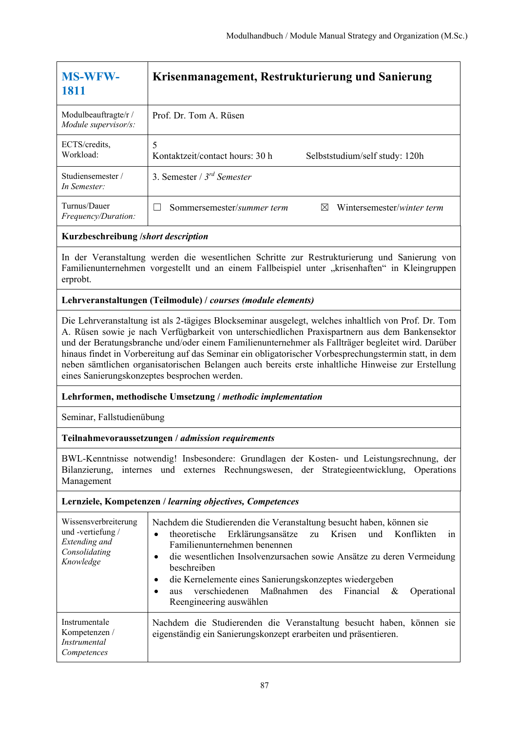| **MS-WFW-1811** | **Krisenmanagement, Restrukturierung und Sanierung** |
|---|---|
| Modulbeauftragte/r / *Module supervisor/s:* | Prof. Dr. Tom A. Rüsen |
| ECTS/credits, Workload: | 5<br>Kontaktzeit/contact hours: 30 h Selbststudium/self study: 120h |
| Studiensemester / *In Semester:* | 3. Semester / *3rd Semester* |
| Turnus/Dauer *Frequency/Duration:* | ☐ Sommersemester/*summer term* ☒ Wintersemester/*winter term* |

**Kurzbeschreibung /*short description***

In der Veranstaltung werden die wesentlichen Schritte zur Restrukturierung und Sanierung von Familienunternehmen vorgestellt und an einem Fallbeispiel unter „krisenhaften" in Kleingruppen erprobt.

**Lehrveranstaltungen (Teilmodule) / *courses (module elements)***

Die Lehrveranstaltung ist als 2-tägiges Blockseminar ausgelegt, welches inhaltlich von Prof. Dr. Tom A. Rüsen sowie je nach Verfügbarkeit von unterschiedlichen Praxispartnern aus dem Bankensektor und der Beratungsbranche und/oder einem Familienunternehmer als Fallträger begleitet wird. Darüber hinaus findet in Vorbereitung auf das Seminar ein obligatorischer Vorbesprechungstermin statt, in dem neben sämtlichen organisatorischen Belangen auch bereits erste inhaltliche Hinweise zur Erstellung eines Sanierungskonzeptes besprochen werden.

**Lehrformen, methodische Umsetzung / *methodic implementation***

Seminar, Fallstudienübung

**Teilnahmevoraussetzungen / *admission requirements***

BWL-Kenntnisse notwendig! Insbesondere: Grundlagen der Kosten- und Leistungsrechnung, der Bilanzierung, internes und externes Rechnungswesen, der Strategieentwicklung, Operations Management

**Lernziele, Kompetenzen / *learning objectives, Competences***

| | |
|---|---|
| Wissensverbreiterung und -vertiefung / *Extending and Consolidating Knowledge* | Nachdem die Studierenden die Veranstaltung besucht haben, können sie<br>• theoretische Erklärungsansätze zu Krisen und Konflikten in Familienunternehmen benennen<br>• die wesentlichen Insolvenzursachen sowie Ansätze zu deren Vermeidung beschreiben<br>• die Kernelemente eines Sanierungskonzeptes wiedergeben<br>• aus verschiedenen Maßnahmen des Financial & Operational Reengineering auswählen |
| Instrumentale Kompetenzen / *Instrumental Competences* | Nachdem die Studierenden die Veranstaltung besucht haben, können sie eigenständig ein Sanierungskonzept erarbeiten und präsentieren. |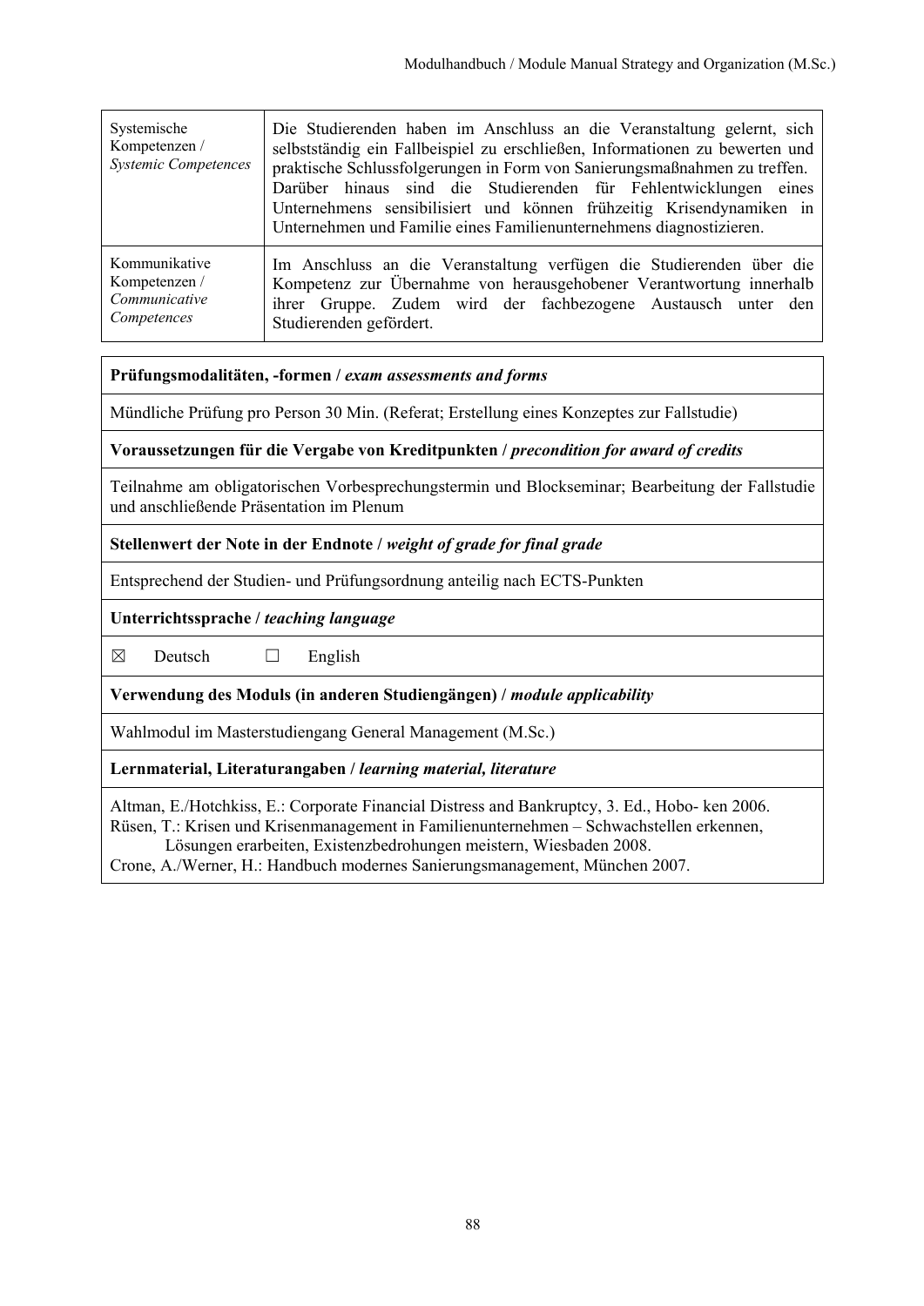| | |
|---|---|
| Systemische Kompetenzen / *Systemic Competences* | Die Studierenden haben im Anschluss an die Veranstaltung gelernt, sich selbstständig ein Fallbeispiel zu erschließen, Informationen zu bewerten und praktische Schlussfolgerungen in Form von Sanierungsmaßnahmen zu treffen. Darüber hinaus sind die Studierenden für Fehlentwicklungen eines Unternehmens sensibilisiert und können frühzeitig Krisendynamiken in Unternehmen und Familie eines Familienunternehmens diagnostizieren. |
| Kommunikative Kompetenzen / *Communicative Competences* | Im Anschluss an die Veranstaltung verfügen die Studierenden über die Kompetenz zur Übernahme von herausgehobener Verantwortung innerhalb ihrer Gruppe. Zudem wird der fachbezogene Austausch unter den Studierenden gefördert. |

| **Prüfungsmodalitäten, -formen /** ***exam assessments and forms*** |
|---|
| Mündliche Prüfung pro Person 30 Min. (Referat; Erstellung eines Konzeptes zur Fallstudie) |
| **Voraussetzungen für die Vergabe von Kreditpunkten /** ***precondition for award of credits*** |
| Teilnahme am obligatorischen Vorbesprechungstermin und Blockseminar; Bearbeitung der Fallstudie und anschließende Präsentation im Plenum |
| **Stellenwert der Note in der Endnote /** ***weight of grade for final grade*** |
| Entsprechend der Studien- und Prüfungsordnung anteilig nach ECTS-Punkten |
| **Unterrichtssprache /** ***teaching language*** |
| ☒ Deutsch ☐ English |
| **Verwendung des Moduls (in anderen Studiengängen) /** ***module applicability*** |
| Wahlmodul im Masterstudiengang General Management (M.Sc.) |
| **Lernmaterial, Literaturangaben /** ***learning material, literature*** |
| Altman, E./Hotchkiss, E.: Corporate Financial Distress and Bankruptcy, 3. Ed., Hobo- ken 2006.<br>Rüsen, T.: Krisen und Krisenmanagement in Familienunternehmen – Schwachstellen erkennen, Lösungen erarbeiten, Existenzbedrohungen meistern, Wiesbaden 2008.<br>Crone, A./Werner, H.: Handbuch modernes Sanierungsmanagement, München 2007. |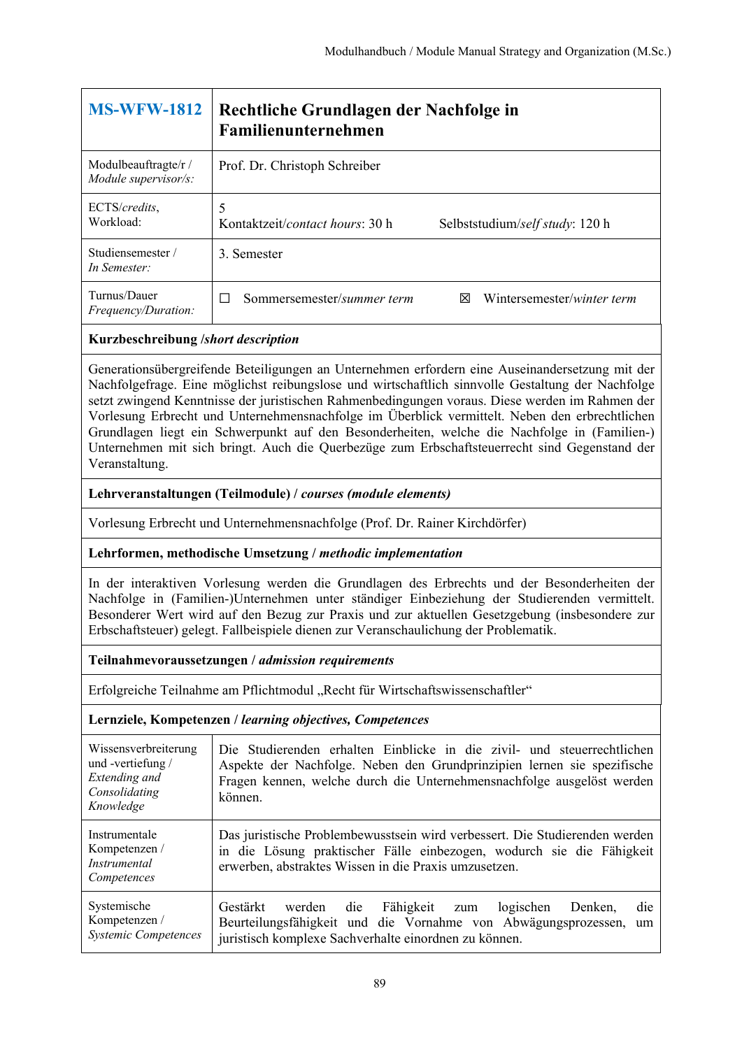| **MS-WFW-1812** | **Rechtliche Grundlagen der Nachfolge in Familienunternehmen** |
|---|---|
| Modulbeauftragte/r / *Module supervisor/s:* | Prof. Dr. Christoph Schreiber |
| ECTS/*credits*, Workload: | 5<br>Kontaktzeit/*contact hours*: 30 h Selbststudium/*self study*: 120 h |
| Studiensemester / *In Semester:* | 3. Semester |
| Turnus/Dauer *Frequency/Duration:* | ☐ Sommersemester/*summer term* ☒ Wintersemester/*winter term* |

**Kurzbeschreibung /*short description***

Generationsübergreifende Beteiligungen an Unternehmen erfordern eine Auseinandersetzung mit der Nachfolgefrage. Eine möglichst reibungslose und wirtschaftlich sinnvolle Gestaltung der Nachfolge setzt zwingend Kenntnisse der juristischen Rahmenbedingungen voraus. Diese werden im Rahmen der Vorlesung Erbrecht und Unternehmensnachfolge im Überblick vermittelt. Neben den erbrechtlichen Grundlagen liegt ein Schwerpunkt auf den Besonderheiten, welche die Nachfolge in (Familien-) Unternehmen mit sich bringt. Auch die Querbezüge zum Erbschaftsteuerrecht sind Gegenstand der Veranstaltung.

**Lehrveranstaltungen (Teilmodule) / *courses (module elements)***

Vorlesung Erbrecht und Unternehmensnachfolge (Prof. Dr. Rainer Kirchdörfer)

**Lehrformen, methodische Umsetzung / *methodic implementation***

In der interaktiven Vorlesung werden die Grundlagen des Erbrechts und der Besonderheiten der Nachfolge in (Familien-)Unternehmen unter ständiger Einbeziehung der Studierenden vermittelt. Besonderer Wert wird auf den Bezug zur Praxis und zur aktuellen Gesetzgebung (insbesondere zur Erbschaftsteuer) gelegt. Fallbeispiele dienen zur Veranschaulichung der Problematik.

**Teilnahmevoraussetzungen / *admission requirements***

Erfolgreiche Teilnahme am Pflichtmodul „Recht für Wirtschaftswissenschaftler"

**Lernziele, Kompetenzen / *learning objectives, Competences***

| | |
|---|---|
| Wissensverbreiterung und -vertiefung / *Extending and Consolidating Knowledge* | Die Studierenden erhalten Einblicke in die zivil- und steuerrechtlichen Aspekte der Nachfolge. Neben den Grundprinzipien lernen sie spezifische Fragen kennen, welche durch die Unternehmensnachfolge ausgelöst werden können. |
| Instrumentale Kompetenzen / *Instrumental Competences* | Das juristische Problembewusstsein wird verbessert. Die Studierenden werden in die Lösung praktischer Fälle einbezogen, wodurch sie die Fähigkeit erwerben, abstraktes Wissen in die Praxis umzusetzen. |
| Systemische Kompetenzen / *Systemic Competences* | Gestärkt werden die Fähigkeit zum logischen Denken, die Beurteilungsfähigkeit und die Vornahme von Abwägungsprozessen, um juristisch komplexe Sachverhalte einordnen zu können. |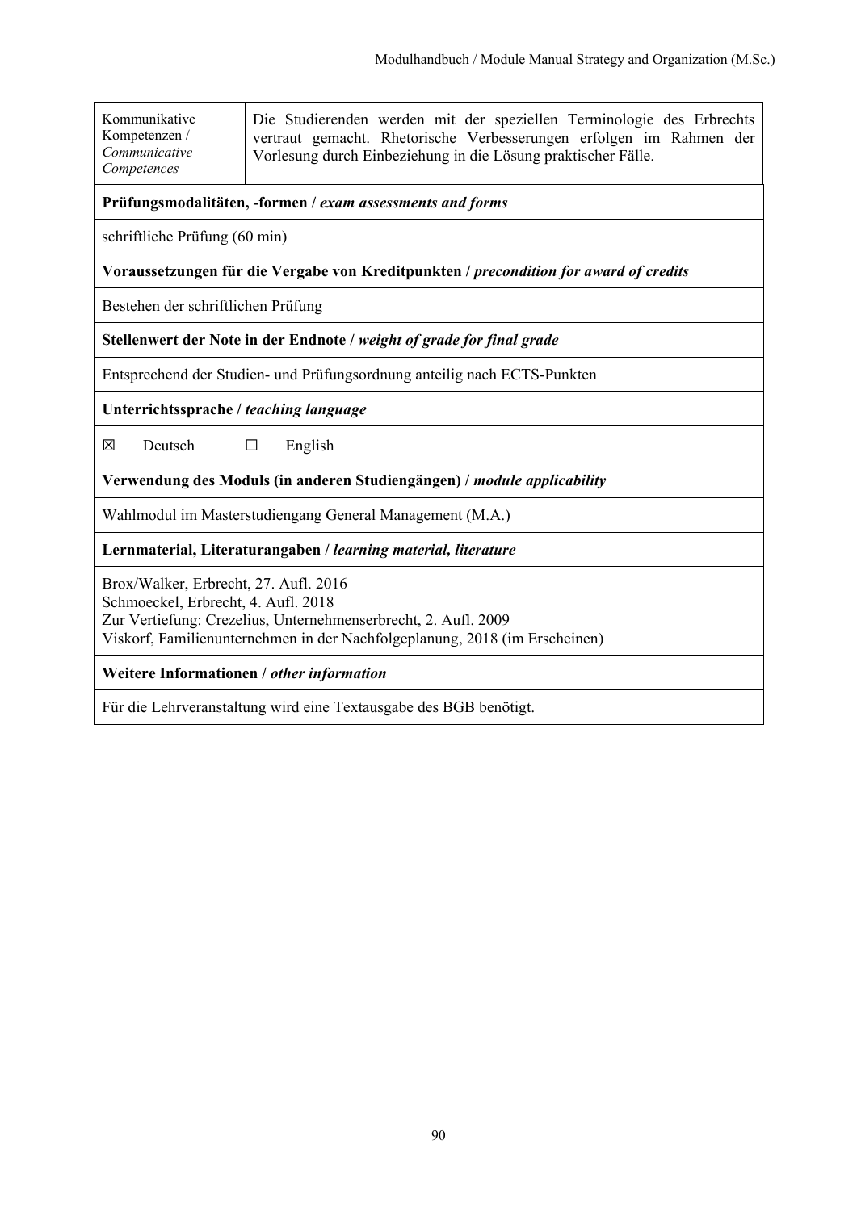| Kommunikative Kompetenzen / *Communicative Competences* | Die Studierenden werden mit der speziellen Terminologie des Erbrechts vertraut gemacht. Rhetorische Verbesserungen erfolgen im Rahmen der Vorlesung durch Einbeziehung in die Lösung praktischer Fälle. |
|---|---|

**Prüfungsmodalitäten, -formen / *exam assessments and forms***

schriftliche Prüfung (60 min)

**Voraussetzungen für die Vergabe von Kreditpunkten / *precondition for award of credits***

Bestehen der schriftlichen Prüfung

**Stellenwert der Note in der Endnote / *weight of grade for final grade***

Entsprechend der Studien- und Prüfungsordnung anteilig nach ECTS-Punkten

**Unterrichtssprache / *teaching language***

☒ Deutsch ☐ English

**Verwendung des Moduls (in anderen Studiengängen) / *module applicability***

Wahlmodul im Masterstudiengang General Management (M.A.)

**Lernmaterial, Literaturangaben / *learning material, literature***

Brox/Walker, Erbrecht, 27. Aufl. 2016
Schmoeckel, Erbrecht, 4. Aufl. 2018
Zur Vertiefung: Crezelius, Unternehmenserbrecht, 2. Aufl. 2009
Viskorf, Familienunternehmen in der Nachfolgeplanung, 2018 (im Erscheinen)

**Weitere Informationen / *other information***

Für die Lehrveranstaltung wird eine Textausgabe des BGB benötigt.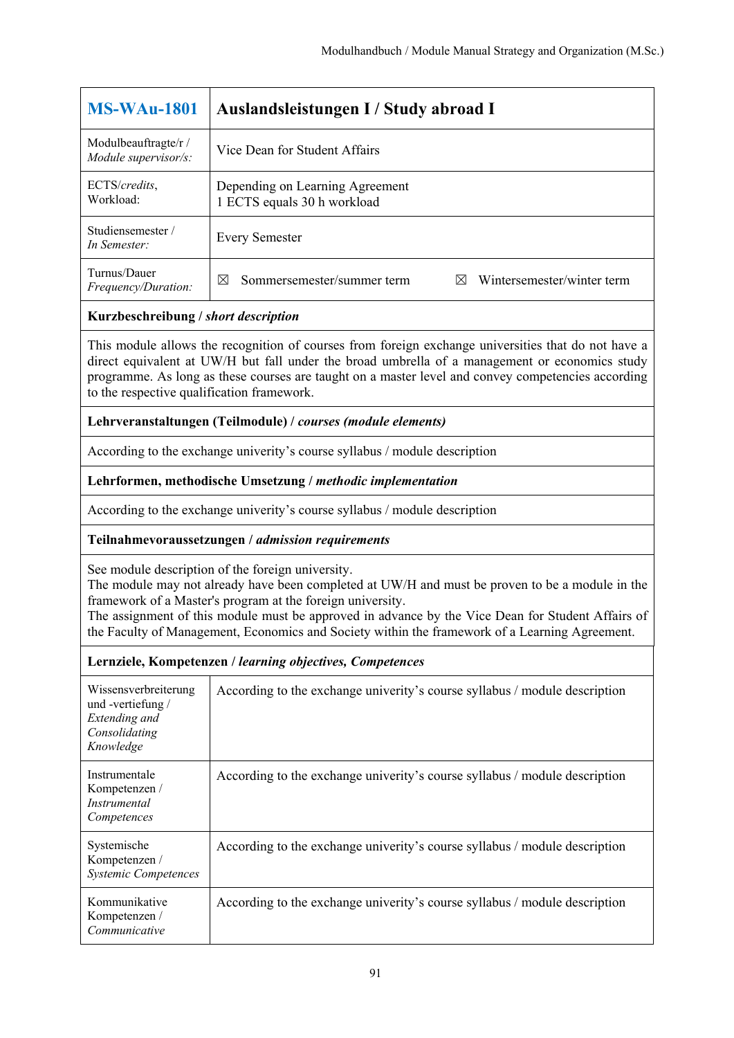| **MS-WAu-1801** | **Auslandsleistungen I / Study abroad I** | |
|---|---|---|
| Modulbeauftragte/r / *Module supervisor/s:* | Vice Dean for Student Affairs | |
| ECTS/*credits*, Workload: | Depending on Learning Agreement<br>1 ECTS equals 30 h workload | |
| Studiensemester / *In Semester:* | Every Semester | |
| Turnus/Dauer *Frequency/Duration:* | ☒ Sommersemester/summer term | ☒ Wintersemester/winter term |

**Kurzbeschreibung / *short description***

This module allows the recognition of courses from foreign exchange universities that do not have a direct equivalent at UW/H but fall under the broad umbrella of a management or economics study programme. As long as these courses are taught on a master level and convey competencies according to the respective qualification framework.

**Lehrveranstaltungen (Teilmodule) / *courses (module elements)***

According to the exchange univerity's course syllabus / module description

**Lehrformen, methodische Umsetzung / *methodic implementation***

According to the exchange univerity's course syllabus / module description

**Teilnahmevoraussetzungen / *admission requirements***

See module description of the foreign university.
The module may not already have been completed at UW/H and must be proven to be a module in the framework of a Master's program at the foreign university.
The assignment of this module must be approved in advance by the Vice Dean for Student Affairs of the Faculty of Management, Economics and Society within the framework of a Learning Agreement.

**Lernziele, Kompetenzen / *learning objectives, Competences***

| | |
|---|---|
| Wissensverbreiterung und -vertiefung / *Extending and Consolidating Knowledge* | According to the exchange univerity's course syllabus / module description |
| Instrumentale Kompetenzen / *Instrumental Competences* | According to the exchange univerity's course syllabus / module description |
| Systemische Kompetenzen / *Systemic Competences* | According to the exchange univerity's course syllabus / module description |
| Kommunikative Kompetenzen / *Communicative* | According to the exchange univerity's course syllabus / module description |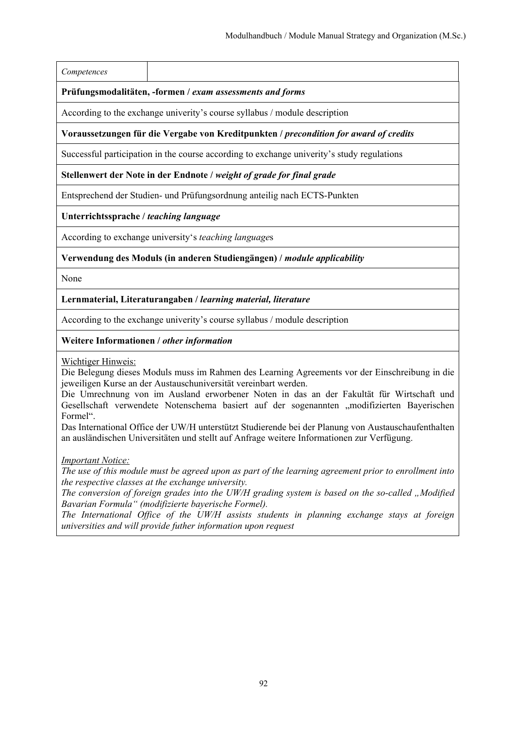| *Competences* | |
|---|---|

**Prüfungsmodalitäten, -formen /** ***exam assessments and forms***

According to the exchange univerity's course syllabus / module description

**Voraussetzungen für die Vergabe von Kreditpunkten /** ***precondition for award of credits***

Successful participation in the course according to exchange univerity's study regulations

**Stellenwert der Note in der Endnote /** ***weight of grade for final grade***

Entsprechend der Studien- und Prüfungsordnung anteilig nach ECTS-Punkten

**Unterrichtssprache /** ***teaching language***

According to exchange university's *teaching language*s

**Verwendung des Moduls (in anderen Studiengängen) /** ***module applicability***

None

**Lernmaterial, Literaturangaben /** ***learning material, literature***

According to the exchange univerity's course syllabus / module description

**Weitere Informationen /** ***other information***

Wichtiger Hinweis:
Die Belegung dieses Moduls muss im Rahmen des Learning Agreements vor der Einschreibung in die jeweiligen Kurse an der Austauschuniversität vereinbart werden.
Die Umrechnung von im Ausland erworbener Noten in das an der Fakultät für Wirtschaft und Gesellschaft verwendete Notenschema basiert auf der sogenannten „modifizierten Bayerischen Formel".
Das International Office der UW/H unterstützt Studierende bei der Planung von Austauschaufenthalten an ausländischen Universitäten und stellt auf Anfrage weitere Informationen zur Verfügung.

*Important Notice:*
*The use of this module must be agreed upon as part of the learning agreement prior to enrollment into the respective classes at the exchange university.*
*The conversion of foreign grades into the UW/H grading system is based on the so-called „Modified Bavarian Formula" (modifizierte bayerische Formel).*
*The International Office of the UW/H assists students in planning exchange stays at foreign universities and will provide futher information upon request*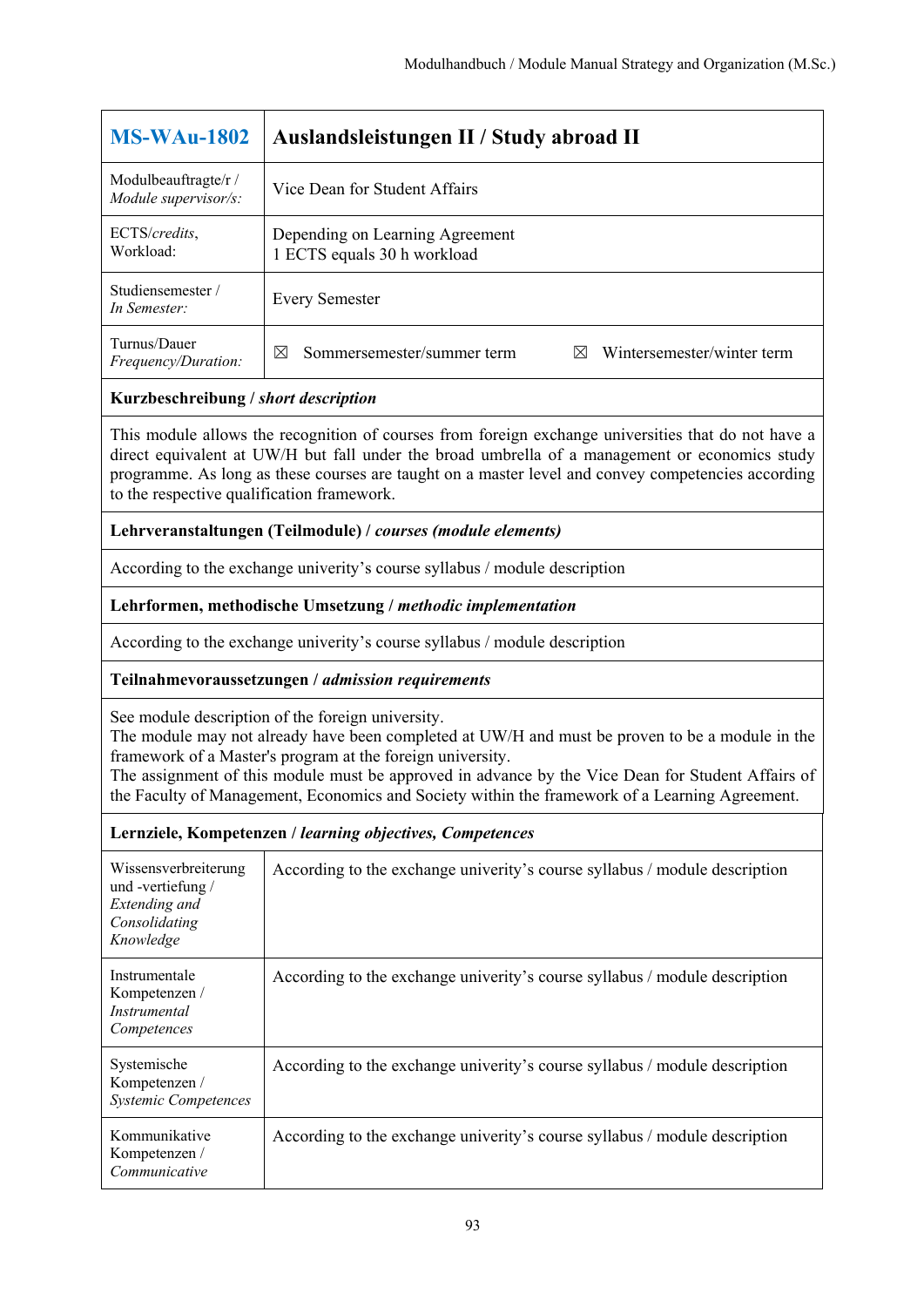| **MS-WAu-1802** | **Auslandsleistungen II / Study abroad II** |
|---|---|
| Modulbeauftragte/r / *Module supervisor/s:* | Vice Dean for Student Affairs |
| ECTS/*credits*, Workload: | Depending on Learning Agreement<br>1 ECTS equals 30 h workload |
| Studiensemester / *In Semester:* | Every Semester |
| Turnus/Dauer *Frequency/Duration:* | ☒ Sommersemester/summer term ☒ Wintersemester/winter term |
| **Kurzbeschreibung / *short description*** | |
| This module allows the recognition of courses from foreign exchange universities that do not have a direct equivalent at UW/H but fall under the broad umbrella of a management or economics study programme. As long as these courses are taught on a master level and convey competencies according to the respective qualification framework. | |
| **Lehrveranstaltungen (Teilmodule) / *courses (module elements)*** | |
| According to the exchange univerity's course syllabus / module description | |
| **Lehrformen, methodische Umsetzung / *methodic implementation*** | |
| According to the exchange univerity's course syllabus / module description | |
| **Teilnahmevoraussetzungen / *admission requirements*** | |
| See module description of the foreign university.<br>The module may not already have been completed at UW/H and must be proven to be a module in the framework of a Master's program at the foreign university.<br>The assignment of this module must be approved in advance by the Vice Dean for Student Affairs of the Faculty of Management, Economics and Society within the framework of a Learning Agreement. | |
| **Lernziele, Kompetenzen / *learning objectives, Competences*** | |
| Wissensverbreiterung und -vertiefung / *Extending and Consolidating Knowledge* | According to the exchange univerity's course syllabus / module description |
| Instrumentale Kompetenzen / *Instrumental Competences* | According to the exchange univerity's course syllabus / module description |
| Systemische Kompetenzen / *Systemic Competences* | According to the exchange univerity's course syllabus / module description |
| Kommunikative Kompetenzen / *Communicative* | According to the exchange univerity's course syllabus / module description |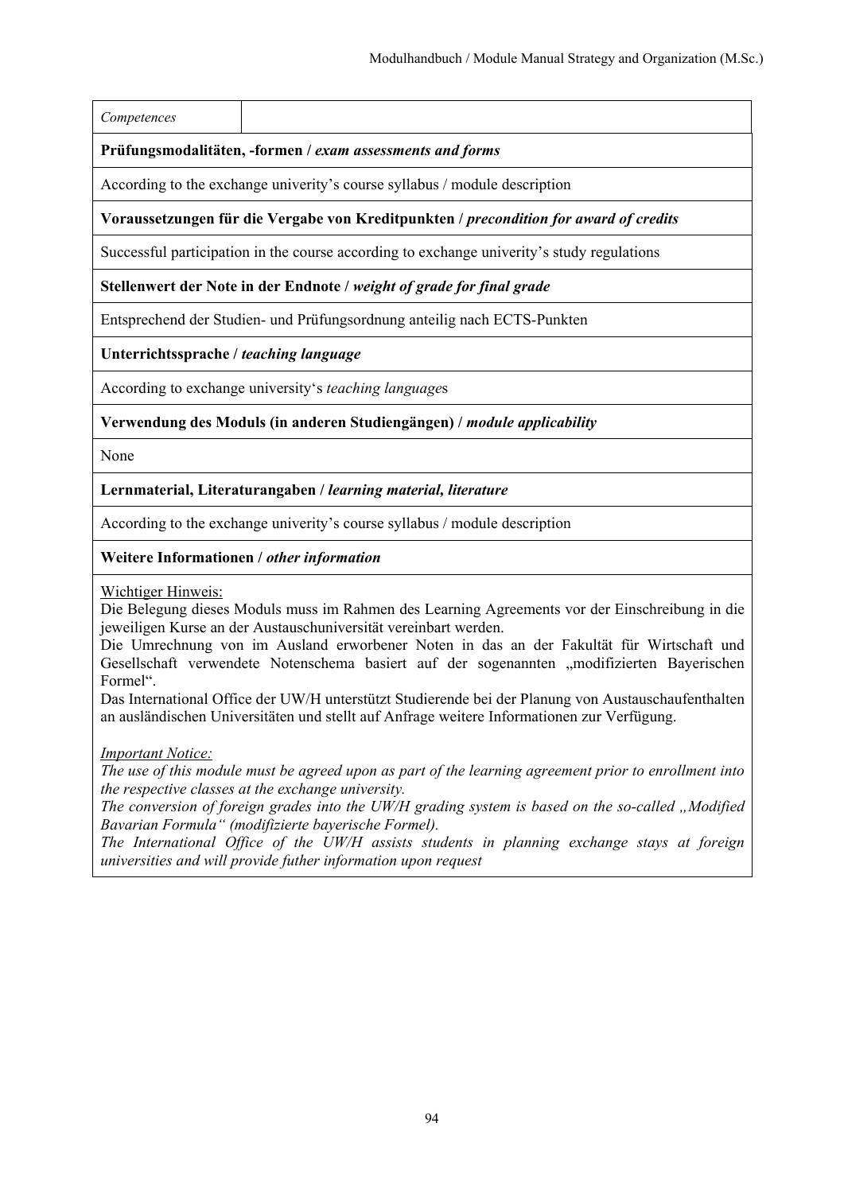| | |
|---|---|
| *Competences* | |
| **Prüfungsmodalitäten, -formen /** ***exam assessments and forms*** | |
| According to the exchange univerity's course syllabus / module description | |
| **Voraussetzungen für die Vergabe von Kreditpunkten /** ***precondition for award of credits*** | |
| Successful participation in the course according to exchange univerity's study regulations | |
| **Stellenwert der Note in der Endnote /** ***weight of grade for final grade*** | |
| Entsprechend der Studien- und Prüfungsordnung anteilig nach ECTS-Punkten | |
| **Unterrichtssprache /** ***teaching language*** | |
| According to exchange university's *teaching language*s | |
| **Verwendung des Moduls (in anderen Studiengängen) /** ***module applicability*** | |
| None | |
| **Lernmaterial, Literaturangaben /** ***learning material, literature*** | |
| According to the exchange univerity's course syllabus / module description | |
| **Weitere Informationen /** ***other information*** | |

<u>Wichtiger Hinweis:</u>
Die Belegung dieses Moduls muss im Rahmen des Learning Agreements vor der Einschreibung in die jeweiligen Kurse an der Austauschuniversität vereinbart werden.
Die Umrechnung von im Ausland erworbener Noten in das an der Fakultät für Wirtschaft und Gesellschaft verwendete Notenschema basiert auf der sogenannten „modifizierten Bayerischen Formel".
Das International Office der UW/H unterstützt Studierende bei der Planung von Austauschaufenthalten an ausländischen Universitäten und stellt auf Anfrage weitere Informationen zur Verfügung.

*<u>Important Notice:</u>*
*The use of this module must be agreed upon as part of the learning agreement prior to enrollment into the respective classes at the exchange university.*
*The conversion of foreign grades into the UW/H grading system is based on the so-called „Modified Bavarian Formula" (modifizierte bayerische Formel).*
*The International Office of the UW/H assists students in planning exchange stays at foreign universities and will provide futher information upon request*